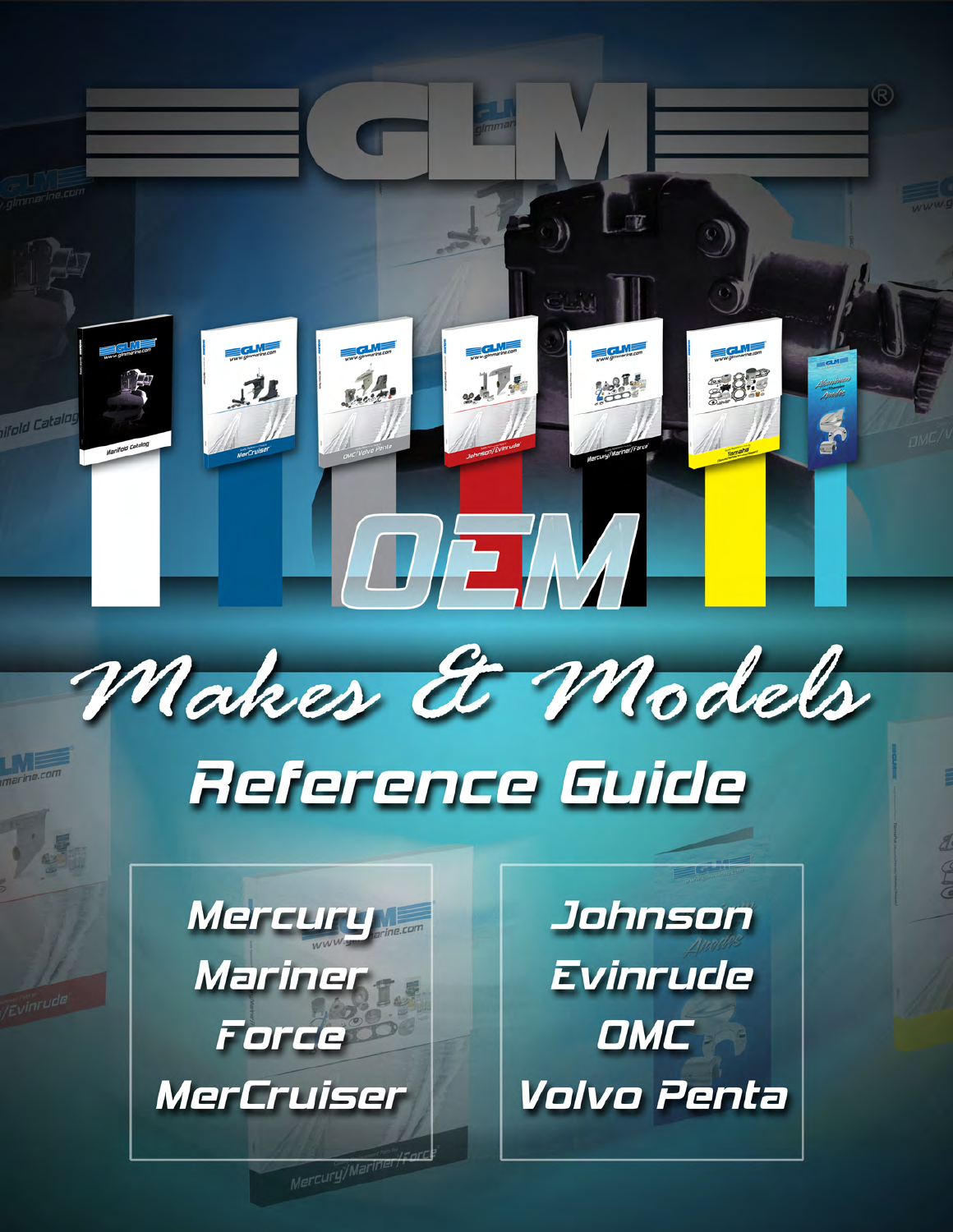# GLM®

# OEM

## Makes & Models

## Reference Guide

Mercury
Mariner
Force
MerCruiser

Johnson
Evinrude
OMC
Volvo Penta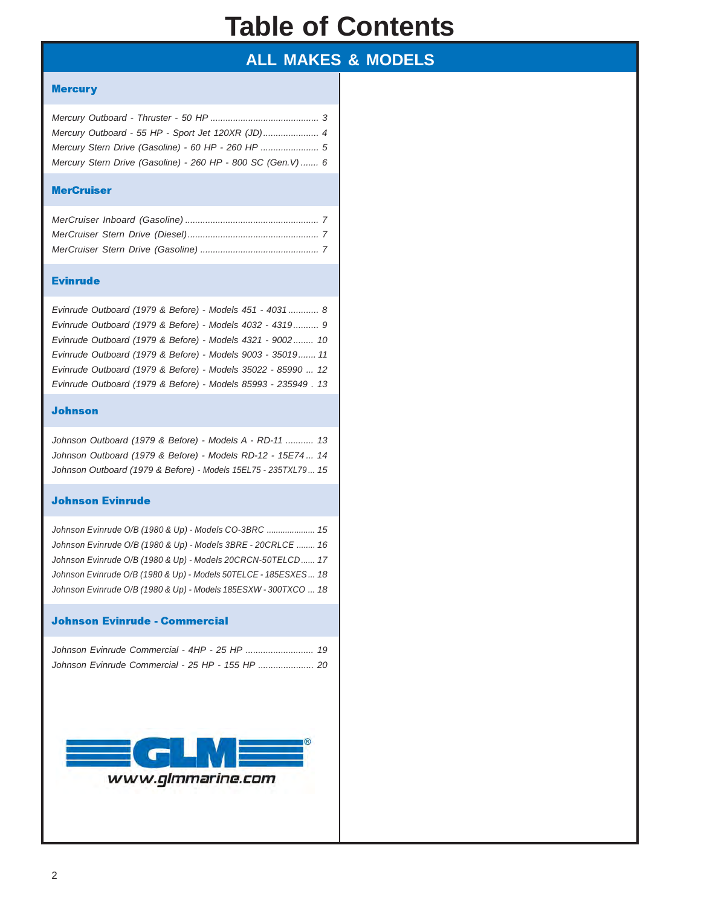# Table of Contents

## ALL MAKES & MODELS

### Mercury

*Mercury Outboard - Thruster - 50 HP .......................................... 3*
*Mercury Outboard - 55 HP - Sport Jet 120XR (JD)...................... 4*
*Mercury Stern Drive (Gasoline) - 60 HP - 260 HP ....................... 5*
*Mercury Stern Drive (Gasoline) - 260 HP - 800 SC (Gen.V) ....... 6*

### MerCruiser

*MerCruiser Inboard (Gasoline) .................................................... 7*
*MerCruiser Stern Drive (Diesel)................................................... 7*
*MerCruiser Stern Drive (Gasoline) .............................................. 7*

### Evinrude

*Evinrude Outboard (1979 & Before) - Models 451 - 4031 ............ 8*
*Evinrude Outboard (1979 & Before) - Models 4032 - 4319.......... 9*
*Evinrude Outboard (1979 & Before) - Models 4321 - 9002........ 10*
*Evinrude Outboard (1979 & Before) - Models 9003 - 35019....... 11*
*Evinrude Outboard (1979 & Before) - Models 35022 - 85990 ... 12*
*Evinrude Outboard (1979 & Before) - Models 85993 - 235949 . 13*

### Johnson

*Johnson Outboard (1979 & Before) - Models A - RD-11 ........... 13*
*Johnson Outboard (1979 & Before) - Models RD-12 - 15E74 ... 14*
*Johnson Outboard (1979 & Before) - Models 15EL75 - 235TXL79 ... 15*

### Johnson Evinrude

*Johnson Evinrude O/B (1980 & Up) - Models CO-3BRC .................... 15*
*Johnson Evinrude O/B (1980 & Up) - Models 3BRE - 20CRLCE ........ 16*
*Johnson Evinrude O/B (1980 & Up) - Models 20CRCN-50TELCD...... 17*
*Johnson Evinrude O/B (1980 & Up) - Models 50TELCE - 185ESXES... 18*
*Johnson Evinrude O/B (1980 & Up) - Models 185ESXW - 300TXCO ... 18*

### Johnson Evinrude - Commercial

*Johnson Evinrude Commercial - 4HP - 25 HP ........................... 19*
*Johnson Evinrude Commercial - 25 HP - 155 HP ...................... 20*

GLM®
www.glmmarine.com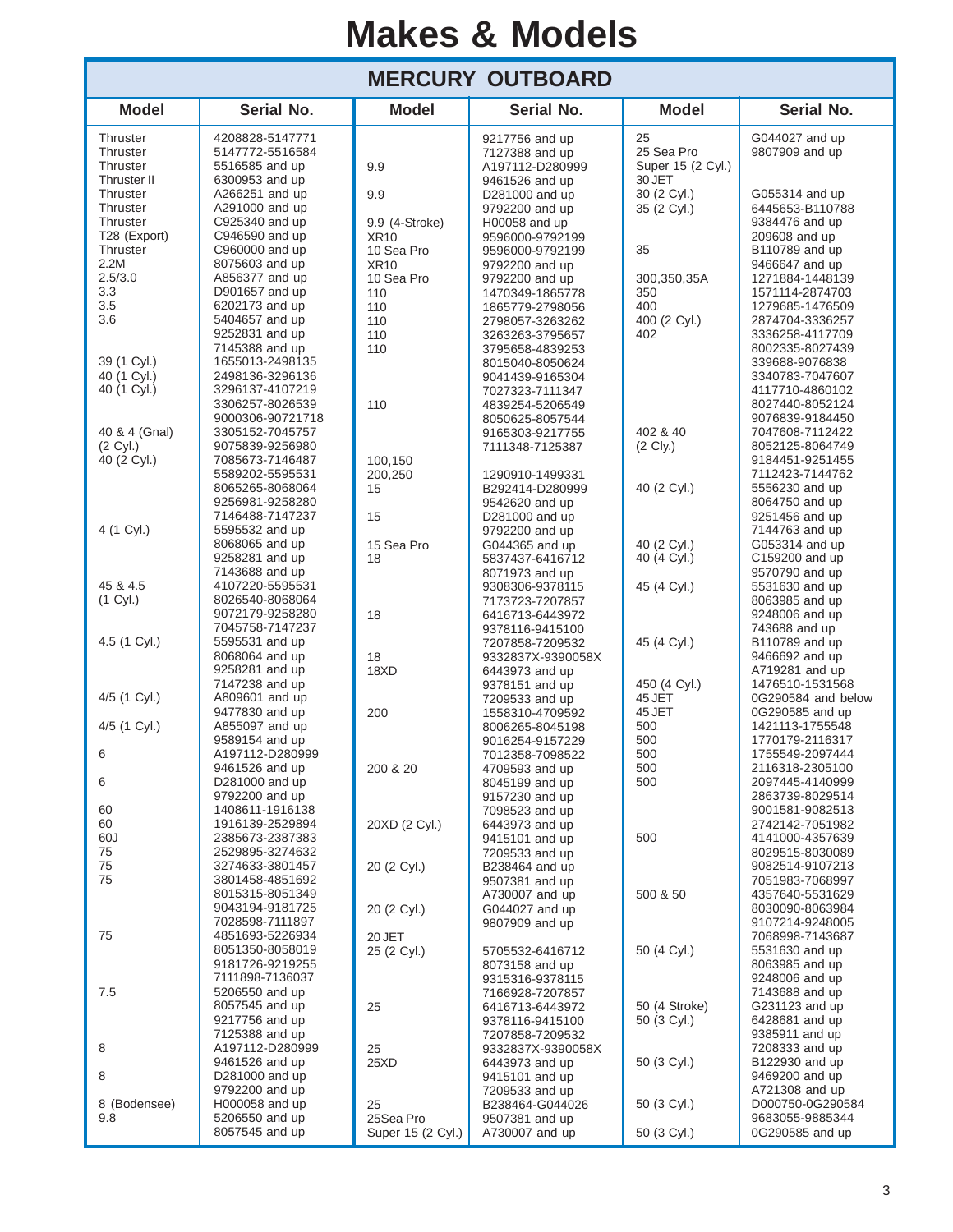# Makes & Models

## MERCURY OUTBOARD

| Model | Serial No. | Model | Serial No. | Model | Serial No. |
|---|---|---|---|---|---|
| Thruster | 4208828-5147771 | | 9217756 and up | 25 | G044027 and up |
| Thruster | 5147772-5516584 | | 7127388 and up | 25 Sea Pro | 9807909 and up |
| Thruster | 5516585 and up | 9.9 | A197112-D280999 | Super 15 (2 Cyl.) | |
| Thruster II | 6300953 and up | | 9461526 and up | 30 JET | |
| Thruster | A266251 and up | 9.9 | D281000 and up | 30 (2 Cyl.) | G055314 and up |
| Thruster | A291000 and up | | 9792200 and up | 35 (2 Cyl.) | 6445653-B110788 |
| Thruster | C925340 and up | 9.9 (4-Stroke) | H00058 and up | | 9384476 and up |
| T28 (Export) | C946590 and up | XR10 | 9596000-9792199 | | 209608 and up |
| Thruster | C960000 and up | 10 Sea Pro | 9596000-9792199 | 35 | B110789 and up |
| 2.2M | 8075603 and up | XR10 | 9792200 and up | | 9466647 and up |
| 2.5/3.0 | A856377 and up | 10 Sea Pro | 9792200 and up | 300,350,35A | 1271884-1448139 |
| 3.3 | D901657 and up | 110 | 1470349-1865778 | 350 | 1571114-2874703 |
| 3.5 | 6202173 and up | 110 | 1865779-2798056 | 400 | 1279685-1476509 |
| 3.6 | 5404657 and up | 110 | 2798057-3263262 | 400 (2 Cyl.) | 2874704-3336257 |
| | 9252831 and up | 110 | 3263263-3795657 | 402 | 3336258-4117709 |
| | 7145388 and up | 110 | 3795658-4839253 | | 8002335-8027439 |
| 39 (1 Cyl.) | 1655013-2498135 | | 8015040-8050624 | | 339688-9076838 |
| 40 (1 Cyl.) | 2498136-3296136 | | 9041439-9165304 | | 3340783-7047607 |
| 40 (1 Cyl.) | 3296137-4107219 | | 7027323-7111347 | | 4117710-4860102 |
| | 3306257-8026539 | 110 | 4839254-5206549 | | 8027440-8052124 |
| | 9000306-90721718 | | 8050625-8057544 | | 9076839-9184450 |
| 40 & 4 (Gnal) | 3305152-7045757 | | 9165303-9217755 | 402 & 40 | 7047608-7112422 |
| (2 Cyl.) | 9075839-9256980 | | 7111348-7125387 | (2 Cly.) | 8052125-8064749 |
| 40 (2 Cyl.) | 7085673-7146487 | 100,150 | | | 9184451-9251455 |
| | 5589202-5595531 | 200,250 | 1290910-1499331 | | 7112423-7144762 |
| | 8065265-8068064 | 15 | B292414-D280999 | 40 (2 Cyl.) | 5556230 and up |
| | 9256981-9258280 | | 9542620 and up | | 8064750 and up |
| | 7146488-7147237 | 15 | D281000 and up | | 9251456 and up |
| 4 (1 Cyl.) | 5595532 and up | | 9792200 and up | | 7144763 and up |
| | 8068065 and up | 15 Sea Pro | G044365 and up | 40 (2 Cyl.) | G053314 and up |
| | 9258281 and up | 18 | 5837437-6416712 | 40 (4 Cyl.) | C159200 and up |
| | 7143688 and up | | 8071973 and up | | 9570790 and up |
| 45 & 4.5 | 4107220-5595531 | | 9308306-9378115 | 45 (4 Cyl.) | 5531630 and up |
| (1 Cyl.) | 8026540-8068064 | | 7173723-7207857 | | 8063985 and up |
| | 9072179-9258280 | 18 | 6416713-6443972 | | 9248006 and up |
| | 7045758-7147237 | | 9378116-9415100 | | 743688 and up |
| 4.5 (1 Cyl.) | 5595531 and up | | 7207858-7209532 | 45 (4 Cyl.) | B110789 and up |
| | 8068064 and up | 18 | 9332837X-9390058X | | 9466692 and up |
| | 9258281 and up | 18XD | 6443973 and up | | A719281 and up |
| | 7147238 and up | | 9378151 and up | 450 (4 Cyl.) | 1476510-1531568 |
| 4/5 (1 Cyl.) | A809601 and up | | 7209533 and up | 45 JET | 0G290584 and below |
| | 9477830 and up | 200 | 1558310-4709592 | 45 JET | 0G290585 and up |
| 4/5 (1 Cyl.) | A855097 and up | | 8006265-8045198 | 500 | 1421113-1755548 |
| | 9589154 and up | | 9016254-9157229 | 500 | 1770179-2116317 |
| 6 | A197112-D280999 | | 7012358-7098522 | 500 | 1755549-2097444 |
| | 9461526 and up | 200 & 20 | 4709593 and up | 500 | 2116318-2305100 |
| 6 | D281000 and up | | 8045199 and up | 500 | 2097445-4140999 |
| | 9792200 and up | | 9157230 and up | | 2863739-8029514 |
| 60 | 1408611-1916138 | | 7098523 and up | | 9001581-9082513 |
| 60 | 1916139-2529894 | 20XD (2 Cyl.) | 6443973 and up | | 2742142-7051982 |
| 60J | 2385673-2387383 | | 9415101 and up | 500 | 4141000-4357639 |
| 75 | 2529895-3274632 | | 7209533 and up | | 8029515-8030089 |
| 75 | 3274633-3801457 | 20 (2 Cyl.) | B238464 and up | | 9082514-9107213 |
| 75 | 3801458-4851692 | | 9507381 and up | | 7051983-7068997 |
| | 8015315-8051349 | | A730007 and up | 500 & 50 | 4357640-5531629 |
| | 9043194-9181725 | 20 (2 Cyl.) | G044027 and up | | 8030090-8063984 |
| | 7028598-7111897 | | 9807909 and up | | 9107214-9248005 |
| 75 | 4851693-5226934 | 20 JET | | | 7068998-7143687 |
| | 8051350-8058019 | 25 (2 Cyl.) | 5705532-6416712 | 50 (4 Cyl.) | 5531630 and up |
| | 9181726-9219255 | | 8073158 and up | | 8063985 and up |
| | 7111898-7136037 | | 9315316-9378115 | | 9248006 and up |
| 7.5 | 5206550 and up | | 7166928-7207857 | | 7143688 and up |
| | 8057545 and up | 25 | 6416713-6443972 | 50 (4 Stroke) | G231123 and up |
| | 9217756 and up | | 9378116-9415100 | 50 (3 Cyl.) | 6428681 and up |
| | 7125388 and up | | 7207858-7209532 | | 9385911 and up |
| 8 | A197112-D280999 | 25 | 9332837X-9390058X | | 7208333 and up |
| | 9461526 and up | 25XD | 6443973 and up | 50 (3 Cyl.) | B122930 and up |
| 8 | D281000 and up | | 9415101 and up | | 9469200 and up |
| | 9792200 and up | | 7209533 and up | | A721308 and up |
| 8 (Bodensee) | H000058 and up | 25 | B238464-G044026 | 50 (3 Cyl.) | D000750-0G290584 |
| 9.8 | 5206550 and up | 25Sea Pro | 9507381 and up | | 9683055-9885344 |
| | 8057545 and up | Super 15 (2 Cyl.) | A730007 and up | 50 (3 Cyl.) | 0G290585 and up |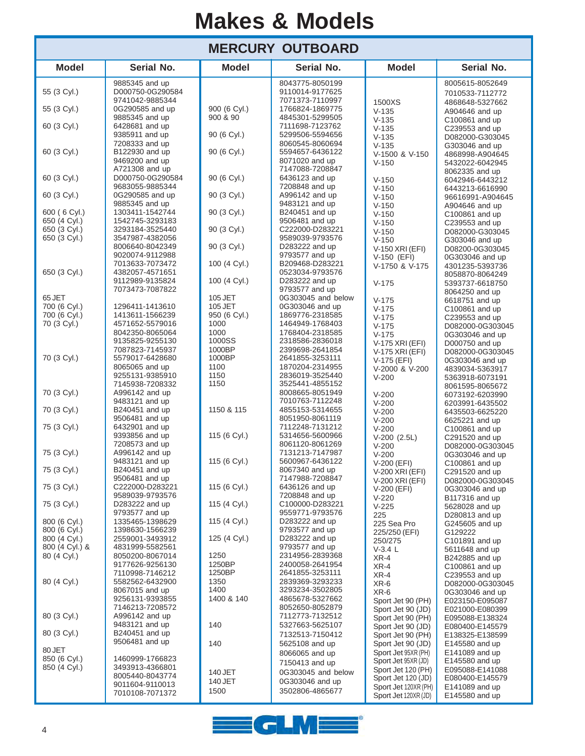# Makes & Models

## MERCURY OUTBOARD

| Model | Serial No. |
|---|---|
| | 9885345 and up |
| 55 (3 Cyl.) | D000750-0G290584 |
| | 9741042-9885344 |
| 55 (3 Cyl.) | 0G290585 and up |
| | 9885345 and up |
| 60 (3 Cyl.) | 6428681 and up |
| | 9385911 and up |
| | 7208333 and up |
| 60 (3 Cyl.) | B122930 and up |
| | 9469200 and up |
| | A721308 and up |
| 60 (3 Cyl.) | D000750-0G290584 |
| | 9683055-9885344 |
| 60 (3 Cyl.) | 0G290585 and up |
| | 9885345 and up |
| 600 ( 6 Cyl.) | 1303411-1542744 |
| 650 (4 Cyl.) | 1542745-3293183 |
| 650 (3 Cyl.) | 3293184-3525440 |
| 650 (3 Cyl.) | 3547987-4382056 |
| | 8006640-8042349 |
| | 9020074-9112988 |
| | 7013633-7073472 |
| 650 (3 Cyl.) | 4382057-4571651 |
| | 9112989-9135824 |
| | 7073473-7087822 |
| 65 JET | |
| 700 (6 Cyl.) | 1296411-1413610 |
| 700 (6 Cyl.) | 1413611-1566239 |
| 70 (3 Cyl.) | 4571652-5579016 |
| | 8042350-8065064 |
| | 9135825-9255130 |
| | 7087823-7145937 |
| 70 (3 Cyl.) | 5579017-6428680 |
| | 8065065 and up |
| | 9255131-9385910 |
| | 7145938-7208332 |
| 70 (3 Cyl.) | A996142 and up |
| | 9483121 and up |
| 70 (3 Cyl.) | B240451 and up |
| | 9506481 and up |
| 75 (3 Cyl.) | 6432901 and up |
| | 9393856 and up |
| | 7208573 and up |
| 75 (3 Cyl.) | A996142 and up |
| | 9483121 and up |
| 75 (3 Cyl.) | B240451 and up |
| | 9506481 and up |
| 75 (3 Cyl.) | C222000-D283221 |
| | 9589039-9793576 |
| 75 (3 Cyl.) | D283222 and up |
| | 9793577 and up |
| 800 (6 Cyl.) | 1335465-1398629 |
| 800 (6 Cyl.) | 1398630-1566239 |
| 800 (4 Cyl.) | 2559001-3493912 |
| 800 (4 Cyl.) & | 4831999-5582561 |
| 80 (4 Cyl.) | 8050200-8067014 |
| | 9177626-9256130 |
| | 7110998-7146212 |
| 80 (4 Cyl.) | 5582562-6432900 |
| | 8067015 and up |
| | 9256131-9393855 |
| | 7146213-7208572 |
| 80 (3 Cyl.) | A996142 and up |
| | 9483121 and up |
| 80 (3 Cyl.) | B240451 and up |
| | 9506481 and up |
| 80 JET | |
| 850 (6 Cyl.) | 1460999-1766823 |
| 850 (4 Cyl.) | 3493913-4366801 |
| | 8005440-8043774 |
| | 9011604-9110013 |
| | 7010108-7071372 |
| | 8043775-8050199 |
| | 9110014-9177625 |
| | 7071373-7110997 |
| 900 (6 Cyl.) | 1766824-1869775 |
| 900 & 90 | 4845301-5299505 |
| | 7111698-7123762 |
| 90 (6 Cyl.) | 5299506-5594656 |
| | 8060545-8060694 |
| 90 (6 Cyl.) | 5594657-6436122 |
| | 8071020 and up |
| | 7147088-7208847 |
| 90 (6 Cyl.) | 6436123 and up |
| | 7208848 and up |
| 90 (3 Cyl.) | A996142 and up |
| | 9483121 and up |
| 90 (3 Cyl.) | B240451 and up |
| | 9506481 and up |
| 90 (3 Cyl.) | C222000-D283221 |
| | 9589039-9793576 |
| 90 (3 Cyl.) | D283222 and up |
| | 9793577 and up |
| 100 (4 Cyl.) | B209468-D283221 |
| | 0523034-9793576 |
| 100 (4 Cyl.) | D283222 and up |
| | 9793577 and up |
| 105 JET | 0G303045 and below |
| 105 JET | 0G303046 and up |
| 950 (6 Cyl.) | 1869776-2318585 |
| 1000 | 1464949-1768403 |
| 1000 | 1768404-2318585 |
| 1000SS | 2318586-2836018 |
| 1000BP | 2399698-2641854 |
| 1000BP | 2641855-3253111 |
| 1100 | 1870204-2314955 |
| 1150 | 2836019-3525440 |
| 1150 | 3525441-4855152 |
| | 8008665-8051949 |
| | 7010763-7112248 |
| 1150 & 115 | 4855153-5314655 |
| | 8051950-8061119 |
| | 7112248-7131212 |
| 115 (6 Cyl.) | 5314656-5600966 |
| | 8061120-8061269 |
| | 7131213-7147987 |
| 115 (6 Cyl.) | 5600967-6436122 |
| | 8067340 and up |
| | 7147988-7208847 |
| 115 (6 Cyl.) | 6436126 and up |
| | 7208848 and up |
| 115 (4 Cyl.) | C100000-D283221 |
| | 9559771-9793576 |
| 115 (4 Cyl.) | D283222 and up |
| | 9793577 and up |
| 125 (4 Cyl.) | D283222 and up |
| | 9793577 and up |
| 1250 | 2314956-2839368 |
| 1250BP | 2400058-2641954 |
| 1250BP | 2641855-3253111 |
| 1350 | 2839369-3293233 |
| 1400 | 3293234-3502805 |
| 1400 & 140 | 4865678-5327662 |
| | 8052650-8052879 |
| | 7112773-7132512 |
| 140 | 5327663-5625107 |
| | 7132513-7150412 |
| 140 | 5625108 and up |
| | 8066065 and up |
| | 7150413 and up |
| 140 JET | 0G303045 and below |
| 140 JET | 0G303046 and up |
| 1500 | 3502806-4865677 |
| | 8005615-8052649 |
| | 7010533-7112772 |
| 1500XS | 4868648-5327662 |
| V-135 | A904646 and up |
| V-135 | C100861 and up |
| V-135 | C239553 and up |
| V-135 | D082000-G303045 |
| V-135 | G303046 and up |
| V-1500 & V-150 | 4868998-A904645 |
| V-150 | 5432022-6042945 |
| | 8062335 and up |
| V-150 | 6042946-6443212 |
| V-150 | 6443213-6616990 |
| V-150 | 96616991-A904645 |
| V-150 | A904646 and up |
| V-150 | C100861 and up |
| V-150 | C239553 and up |
| V-150 | D082000-G303045 |
| V-150 | G303046 and up |
| V-150 XRI (EFI) | D08200-0G303045 |
| V-150 (EFI) | 0G303046 and up |
| V-1750 & V-175 | 4301235-5393736 |
| | 8058870-8064249 |
| V-175 | 5393737-6618750 |
| | 8064250 and up |
| V-175 | 6618751 and up |
| V-175 | C100861 and up |
| V-175 | C239553 and up |
| V-175 | D082000-0G303045 |
| V-175 | 0G303046 and up |
| V-175 XRI (EFI) | D000750 and up |
| V-175 XRI (EFI) | D082000-0G303045 |
| V-175 (EFI) | 0G303046 and up |
| V-2000 & V-200 | 4839034-5363917 |
| V-200 | 5363918-6073191 |
| | 8061595-8065672 |
| V-200 | 6073192-6203990 |
| V-200 | 6203991-6435502 |
| V-200 | 6435503-6625220 |
| V-200 | 6625221 and up |
| V-200 | C100861 and up |
| V-200 (2.5L) | C291520 and up |
| V-200 | D082000-0G303045 |
| V-200 | 0G303046 and up |
| V-200 (EFI) | C100861 and up |
| V-200 XRI (EFI) | C291520 and up |
| V-200 XRI (EFI) | D082000-0G303045 |
| V-200 (EFI) | 0G303046 and up |
| V-220 | B117316 and up |
| V-225 | 5628028 and up |
| 225 | D280813 and up |
| 225 Sea Pro | G245605 and up |
| 225/250 (EFI) | G129222 |
| 250/275 | C101891 and up |
| V-3.4 L | 5611648 and up |
| XR-4 | B242885 and up |
| XR-4 | C100861 and up |
| XR-4 | C239553 and up |
| XR-6 | D082000-0G303045 |
| XR-6 | 0G303046 and up |
| Sport Jet 90 (PH) | E023150-E095087 |
| Sport Jet 90 (JD) | E021000-E080399 |
| Sport Jet 90 (PH) | E095088-E138324 |
| Sport Jet 90 (JD) | E080400-E145579 |
| Sport Jet 90 (PH) | E138325-E138599 |
| Sport Jet 90 (JD) | E145580 and up |
| Sport Jet 95XR (PH) | E141089 and up |
| Sport Jet 95XR (JD) | E145580 and up |
| Sport Jet 120 (PH) | E095088-E141088 |
| Sport Jet 120 (JD) | E080400-E145579 |
| Sport Jet 120XR (PH) | E141089 and up |
| Sport Jet 120XR (JD) | E145580 and up |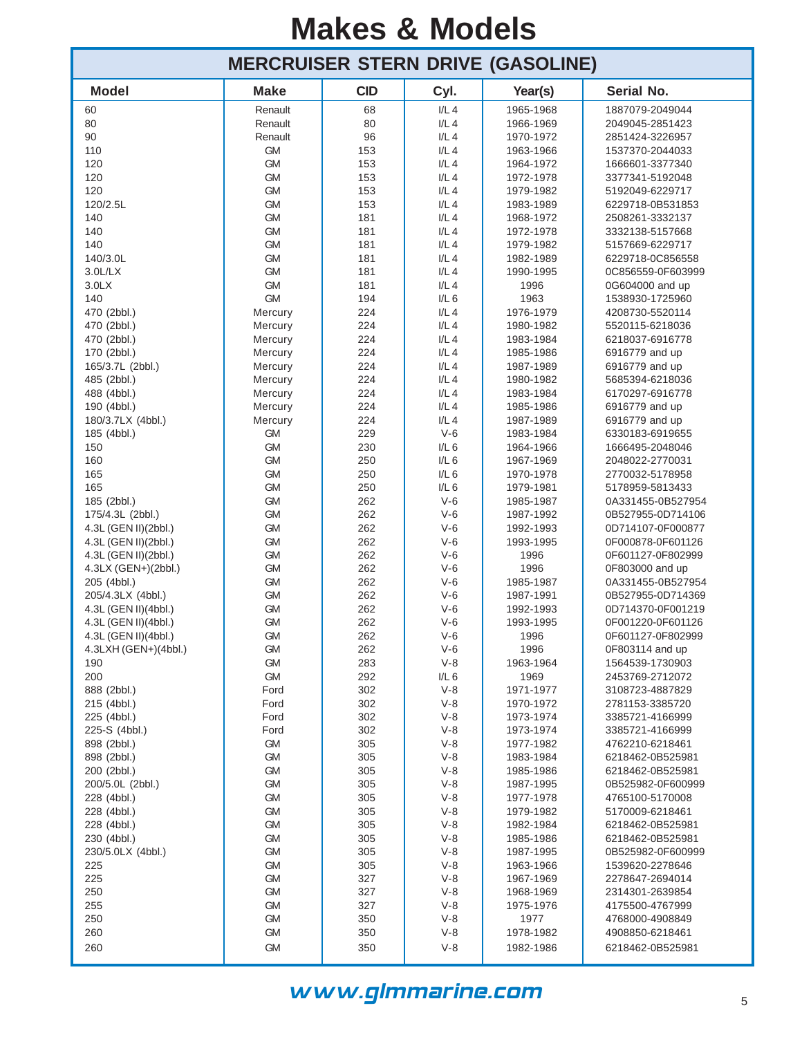# Makes & Models

## MERCRUISER STERN DRIVE (GASOLINE)

| Model | Make | CID | Cyl. | Year(s) | Serial No. |
|---|---|---|---|---|---|
| 60 | Renault | 68 | I/L 4 | 1965-1968 | 1887079-2049044 |
| 80 | Renault | 80 | I/L 4 | 1966-1969 | 2049045-2851423 |
| 90 | Renault | 96 | I/L 4 | 1970-1972 | 2851424-3226957 |
| 110 | GM | 153 | I/L 4 | 1963-1966 | 1537370-2044033 |
| 120 | GM | 153 | I/L 4 | 1964-1972 | 1666601-3377340 |
| 120 | GM | 153 | I/L 4 | 1972-1978 | 3377341-5192048 |
| 120 | GM | 153 | I/L 4 | 1979-1982 | 5192049-6229717 |
| 120/2.5L | GM | 153 | I/L 4 | 1983-1989 | 6229718-0B531853 |
| 140 | GM | 181 | I/L 4 | 1968-1972 | 2508261-3332137 |
| 140 | GM | 181 | I/L 4 | 1972-1978 | 3332138-5157668 |
| 140 | GM | 181 | I/L 4 | 1979-1982 | 5157669-6229717 |
| 140/3.0L | GM | 181 | I/L 4 | 1982-1989 | 6229718-0C856558 |
| 3.0L/LX | GM | 181 | I/L 4 | 1990-1995 | 0C856559-0F603999 |
| 3.0LX | GM | 181 | I/L 4 | 1996 | 0G604000 and up |
| 140 | GM | 194 | I/L 6 | 1963 | 1538930-1725960 |
| 470 (2bbl.) | Mercury | 224 | I/L 4 | 1976-1979 | 4208730-5520114 |
| 470 (2bbl.) | Mercury | 224 | I/L 4 | 1980-1982 | 5520115-6218036 |
| 470 (2bbl.) | Mercury | 224 | I/L 4 | 1983-1984 | 6218037-6916778 |
| 170 (2bbl.) | Mercury | 224 | I/L 4 | 1985-1986 | 6916779 and up |
| 165/3.7L (2bbl.) | Mercury | 224 | I/L 4 | 1987-1989 | 6916779 and up |
| 485 (2bbl.) | Mercury | 224 | I/L 4 | 1980-1982 | 5685394-6218036 |
| 488 (4bbl.) | Mercury | 224 | I/L 4 | 1983-1984 | 6170297-6916778 |
| 190 (4bbl.) | Mercury | 224 | I/L 4 | 1985-1986 | 6916779 and up |
| 180/3.7LX (4bbl.) | Mercury | 224 | I/L 4 | 1987-1989 | 6916779 and up |
| 185 (4bbl.) | GM | 229 | V-6 | 1983-1984 | 6330183-6919655 |
| 150 | GM | 230 | I/L 6 | 1964-1966 | 1666495-2048046 |
| 160 | GM | 250 | I/L 6 | 1967-1969 | 2048022-2770031 |
| 165 | GM | 250 | I/L 6 | 1970-1978 | 2770032-5178958 |
| 165 | GM | 250 | I/L 6 | 1979-1981 | 5178959-5813433 |
| 185 (2bbl.) | GM | 262 | V-6 | 1985-1987 | 0A331455-0B527954 |
| 175/4.3L (2bbl.) | GM | 262 | V-6 | 1987-1992 | 0B527955-0D714106 |
| 4.3L (GEN II)(2bbl.) | GM | 262 | V-6 | 1992-1993 | 0D714107-0F000877 |
| 4.3L (GEN II)(2bbl.) | GM | 262 | V-6 | 1993-1995 | 0F000878-0F601126 |
| 4.3L (GEN II)(2bbl.) | GM | 262 | V-6 | 1996 | 0F601127-0F802999 |
| 4.3LX (GEN+)(2bbl.) | GM | 262 | V-6 | 1996 | 0F803000 and up |
| 205 (4bbl.) | GM | 262 | V-6 | 1985-1987 | 0A331455-0B527954 |
| 205/4.3LX (4bbl.) | GM | 262 | V-6 | 1987-1991 | 0B527955-0D714369 |
| 4.3L (GEN II)(4bbl.) | GM | 262 | V-6 | 1992-1993 | 0D714370-0F001219 |
| 4.3L (GEN II)(4bbl.) | GM | 262 | V-6 | 1993-1995 | 0F001220-0F601126 |
| 4.3L (GEN II)(4bbl.) | GM | 262 | V-6 | 1996 | 0F601127-0F802999 |
| 4.3LXH (GEN+)(4bbl.) | GM | 262 | V-6 | 1996 | 0F803114 and up |
| 190 | GM | 283 | V-8 | 1963-1964 | 1564539-1730903 |
| 200 | GM | 292 | I/L 6 | 1969 | 2453769-2712072 |
| 888 (2bbl.) | Ford | 302 | V-8 | 1971-1977 | 3108723-4887829 |
| 215 (4bbl.) | Ford | 302 | V-8 | 1970-1972 | 2781153-3385720 |
| 225 (4bbl.) | Ford | 302 | V-8 | 1973-1974 | 3385721-4166999 |
| 225-S (4bbl.) | Ford | 302 | V-8 | 1973-1974 | 3385721-4166999 |
| 898 (2bbl.) | GM | 305 | V-8 | 1977-1982 | 4762210-6218461 |
| 898 (2bbl.) | GM | 305 | V-8 | 1983-1984 | 6218462-0B525981 |
| 200 (2bbl.) | GM | 305 | V-8 | 1985-1986 | 6218462-0B525981 |
| 200/5.0L (2bbl.) | GM | 305 | V-8 | 1987-1995 | 0B525982-0F600999 |
| 228 (4bbl.) | GM | 305 | V-8 | 1977-1978 | 4765100-5170008 |
| 228 (4bbl.) | GM | 305 | V-8 | 1979-1982 | 5170009-6218461 |
| 228 (4bbl.) | GM | 305 | V-8 | 1982-1984 | 6218462-0B525981 |
| 230 (4bbl.) | GM | 305 | V-8 | 1985-1986 | 6218462-0B525981 |
| 230/5.0LX (4bbl.) | GM | 305 | V-8 | 1987-1995 | 0B525982-0F600999 |
| 225 | GM | 305 | V-8 | 1963-1966 | 1539620-2278646 |
| 225 | GM | 327 | V-8 | 1967-1969 | 2278647-2694014 |
| 250 | GM | 327 | V-8 | 1968-1969 | 2314301-2639854 |
| 255 | GM | 327 | V-8 | 1975-1976 | 4175500-4767999 |
| 250 | GM | 350 | V-8 | 1977 | 4768000-4908849 |
| 260 | GM | 350 | V-8 | 1978-1982 | 4908850-6218461 |
| 260 | GM | 350 | V-8 | 1982-1986 | 6218462-0B525981 |

***www.glmmarine.com***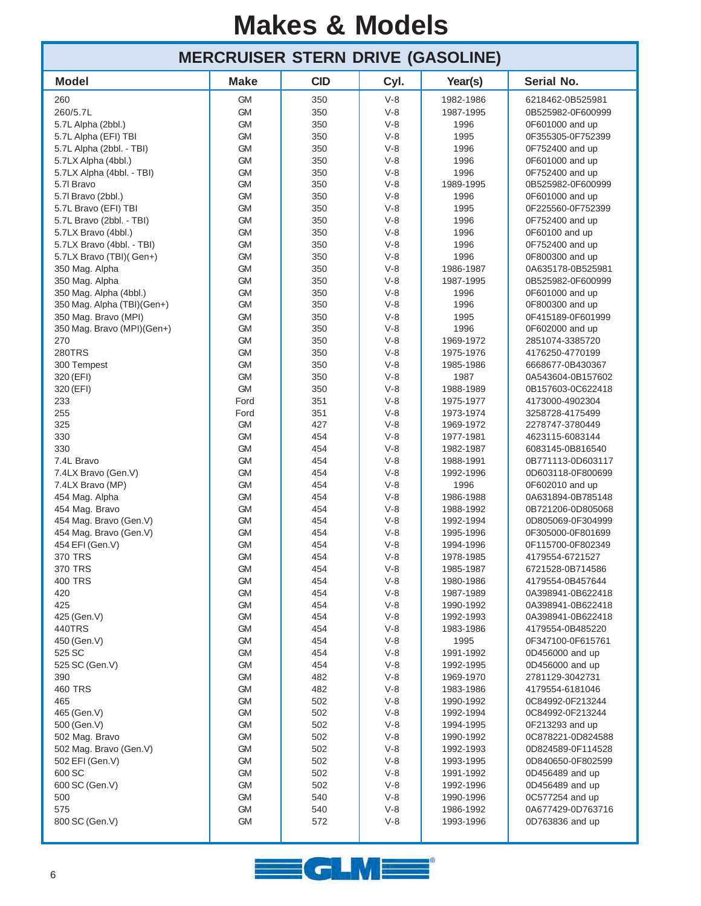# Makes & Models

## MERCRUISER STERN DRIVE (GASOLINE)

| Model | Make | CID | Cyl. | Year(s) | Serial No. |
|---|---|---|---|---|---|
| 260 | GM | 350 | V-8 | 1982-1986 | 6218462-0B525981 |
| 260/5.7L | GM | 350 | V-8 | 1987-1995 | 0B525982-0F600999 |
| 5.7L Alpha (2bbl.) | GM | 350 | V-8 | 1996 | 0F601000 and up |
| 5.7L Alpha (EFI) TBI | GM | 350 | V-8 | 1995 | 0F355305-0F752399 |
| 5.7L Alpha (2bbl. - TBI) | GM | 350 | V-8 | 1996 | 0F752400 and up |
| 5.7LX Alpha (4bbl.) | GM | 350 | V-8 | 1996 | 0F601000 and up |
| 5.7LX Alpha (4bbl. - TBI) | GM | 350 | V-8 | 1996 | 0F752400 and up |
| 5.7l Bravo | GM | 350 | V-8 | 1989-1995 | 0B525982-0F600999 |
| 5.7l Bravo (2bbl.) | GM | 350 | V-8 | 1996 | 0F601000 and up |
| 5.7L Bravo (EFI) TBI | GM | 350 | V-8 | 1995 | 0F225560-0F752399 |
| 5.7L Bravo (2bbl. - TBI) | GM | 350 | V-8 | 1996 | 0F752400 and up |
| 5.7LX Bravo (4bbl.) | GM | 350 | V-8 | 1996 | 0F60100 and up |
| 5.7LX Bravo (4bbl. - TBI) | GM | 350 | V-8 | 1996 | 0F752400 and up |
| 5.7LX Bravo (TBI)( Gen+) | GM | 350 | V-8 | 1996 | 0F800300 and up |
| 350 Mag. Alpha | GM | 350 | V-8 | 1986-1987 | 0A635178-0B525981 |
| 350 Mag. Alpha | GM | 350 | V-8 | 1987-1995 | 0B525982-0F600999 |
| 350 Mag. Alpha (4bbl.) | GM | 350 | V-8 | 1996 | 0F601000 and up |
| 350 Mag. Alpha (TBI)(Gen+) | GM | 350 | V-8 | 1996 | 0F800300 and up |
| 350 Mag. Bravo (MPI) | GM | 350 | V-8 | 1995 | 0F415189-0F601999 |
| 350 Mag. Bravo (MPI)(Gen+) | GM | 350 | V-8 | 1996 | 0F602000 and up |
| 270 | GM | 350 | V-8 | 1969-1972 | 2851074-3385720 |
| 280TRS | GM | 350 | V-8 | 1975-1976 | 4176250-4770199 |
| 300 Tempest | GM | 350 | V-8 | 1985-1986 | 6668677-0B430367 |
| 320 (EFI) | GM | 350 | V-8 | 1987 | 0A543604-0B157602 |
| 320 (EFI) | GM | 350 | V-8 | 1988-1989 | 0B157603-0C622418 |
| 233 | Ford | 351 | V-8 | 1975-1977 | 4173000-4902304 |
| 255 | Ford | 351 | V-8 | 1973-1974 | 3258728-4175499 |
| 325 | GM | 427 | V-8 | 1969-1972 | 2278747-3780449 |
| 330 | GM | 454 | V-8 | 1977-1981 | 4623115-6083144 |
| 330 | GM | 454 | V-8 | 1982-1987 | 6083145-0B816540 |
| 7.4L Bravo | GM | 454 | V-8 | 1988-1991 | 0B771113-0D603117 |
| 7.4LX Bravo (Gen.V) | GM | 454 | V-8 | 1992-1996 | 0D603118-0F800699 |
| 7.4LX Bravo (MP) | GM | 454 | V-8 | 1996 | 0F602010 and up |
| 454 Mag. Alpha | GM | 454 | V-8 | 1986-1988 | 0A631894-0B785148 |
| 454 Mag. Bravo | GM | 454 | V-8 | 1988-1992 | 0B721206-0D805068 |
| 454 Mag. Bravo (Gen.V) | GM | 454 | V-8 | 1992-1994 | 0D805069-0F304999 |
| 454 Mag. Bravo (Gen.V) | GM | 454 | V-8 | 1995-1996 | 0F305000-0F801699 |
| 454 EFI (Gen.V) | GM | 454 | V-8 | 1994-1996 | 0F115700-0F802349 |
| 370 TRS | GM | 454 | V-8 | 1978-1985 | 4179554-6721527 |
| 370 TRS | GM | 454 | V-8 | 1985-1987 | 6721528-0B714586 |
| 400 TRS | GM | 454 | V-8 | 1980-1986 | 4179554-0B457644 |
| 420 | GM | 454 | V-8 | 1987-1989 | 0A398941-0B622418 |
| 425 | GM | 454 | V-8 | 1990-1992 | 0A398941-0B622418 |
| 425 (Gen.V) | GM | 454 | V-8 | 1992-1993 | 0A398941-0B622418 |
| 440TRS | GM | 454 | V-8 | 1983-1986 | 4179554-0B485220 |
| 450 (Gen.V) | GM | 454 | V-8 | 1995 | 0F347100-0F615761 |
| 525 SC | GM | 454 | V-8 | 1991-1992 | 0D456000 and up |
| 525 SC (Gen.V) | GM | 454 | V-8 | 1992-1995 | 0D456000 and up |
| 390 | GM | 482 | V-8 | 1969-1970 | 2781129-3042731 |
| 460 TRS | GM | 482 | V-8 | 1983-1986 | 4179554-6181046 |
| 465 | GM | 502 | V-8 | 1990-1992 | 0C84992-0F213244 |
| 465 (Gen.V) | GM | 502 | V-8 | 1992-1994 | 0C84992-0F213244 |
| 500 (Gen.V) | GM | 502 | V-8 | 1994-1995 | 0F213293 and up |
| 502 Mag. Bravo | GM | 502 | V-8 | 1990-1992 | 0C878221-0D824588 |
| 502 Mag. Bravo (Gen.V) | GM | 502 | V-8 | 1992-1993 | 0D824589-0F114528 |
| 502 EFI (Gen.V) | GM | 502 | V-8 | 1993-1995 | 0D840650-0F802599 |
| 600 SC | GM | 502 | V-8 | 1991-1992 | 0D456489 and up |
| 600 SC (Gen.V) | GM | 502 | V-8 | 1992-1996 | 0D456489 and up |
| 500 | GM | 540 | V-8 | 1990-1996 | 0C577254 and up |
| 575 | GM | 540 | V-8 | 1986-1992 | 0A677429-0D763716 |
| 800 SC (Gen.V) | GM | 572 | V-8 | 1993-1996 | 0D763836 and up |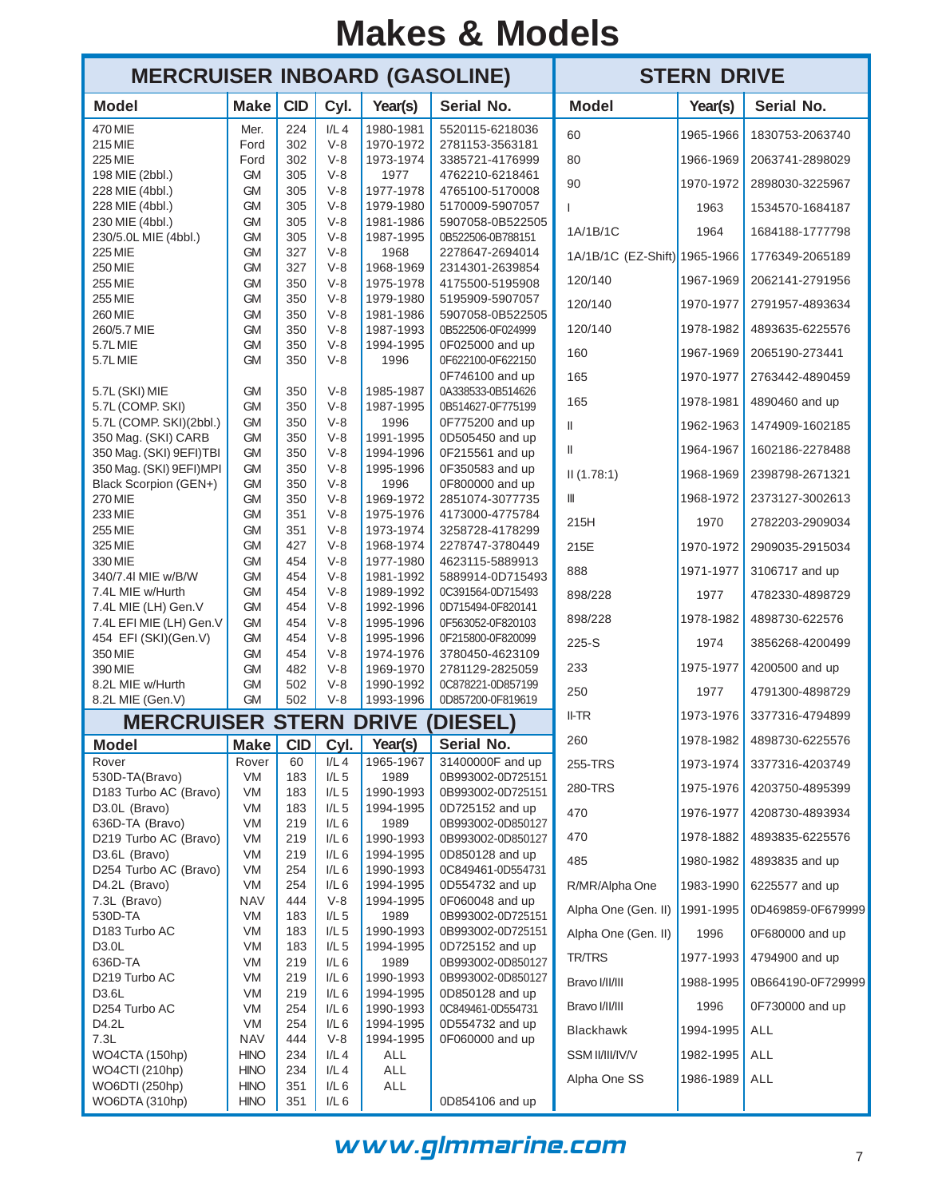# Makes & Models

## MERCRUISER INBOARD (GASOLINE)

| Model | Make | CID | Cyl. | Year(s) | Serial No. |
|---|---|---|---|---|---|
| 470 MIE | Mer. | 224 | I/L 4 | 1980-1981 | 5520115-6218036 |
| 215 MIE | Ford | 302 | V-8 | 1970-1972 | 2781153-3563181 |
| 225 MIE | Ford | 302 | V-8 | 1973-1974 | 3385721-4176999 |
| 198 MIE (2bbl.) | GM | 305 | V-8 | 1977 | 4762210-6218461 |
| 228 MIE (4bbl.) | GM | 305 | V-8 | 1977-1978 | 4765100-5170008 |
| 228 MIE (4bbl.) | GM | 305 | V-8 | 1979-1980 | 5170009-5907057 |
| 230 MIE (4bbl.) | GM | 305 | V-8 | 1981-1986 | 5907058-0B522505 |
| 230/5.0L MIE (4bbl.) | GM | 305 | V-8 | 1987-1995 | 0B522506-0B788151 |
| 225 MIE | GM | 327 | V-8 | 1968 | 2278647-2694014 |
| 250 MIE | GM | 327 | V-8 | 1968-1969 | 2314301-2639854 |
| 255 MIE | GM | 350 | V-8 | 1975-1978 | 4175500-5195908 |
| 255 MIE | GM | 350 | V-8 | 1979-1980 | 5195909-5907057 |
| 260 MIE | GM | 350 | V-8 | 1981-1986 | 5907058-0B522505 |
| 260/5.7 MIE | GM | 350 | V-8 | 1987-1993 | 0B522506-0F024999 |
| 5.7L MIE | GM | 350 | V-8 | 1994-1995 | 0F025000 and up |
| 5.7L MIE | GM | 350 | V-8 | 1996 | 0F622100-0F622150 |
| | | | | | 0F746100 and up |
| 5.7L (SKI) MIE | GM | 350 | V-8 | 1985-1987 | 0A338533-0B514626 |
| 5.7L (COMP. SKI) | GM | 350 | V-8 | 1987-1995 | 0B514627-0F775199 |
| 5.7L (COMP. SKI)(2bbl.) | GM | 350 | V-8 | 1996 | 0F775200 and up |
| 350 Mag. (SKI) CARB | GM | 350 | V-8 | 1991-1995 | 0D505450 and up |
| 350 Mag. (SKI) 9EFI)TBI | GM | 350 | V-8 | 1994-1996 | 0F215561 and up |
| 350 Mag. (SKI) 9EFI)MPI | GM | 350 | V-8 | 1995-1996 | 0F350583 and up |
| Black Scorpion (GEN+) | GM | 350 | V-8 | 1996 | 0F800000 and up |
| 270 MIE | GM | 350 | V-8 | 1969-1972 | 2851074-3077735 |
| 233 MIE | GM | 351 | V-8 | 1975-1976 | 4173000-4775784 |
| 255 MIE | GM | 351 | V-8 | 1973-1974 | 3258728-4178299 |
| 325 MIE | GM | 427 | V-8 | 1968-1974 | 2278747-3780449 |
| 330 MIE | GM | 454 | V-8 | 1977-1980 | 4623115-5889913 |
| 340/7.4l MIE w/B/W | GM | 454 | V-8 | 1981-1992 | 5889914-0D715493 |
| 7.4L MIE w/Hurth | GM | 454 | V-8 | 1989-1992 | 0C391564-0D715493 |
| 7.4L MIE (LH) Gen.V | GM | 454 | V-8 | 1992-1996 | 0D715494-0F820141 |
| 7.4L EFI MIE (LH) Gen.V | GM | 454 | V-8 | 1995-1996 | 0F563052-0F820103 |
| 454 EFI (SKI)(Gen.V) | GM | 454 | V-8 | 1995-1996 | 0F215800-0F820099 |
| 350 MIE | GM | 454 | V-8 | 1974-1976 | 3780450-4623109 |
| 390 MIE | GM | 482 | V-8 | 1969-1970 | 2781129-2825059 |
| 8.2L MIE w/Hurth | GM | 502 | V-8 | 1990-1992 | 0C878221-0D857199 |
| 8.2L MIE (Gen.V) | GM | 502 | V-8 | 1993-1996 | 0D857200-0F819619 |

## MERCRUISER STERN DRIVE (DIESEL)

| Model | Make | CID | Cyl. | Year(s) | Serial No. |
|---|---|---|---|---|---|
| Rover | Rover | 60 | I/L 4 | 1965-1967 | 31400000F and up |
| 530D-TA(Bravo) | VM | 183 | I/L 5 | 1989 | 0B993002-0D725151 |
| D183 Turbo AC (Bravo) | VM | 183 | I/L 5 | 1990-1993 | 0B993002-0D725151 |
| D3.0L (Bravo) | VM | 183 | I/L 5 | 1994-1995 | 0D725152 and up |
| 636D-TA (Bravo) | VM | 219 | I/L 6 | 1989 | 0B993002-0D850127 |
| D219 Turbo AC (Bravo) | VM | 219 | I/L 6 | 1990-1993 | 0B993002-0D850127 |
| D3.6L (Bravo) | VM | 219 | I/L 6 | 1994-1995 | 0D850128 and up |
| D254 Turbo AC (Bravo) | VM | 254 | I/L 6 | 1990-1993 | 0C849461-0D554731 |
| D4.2L (Bravo) | VM | 254 | I/L 6 | 1994-1995 | 0D554732 and up |
| 7.3L (Bravo) | NAV | 444 | V-8 | 1994-1995 | 0F060048 and up |
| 530D-TA | VM | 183 | I/L 5 | 1989 | 0B993002-0D725151 |
| D183 Turbo AC | VM | 183 | I/L 5 | 1990-1993 | 0B993002-0D725151 |
| D3.0L | VM | 183 | I/L 5 | 1994-1995 | 0D725152 and up |
| 636D-TA | VM | 219 | I/L 6 | 1989 | 0B993002-0D850127 |
| D219 Turbo AC | VM | 219 | I/L 6 | 1990-1993 | 0B993002-0D850127 |
| D3.6L | VM | 219 | I/L 6 | 1994-1995 | 0D850128 and up |
| D254 Turbo AC | VM | 254 | I/L 6 | 1990-1993 | 0C849461-0D554731 |
| D4.2L | VM | 254 | I/L 6 | 1994-1995 | 0D554732 and up |
| 7.3L | NAV | 444 | V-8 | 1994-1995 | 0F060000 and up |
| WO4CTA (150hp) | HINO | 234 | I/L 4 | ALL | |
| WO4CTI (210hp) | HINO | 234 | I/L 4 | ALL | |
| WO6DTI (250hp) | HINO | 351 | I/L 6 | ALL | |
| WO6DTA (310hp) | HINO | 351 | I/L 6 | | 0D854106 and up |

## STERN DRIVE

| Model | Year(s) | Serial No. |
|---|---|---|
| 60 | 1965-1966 | 1830753-2063740 |
| 80 | 1966-1969 | 2063741-2898029 |
| 90 | 1970-1972 | 2898030-3225967 |
| I | 1963 | 1534570-1684187 |
| 1A/1B/1C | 1964 | 1684188-1777798 |
| 1A/1B/1C (EZ-Shift) | 1965-1966 | 1776349-2065189 |
| 120/140 | 1967-1969 | 2062141-2791956 |
| 120/140 | 1970-1977 | 2791957-4893634 |
| 120/140 | 1978-1982 | 4893635-6225576 |
| 160 | 1967-1969 | 2065190-273441 |
| 165 | 1970-1977 | 2763442-4890459 |
| 165 | 1978-1981 | 4890460 and up |
| II | 1962-1963 | 1474909-1602185 |
| II | 1964-1967 | 1602186-2278488 |
| II (1.78:1) | 1968-1969 | 2398798-2671321 |
| III | 1968-1972 | 2373127-3002613 |
| 215H | 1970 | 2782203-2909034 |
| 215E | 1970-1972 | 2909035-2915034 |
| 888 | 1971-1977 | 3106717 and up |
| 898/228 | 1977 | 4782330-4898729 |
| 898/228 | 1978-1982 | 4898730-622576 |
| 225-S | 1974 | 3856268-4200499 |
| 233 | 1975-1977 | 4200500 and up |
| 250 | 1977 | 4791300-4898729 |
| II-TR | 1973-1976 | 3377316-4794899 |
| 260 | 1978-1982 | 4898730-6225576 |
| 255-TRS | 1973-1974 | 3377316-4203749 |
| 280-TRS | 1975-1976 | 4203750-4895399 |
| 470 | 1976-1977 | 4208730-4893934 |
| 470 | 1978-1882 | 4893835-6225576 |
| 485 | 1980-1982 | 4893835 and up |
| R/MR/Alpha One | 1983-1990 | 6225577 and up |
| Alpha One (Gen. II) | 1991-1995 | 0D469859-0F679999 |
| Alpha One (Gen. II) | 1996 | 0F680000 and up |
| TR/TRS | 1977-1993 | 4794900 and up |
| Bravo I/II/III | 1988-1995 | 0B664190-0F729999 |
| Bravo I/II/III | 1996 | 0F730000 and up |
| Blackhawk | 1994-1995 | ALL |
| SSM II/III/IV/V | 1982-1995 | ALL |
| Alpha One SS | 1986-1989 | ALL |

www.glmmarine.com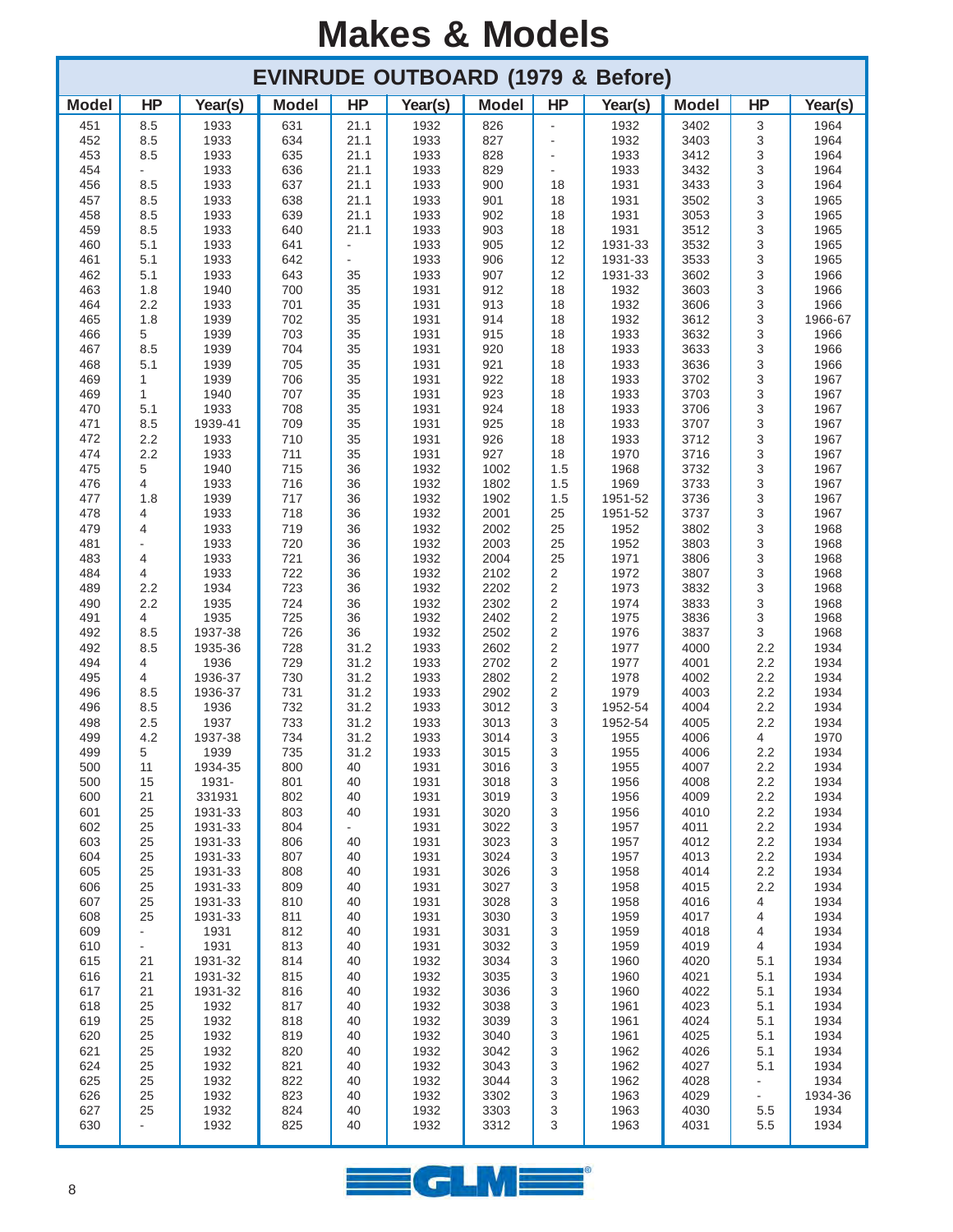# Makes & Models

## EVINRUDE OUTBOARD (1979 & Before)

| Model | HP | Year(s) | Model | HP | Year(s) | Model | HP | Year(s) | Model | HP | Year(s) |
|---|---|---|---|---|---|---|---|---|---|---|---|
| 451 | 8.5 | 1933 | 631 | 21.1 | 1932 | 826 | - | 1932 | 3402 | 3 | 1964 |
| 452 | 8.5 | 1933 | 634 | 21.1 | 1933 | 827 | - | 1932 | 3403 | 3 | 1964 |
| 453 | 8.5 | 1933 | 635 | 21.1 | 1933 | 828 | - | 1933 | 3412 | 3 | 1964 |
| 454 | - | 1933 | 636 | 21.1 | 1933 | 829 | - | 1933 | 3432 | 3 | 1964 |
| 456 | 8.5 | 1933 | 637 | 21.1 | 1933 | 900 | 18 | 1931 | 3433 | 3 | 1964 |
| 457 | 8.5 | 1933 | 638 | 21.1 | 1933 | 901 | 18 | 1931 | 3502 | 3 | 1965 |
| 458 | 8.5 | 1933 | 639 | 21.1 | 1933 | 902 | 18 | 1931 | 3053 | 3 | 1965 |
| 459 | 8.5 | 1933 | 640 | 21.1 | 1933 | 903 | 18 | 1931 | 3512 | 3 | 1965 |
| 460 | 5.1 | 1933 | 641 | - | 1933 | 905 | 12 | 1931-33 | 3532 | 3 | 1965 |
| 461 | 5.1 | 1933 | 642 | - | 1933 | 906 | 12 | 1931-33 | 3533 | 3 | 1965 |
| 462 | 5.1 | 1933 | 643 | 35 | 1933 | 907 | 12 | 1931-33 | 3602 | 3 | 1966 |
| 463 | 1.8 | 1940 | 700 | 35 | 1931 | 912 | 18 | 1932 | 3603 | 3 | 1966 |
| 464 | 2.2 | 1933 | 701 | 35 | 1931 | 913 | 18 | 1932 | 3606 | 3 | 1966 |
| 465 | 1.8 | 1939 | 702 | 35 | 1931 | 914 | 18 | 1932 | 3612 | 3 | 1966-67 |
| 466 | 5 | 1939 | 703 | 35 | 1931 | 915 | 18 | 1933 | 3632 | 3 | 1966 |
| 467 | 8.5 | 1939 | 704 | 35 | 1931 | 920 | 18 | 1933 | 3633 | 3 | 1966 |
| 468 | 5.1 | 1939 | 705 | 35 | 1931 | 921 | 18 | 1933 | 3636 | 3 | 1966 |
| 469 | 1 | 1939 | 706 | 35 | 1931 | 922 | 18 | 1933 | 3702 | 3 | 1967 |
| 469 | 1 | 1940 | 707 | 35 | 1931 | 923 | 18 | 1933 | 3703 | 3 | 1967 |
| 470 | 5.1 | 1933 | 708 | 35 | 1931 | 924 | 18 | 1933 | 3706 | 3 | 1967 |
| 471 | 8.5 | 1939-41 | 709 | 35 | 1931 | 925 | 18 | 1933 | 3707 | 3 | 1967 |
| 472 | 2.2 | 1933 | 710 | 35 | 1931 | 926 | 18 | 1933 | 3712 | 3 | 1967 |
| 474 | 2.2 | 1933 | 711 | 35 | 1931 | 927 | 18 | 1970 | 3716 | 3 | 1967 |
| 475 | 5 | 1940 | 715 | 36 | 1932 | 1002 | 1.5 | 1968 | 3732 | 3 | 1967 |
| 476 | 4 | 1933 | 716 | 36 | 1932 | 1802 | 1.5 | 1969 | 3733 | 3 | 1967 |
| 477 | 1.8 | 1939 | 717 | 36 | 1932 | 1902 | 1.5 | 1951-52 | 3736 | 3 | 1967 |
| 478 | 4 | 1933 | 718 | 36 | 1932 | 2001 | 25 | 1951-52 | 3737 | 3 | 1967 |
| 479 | 4 | 1933 | 719 | 36 | 1932 | 2002 | 25 | 1952 | 3802 | 3 | 1968 |
| 481 | - | 1933 | 720 | 36 | 1932 | 2003 | 25 | 1952 | 3803 | 3 | 1968 |
| 483 | 4 | 1933 | 721 | 36 | 1932 | 2004 | 25 | 1971 | 3806 | 3 | 1968 |
| 484 | 4 | 1933 | 722 | 36 | 1932 | 2102 | 2 | 1972 | 3807 | 3 | 1968 |
| 489 | 2.2 | 1934 | 723 | 36 | 1932 | 2202 | 2 | 1973 | 3832 | 3 | 1968 |
| 490 | 2.2 | 1935 | 724 | 36 | 1932 | 2302 | 2 | 1974 | 3833 | 3 | 1968 |
| 491 | 4 | 1935 | 725 | 36 | 1932 | 2402 | 2 | 1975 | 3836 | 3 | 1968 |
| 492 | 8.5 | 1937-38 | 726 | 36 | 1932 | 2502 | 2 | 1976 | 3837 | 3 | 1968 |
| 492 | 8.5 | 1935-36 | 728 | 31.2 | 1933 | 2602 | 2 | 1977 | 4000 | 2.2 | 1934 |
| 494 | 4 | 1936 | 729 | 31.2 | 1933 | 2702 | 2 | 1977 | 4001 | 2.2 | 1934 |
| 495 | 4 | 1936-37 | 730 | 31.2 | 1933 | 2802 | 2 | 1978 | 4002 | 2.2 | 1934 |
| 496 | 8.5 | 1936-37 | 731 | 31.2 | 1933 | 2902 | 2 | 1979 | 4003 | 2.2 | 1934 |
| 496 | 8.5 | 1936 | 732 | 31.2 | 1933 | 3012 | 3 | 1952-54 | 4004 | 2.2 | 1934 |
| 498 | 2.5 | 1937 | 733 | 31.2 | 1933 | 3013 | 3 | 1952-54 | 4005 | 2.2 | 1934 |
| 499 | 4.2 | 1937-38 | 734 | 31.2 | 1933 | 3014 | 3 | 1955 | 4006 | 4 | 1970 |
| 499 | 5 | 1939 | 735 | 31.2 | 1933 | 3015 | 3 | 1955 | 4006 | 2.2 | 1934 |
| 500 | 11 | 1934-35 | 800 | 40 | 1931 | 3016 | 3 | 1955 | 4007 | 2.2 | 1934 |
| 500 | 15 | 1931- | 801 | 40 | 1931 | 3018 | 3 | 1956 | 4008 | 2.2 | 1934 |
| 600 | 21 | 331931 | 802 | 40 | 1931 | 3019 | 3 | 1956 | 4009 | 2.2 | 1934 |
| 601 | 25 | 1931-33 | 803 | 40 | 1931 | 3020 | 3 | 1956 | 4010 | 2.2 | 1934 |
| 602 | 25 | 1931-33 | 804 | - | 1931 | 3022 | 3 | 1957 | 4011 | 2.2 | 1934 |
| 603 | 25 | 1931-33 | 806 | 40 | 1931 | 3023 | 3 | 1957 | 4012 | 2.2 | 1934 |
| 604 | 25 | 1931-33 | 807 | 40 | 1931 | 3024 | 3 | 1957 | 4013 | 2.2 | 1934 |
| 605 | 25 | 1931-33 | 808 | 40 | 1931 | 3026 | 3 | 1958 | 4014 | 2.2 | 1934 |
| 606 | 25 | 1931-33 | 809 | 40 | 1931 | 3027 | 3 | 1958 | 4015 | 2.2 | 1934 |
| 607 | 25 | 1931-33 | 810 | 40 | 1931 | 3028 | 3 | 1958 | 4016 | 4 | 1934 |
| 608 | 25 | 1931-33 | 811 | 40 | 1931 | 3030 | 3 | 1959 | 4017 | 4 | 1934 |
| 609 | - | 1931 | 812 | 40 | 1931 | 3031 | 3 | 1959 | 4018 | 4 | 1934 |
| 610 | - | 1931 | 813 | 40 | 1931 | 3032 | 3 | 1959 | 4019 | 4 | 1934 |
| 615 | 21 | 1931-32 | 814 | 40 | 1932 | 3034 | 3 | 1960 | 4020 | 5.1 | 1934 |
| 616 | 21 | 1931-32 | 815 | 40 | 1932 | 3035 | 3 | 1960 | 4021 | 5.1 | 1934 |
| 617 | 21 | 1931-32 | 816 | 40 | 1932 | 3036 | 3 | 1960 | 4022 | 5.1 | 1934 |
| 618 | 25 | 1932 | 817 | 40 | 1932 | 3038 | 3 | 1961 | 4023 | 5.1 | 1934 |
| 619 | 25 | 1932 | 818 | 40 | 1932 | 3039 | 3 | 1961 | 4024 | 5.1 | 1934 |
| 620 | 25 | 1932 | 819 | 40 | 1932 | 3040 | 3 | 1961 | 4025 | 5.1 | 1934 |
| 621 | 25 | 1932 | 820 | 40 | 1932 | 3042 | 3 | 1962 | 4026 | 5.1 | 1934 |
| 624 | 25 | 1932 | 821 | 40 | 1932 | 3043 | 3 | 1962 | 4027 | 5.1 | 1934 |
| 625 | 25 | 1932 | 822 | 40 | 1932 | 3044 | 3 | 1962 | 4028 | - | 1934 |
| 626 | 25 | 1932 | 823 | 40 | 1932 | 3302 | 3 | 1963 | 4029 | - | 1934-36 |
| 627 | 25 | 1932 | 824 | 40 | 1932 | 3303 | 3 | 1963 | 4030 | 5.5 | 1934 |
| 630 | - | 1932 | 825 | 40 | 1932 | 3312 | 3 | 1963 | 4031 | 5.5 | 1934 |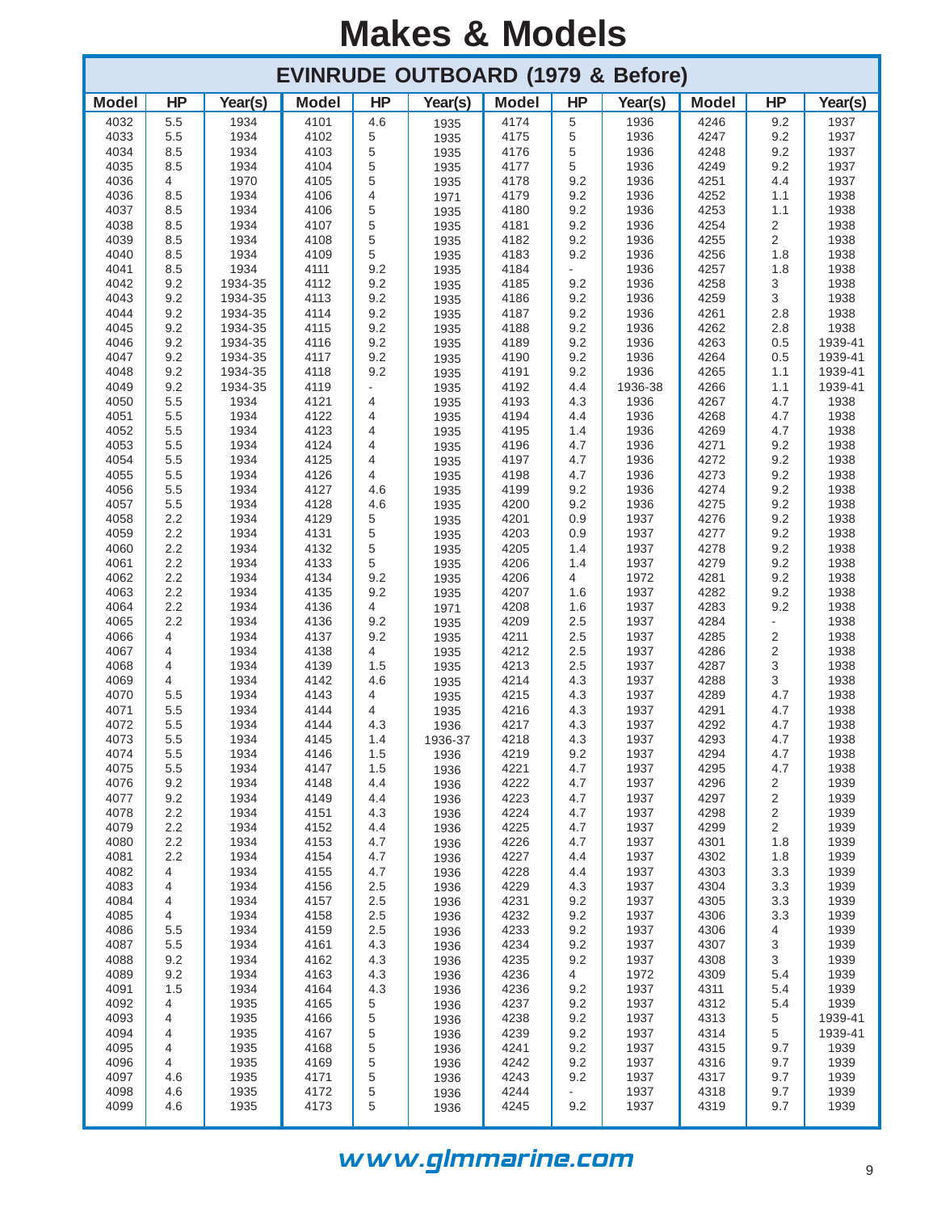# Makes & Models

## EVINRUDE OUTBOARD (1979 & Before)

| Model | HP | Year(s) | Model | HP | Year(s) | Model | HP | Year(s) | Model | HP | Year(s) |
|---|---|---|---|---|---|---|---|---|---|---|---|
| 4032 | 5.5 | 1934 | 4101 | 4.6 | 1935 | 4174 | 5 | 1936 | 4246 | 9.2 | 1937 |
| 4033 | 5.5 | 1934 | 4102 | 5 | 1935 | 4175 | 5 | 1936 | 4247 | 9.2 | 1937 |
| 4034 | 8.5 | 1934 | 4103 | 5 | 1935 | 4176 | 5 | 1936 | 4248 | 9.2 | 1937 |
| 4035 | 8.5 | 1934 | 4104 | 5 | 1935 | 4177 | 5 | 1936 | 4249 | 9.2 | 1937 |
| 4036 | 4 | 1970 | 4105 | 5 | 1935 | 4178 | 9.2 | 1936 | 4251 | 4.4 | 1937 |
| 4036 | 8.5 | 1934 | 4106 | 4 | 1971 | 4179 | 9.2 | 1936 | 4252 | 1.1 | 1938 |
| 4037 | 8.5 | 1934 | 4106 | 5 | 1935 | 4180 | 9.2 | 1936 | 4253 | 1.1 | 1938 |
| 4038 | 8.5 | 1934 | 4107 | 5 | 1935 | 4181 | 9.2 | 1936 | 4254 | 2 | 1938 |
| 4039 | 8.5 | 1934 | 4108 | 5 | 1935 | 4182 | 9.2 | 1936 | 4255 | 2 | 1938 |
| 4040 | 8.5 | 1934 | 4109 | 5 | 1935 | 4183 | 9.2 | 1936 | 4256 | 1.8 | 1938 |
| 4041 | 8.5 | 1934 | 4111 | 9.2 | 1935 | 4184 | - | 1936 | 4257 | 1.8 | 1938 |
| 4042 | 9.2 | 1934-35 | 4112 | 9.2 | 1935 | 4185 | 9.2 | 1936 | 4258 | 3 | 1938 |
| 4043 | 9.2 | 1934-35 | 4113 | 9.2 | 1935 | 4186 | 9.2 | 1936 | 4259 | 3 | 1938 |
| 4044 | 9.2 | 1934-35 | 4114 | 9.2 | 1935 | 4187 | 9.2 | 1936 | 4261 | 2.8 | 1938 |
| 4045 | 9.2 | 1934-35 | 4115 | 9.2 | 1935 | 4188 | 9.2 | 1936 | 4262 | 2.8 | 1938 |
| 4046 | 9.2 | 1934-35 | 4116 | 9.2 | 1935 | 4189 | 9.2 | 1936 | 4263 | 0.5 | 1939-41 |
| 4047 | 9.2 | 1934-35 | 4117 | 9.2 | 1935 | 4190 | 9.2 | 1936 | 4264 | 0.5 | 1939-41 |
| 4048 | 9.2 | 1934-35 | 4118 | 9.2 | 1935 | 4191 | 9.2 | 1936 | 4265 | 1.1 | 1939-41 |
| 4049 | 9.2 | 1934-35 | 4119 | - | 1935 | 4192 | 4.4 | 1936-38 | 4266 | 1.1 | 1939-41 |
| 4050 | 5.5 | 1934 | 4121 | 4 | 1935 | 4193 | 4.3 | 1936 | 4267 | 4.7 | 1938 |
| 4051 | 5.5 | 1934 | 4122 | 4 | 1935 | 4194 | 4.4 | 1936 | 4268 | 4.7 | 1938 |
| 4052 | 5.5 | 1934 | 4123 | 4 | 1935 | 4195 | 1.4 | 1936 | 4269 | 4.7 | 1938 |
| 4053 | 5.5 | 1934 | 4124 | 4 | 1935 | 4196 | 4.7 | 1936 | 4271 | 9.2 | 1938 |
| 4054 | 5.5 | 1934 | 4125 | 4 | 1935 | 4197 | 4.7 | 1936 | 4272 | 9.2 | 1938 |
| 4055 | 5.5 | 1934 | 4126 | 4 | 1935 | 4198 | 4.7 | 1936 | 4273 | 9.2 | 1938 |
| 4056 | 5.5 | 1934 | 4127 | 4.6 | 1935 | 4199 | 9.2 | 1936 | 4274 | 9.2 | 1938 |
| 4057 | 5.5 | 1934 | 4128 | 4.6 | 1935 | 4200 | 9.2 | 1936 | 4275 | 9.2 | 1938 |
| 4058 | 2.2 | 1934 | 4129 | 5 | 1935 | 4201 | 0.9 | 1937 | 4276 | 9.2 | 1938 |
| 4059 | 2.2 | 1934 | 4131 | 5 | 1935 | 4203 | 0.9 | 1937 | 4277 | 9.2 | 1938 |
| 4060 | 2.2 | 1934 | 4132 | 5 | 1935 | 4205 | 1.4 | 1937 | 4278 | 9.2 | 1938 |
| 4061 | 2.2 | 1934 | 4133 | 5 | 1935 | 4206 | 1.4 | 1937 | 4279 | 9.2 | 1938 |
| 4062 | 2.2 | 1934 | 4134 | 9.2 | 1935 | 4206 | 4 | 1972 | 4281 | 9.2 | 1938 |
| 4063 | 2.2 | 1934 | 4135 | 9.2 | 1935 | 4207 | 1.6 | 1937 | 4282 | 9.2 | 1938 |
| 4064 | 2.2 | 1934 | 4136 | 4 | 1971 | 4208 | 1.6 | 1937 | 4283 | 9.2 | 1938 |
| 4065 | 2.2 | 1934 | 4136 | 9.2 | 1935 | 4209 | 2.5 | 1937 | 4284 | - | 1938 |
| 4066 | 4 | 1934 | 4137 | 9.2 | 1935 | 4211 | 2.5 | 1937 | 4285 | 2 | 1938 |
| 4067 | 4 | 1934 | 4138 | 4 | 1935 | 4212 | 2.5 | 1937 | 4286 | 2 | 1938 |
| 4068 | 4 | 1934 | 4139 | 1.5 | 1935 | 4213 | 2.5 | 1937 | 4287 | 3 | 1938 |
| 4069 | 4 | 1934 | 4142 | 4.6 | 1935 | 4214 | 4.3 | 1937 | 4288 | 3 | 1938 |
| 4070 | 5.5 | 1934 | 4143 | 4 | 1935 | 4215 | 4.3 | 1937 | 4289 | 4.7 | 1938 |
| 4071 | 5.5 | 1934 | 4144 | 4 | 1935 | 4216 | 4.3 | 1937 | 4291 | 4.7 | 1938 |
| 4072 | 5.5 | 1934 | 4144 | 4.3 | 1936 | 4217 | 4.3 | 1937 | 4292 | 4.7 | 1938 |
| 4073 | 5.5 | 1934 | 4145 | 1.4 | 1936-37 | 4218 | 4.3 | 1937 | 4293 | 4.7 | 1938 |
| 4074 | 5.5 | 1934 | 4146 | 1.5 | 1936 | 4219 | 9.2 | 1937 | 4294 | 4.7 | 1938 |
| 4075 | 5.5 | 1934 | 4147 | 1.5 | 1936 | 4221 | 4.7 | 1937 | 4295 | 4.7 | 1938 |
| 4076 | 9.2 | 1934 | 4148 | 4.4 | 1936 | 4222 | 4.7 | 1937 | 4296 | 2 | 1939 |
| 4077 | 9.2 | 1934 | 4149 | 4.4 | 1936 | 4223 | 4.7 | 1937 | 4297 | 2 | 1939 |
| 4078 | 2.2 | 1934 | 4151 | 4.3 | 1936 | 4224 | 4.7 | 1937 | 4298 | 2 | 1939 |
| 4079 | 2.2 | 1934 | 4152 | 4.4 | 1936 | 4225 | 4.7 | 1937 | 4299 | 2 | 1939 |
| 4080 | 2.2 | 1934 | 4153 | 4.7 | 1936 | 4226 | 4.7 | 1937 | 4301 | 1.8 | 1939 |
| 4081 | 2.2 | 1934 | 4154 | 4.7 | 1936 | 4227 | 4.4 | 1937 | 4302 | 1.8 | 1939 |
| 4082 | 4 | 1934 | 4155 | 4.7 | 1936 | 4228 | 4.4 | 1937 | 4303 | 3.3 | 1939 |
| 4083 | 4 | 1934 | 4156 | 2.5 | 1936 | 4229 | 4.3 | 1937 | 4304 | 3.3 | 1939 |
| 4084 | 4 | 1934 | 4157 | 2.5 | 1936 | 4231 | 9.2 | 1937 | 4305 | 3.3 | 1939 |
| 4085 | 4 | 1934 | 4158 | 2.5 | 1936 | 4232 | 9.2 | 1937 | 4306 | 3.3 | 1939 |
| 4086 | 5.5 | 1934 | 4159 | 2.5 | 1936 | 4233 | 9.2 | 1937 | 4306 | 4 | 1939 |
| 4087 | 5.5 | 1934 | 4161 | 4.3 | 1936 | 4234 | 9.2 | 1937 | 4307 | 3 | 1939 |
| 4088 | 9.2 | 1934 | 4162 | 4.3 | 1936 | 4235 | 9.2 | 1937 | 4308 | 3 | 1939 |
| 4089 | 9.2 | 1934 | 4163 | 4.3 | 1936 | 4236 | 4 | 1972 | 4309 | 5.4 | 1939 |
| 4091 | 1.5 | 1934 | 4164 | 4.3 | 1936 | 4236 | 9.2 | 1937 | 4311 | 5.4 | 1939 |
| 4092 | 4 | 1935 | 4165 | 5 | 1936 | 4237 | 9.2 | 1937 | 4312 | 5.4 | 1939 |
| 4093 | 4 | 1935 | 4166 | 5 | 1936 | 4238 | 9.2 | 1937 | 4313 | 5 | 1939-41 |
| 4094 | 4 | 1935 | 4167 | 5 | 1936 | 4239 | 9.2 | 1937 | 4314 | 5 | 1939-41 |
| 4095 | 4 | 1935 | 4168 | 5 | 1936 | 4241 | 9.2 | 1937 | 4315 | 9.7 | 1939 |
| 4096 | 4 | 1935 | 4169 | 5 | 1936 | 4242 | 9.2 | 1937 | 4316 | 9.7 | 1939 |
| 4097 | 4.6 | 1935 | 4171 | 5 | 1936 | 4243 | 9.2 | 1937 | 4317 | 9.7 | 1939 |
| 4098 | 4.6 | 1935 | 4172 | 5 | 1936 | 4244 | - | 1937 | 4318 | 9.7 | 1939 |
| 4099 | 4.6 | 1935 | 4173 | 5 | 1936 | 4245 | 9.2 | 1937 | 4319 | 9.7 | 1939 |

www.glmmarine.com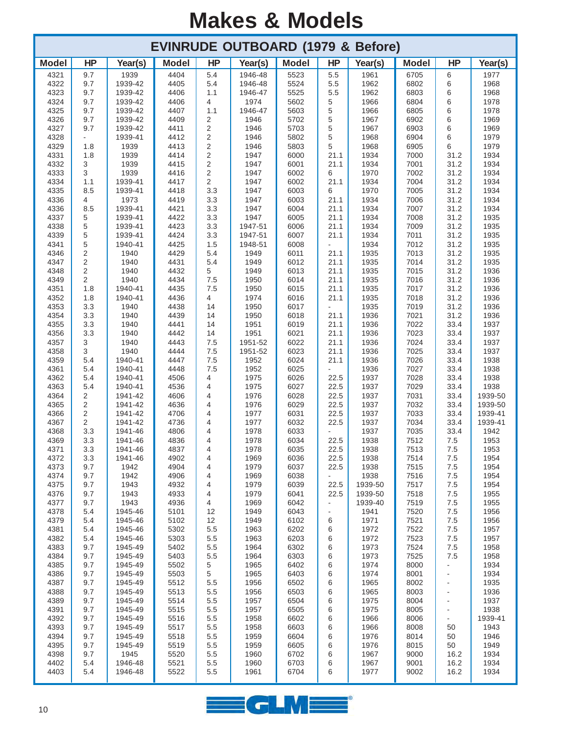# Makes & Models

## EVINRUDE OUTBOARD (1979 & Before)

| Model | HP | Year(s) | Model | HP | Year(s) | Model | HP | Year(s) | Model | HP | Year(s) |
|---|---|---|---|---|---|---|---|---|---|---|---|
| 4321 | 9.7 | 1939 | 4404 | 5.4 | 1946-48 | 5523 | 5.5 | 1961 | 6705 | 6 | 1977 |
| 4322 | 9.7 | 1939-42 | 4405 | 5.4 | 1946-48 | 5524 | 5.5 | 1962 | 6802 | 6 | 1968 |
| 4323 | 9.7 | 1939-42 | 4406 | 1.1 | 1946-47 | 5525 | 5.5 | 1962 | 6803 | 6 | 1968 |
| 4324 | 9.7 | 1939-42 | 4406 | 4 | 1974 | 5602 | 5 | 1966 | 6804 | 6 | 1978 |
| 4325 | 9.7 | 1939-42 | 4407 | 1.1 | 1946-47 | 5603 | 5 | 1966 | 6805 | 6 | 1978 |
| 4326 | 9.7 | 1939-42 | 4409 | 2 | 1946 | 5702 | 5 | 1967 | 6902 | 6 | 1969 |
| 4327 | 9.7 | 1939-42 | 4411 | 2 | 1946 | 5703 | 5 | 1967 | 6903 | 6 | 1969 |
| 4328 | - | 1939-41 | 4412 | 2 | 1946 | 5802 | 5 | 1968 | 6904 | 6 | 1979 |
| 4329 | 1.8 | 1939 | 4413 | 2 | 1946 | 5803 | 5 | 1968 | 6905 | 6 | 1979 |
| 4331 | 1.8 | 1939 | 4414 | 2 | 1947 | 6000 | 21.1 | 1934 | 7000 | 31.2 | 1934 |
| 4332 | 3 | 1939 | 4415 | 2 | 1947 | 6001 | 21.1 | 1934 | 7001 | 31.2 | 1934 |
| 4333 | 3 | 1939 | 4416 | 2 | 1947 | 6002 | 6 | 1970 | 7002 | 31.2 | 1934 |
| 4334 | 1.1 | 1939-41 | 4417 | 2 | 1947 | 6002 | 21.1 | 1934 | 7004 | 31.2 | 1934 |
| 4335 | 8.5 | 1939-41 | 4418 | 3.3 | 1947 | 6003 | 6 | 1970 | 7005 | 31.2 | 1934 |
| 4336 | 4 | 1973 | 4419 | 3.3 | 1947 | 6003 | 21.1 | 1934 | 7006 | 31.2 | 1934 |
| 4336 | 8.5 | 1939-41 | 4421 | 3.3 | 1947 | 6004 | 21.1 | 1934 | 7007 | 31.2 | 1934 |
| 4337 | 5 | 1939-41 | 4422 | 3.3 | 1947 | 6005 | 21.1 | 1934 | 7008 | 31.2 | 1935 |
| 4338 | 5 | 1939-41 | 4423 | 3.3 | 1947-51 | 6006 | 21.1 | 1934 | 7009 | 31.2 | 1935 |
| 4339 | 5 | 1939-41 | 4424 | 3.3 | 1947-51 | 6007 | 21.1 | 1934 | 7011 | 31.2 | 1935 |
| 4341 | 5 | 1940-41 | 4425 | 1.5 | 1948-51 | 6008 | - | 1934 | 7012 | 31.2 | 1935 |
| 4346 | 2 | 1940 | 4429 | 5.4 | 1949 | 6011 | 21.1 | 1935 | 7013 | 31.2 | 1935 |
| 4347 | 2 | 1940 | 4431 | 5.4 | 1949 | 6012 | 21.1 | 1935 | 7014 | 31.2 | 1935 |
| 4348 | 2 | 1940 | 4432 | 5 | 1949 | 6013 | 21.1 | 1935 | 7015 | 31.2 | 1936 |
| 4349 | 2 | 1940 | 4434 | 7.5 | 1950 | 6014 | 21.1 | 1935 | 7016 | 31.2 | 1936 |
| 4351 | 1.8 | 1940-41 | 4435 | 7.5 | 1950 | 6015 | 21.1 | 1935 | 7017 | 31.2 | 1936 |
| 4352 | 1.8 | 1940-41 | 4436 | 4 | 1974 | 6016 | 21.1 | 1935 | 7018 | 31.2 | 1936 |
| 4353 | 3.3 | 1940 | 4438 | 14 | 1950 | 6017 | - | 1935 | 7019 | 31.2 | 1936 |
| 4354 | 3.3 | 1940 | 4439 | 14 | 1950 | 6018 | 21.1 | 1936 | 7021 | 31.2 | 1936 |
| 4355 | 3.3 | 1940 | 4441 | 14 | 1951 | 6019 | 21.1 | 1936 | 7022 | 33.4 | 1937 |
| 4356 | 3.3 | 1940 | 4442 | 14 | 1951 | 6021 | 21.1 | 1936 | 7023 | 33.4 | 1937 |
| 4357 | 3 | 1940 | 4443 | 7.5 | 1951-52 | 6022 | 21.1 | 1936 | 7024 | 33.4 | 1937 |
| 4358 | 3 | 1940 | 4444 | 7.5 | 1951-52 | 6023 | 21.1 | 1936 | 7025 | 33.4 | 1937 |
| 4359 | 5.4 | 1940-41 | 4447 | 7.5 | 1952 | 6024 | 21.1 | 1936 | 7026 | 33.4 | 1938 |
| 4361 | 5.4 | 1940-41 | 4448 | 7.5 | 1952 | 6025 | - | 1936 | 7027 | 33.4 | 1938 |
| 4362 | 5.4 | 1940-41 | 4506 | 4 | 1975 | 6026 | 22.5 | 1937 | 7028 | 33.4 | 1938 |
| 4363 | 5.4 | 1940-41 | 4536 | 4 | 1975 | 6027 | 22.5 | 1937 | 7029 | 33.4 | 1938 |
| 4364 | 2 | 1941-42 | 4606 | 4 | 1976 | 6028 | 22.5 | 1937 | 7031 | 33.4 | 1939-50 |
| 4365 | 2 | 1941-42 | 4636 | 4 | 1976 | 6029 | 22.5 | 1937 | 7032 | 33.4 | 1939-50 |
| 4366 | 2 | 1941-42 | 4706 | 4 | 1977 | 6031 | 22.5 | 1937 | 7033 | 33.4 | 1939-41 |
| 4367 | 2 | 1941-42 | 4736 | 4 | 1977 | 6032 | 22.5 | 1937 | 7034 | 33.4 | 1939-41 |
| 4368 | 3.3 | 1941-46 | 4806 | 4 | 1978 | 6033 | - | 1937 | 7035 | 33.4 | 1942 |
| 4369 | 3.3 | 1941-46 | 4836 | 4 | 1978 | 6034 | 22.5 | 1938 | 7512 | 7.5 | 1953 |
| 4371 | 3.3 | 1941-46 | 4837 | 4 | 1978 | 6035 | 22.5 | 1938 | 7513 | 7.5 | 1953 |
| 4372 | 3.3 | 1941-46 | 4902 | 4 | 1969 | 6036 | 22.5 | 1938 | 7514 | 7.5 | 1954 |
| 4373 | 9.7 | 1942 | 4904 | 4 | 1979 | 6037 | 22.5 | 1938 | 7515 | 7.5 | 1954 |
| 4374 | 9.7 | 1942 | 4906 | 4 | 1969 | 6038 | - | 1938 | 7516 | 7.5 | 1954 |
| 4375 | 9.7 | 1943 | 4932 | 4 | 1979 | 6039 | 22.5 | 1939-50 | 7517 | 7.5 | 1954 |
| 4376 | 9.7 | 1943 | 4933 | 4 | 1979 | 6041 | 22.5 | 1939-50 | 7518 | 7.5 | 1955 |
| 4377 | 9.7 | 1943 | 4936 | 4 | 1969 | 6042 | - | 1939-40 | 7519 | 7.5 | 1955 |
| 4378 | 5.4 | 1945-46 | 5101 | 12 | 1949 | 6043 | - | 1941 | 7520 | 7.5 | 1956 |
| 4379 | 5.4 | 1945-46 | 5102 | 12 | 1949 | 6102 | 6 | 1971 | 7521 | 7.5 | 1956 |
| 4381 | 5.4 | 1945-46 | 5302 | 5.5 | 1963 | 6202 | 6 | 1972 | 7522 | 7.5 | 1957 |
| 4382 | 5.4 | 1945-46 | 5303 | 5.5 | 1963 | 6203 | 6 | 1972 | 7523 | 7.5 | 1957 |
| 4383 | 9.7 | 1945-49 | 5402 | 5.5 | 1964 | 6302 | 6 | 1973 | 7524 | 7.5 | 1958 |
| 4384 | 9.7 | 1945-49 | 5403 | 5.5 | 1964 | 6303 | 6 | 1973 | 7525 | 7.5 | 1958 |
| 4385 | 9.7 | 1945-49 | 5502 | 5 | 1965 | 6402 | 6 | 1974 | 8000 | - | 1934 |
| 4386 | 9.7 | 1945-49 | 5503 | 5 | 1965 | 6403 | 6 | 1974 | 8001 | - | 1934 |
| 4387 | 9.7 | 1945-49 | 5512 | 5.5 | 1956 | 6502 | 6 | 1965 | 8002 | - | 1935 |
| 4388 | 9.7 | 1945-49 | 5513 | 5.5 | 1956 | 6503 | 6 | 1965 | 8003 | - | 1936 |
| 4389 | 9.7 | 1945-49 | 5514 | 5.5 | 1957 | 6504 | 6 | 1975 | 8004 | - | 1937 |
| 4391 | 9.7 | 1945-49 | 5515 | 5.5 | 1957 | 6505 | 6 | 1975 | 8005 | - | 1938 |
| 4392 | 9.7 | 1945-49 | 5516 | 5.5 | 1958 | 6602 | 6 | 1966 | 8006 | - | 1939-41 |
| 4393 | 9.7 | 1945-49 | 5517 | 5.5 | 1958 | 6603 | 6 | 1966 | 8008 | 50 | 1943 |
| 4394 | 9.7 | 1945-49 | 5518 | 5.5 | 1959 | 6604 | 6 | 1976 | 8014 | 50 | 1946 |
| 4395 | 9.7 | 1945-49 | 5519 | 5.5 | 1959 | 6605 | 6 | 1976 | 8015 | 50 | 1949 |
| 4398 | 9.7 | 1945 | 5520 | 5.5 | 1960 | 6702 | 6 | 1967 | 9000 | 16.2 | 1934 |
| 4402 | 5.4 | 1946-48 | 5521 | 5.5 | 1960 | 6703 | 6 | 1967 | 9001 | 16.2 | 1934 |
| 4403 | 5.4 | 1946-48 | 5522 | 5.5 | 1961 | 6704 | 6 | 1977 | 9002 | 16.2 | 1934 |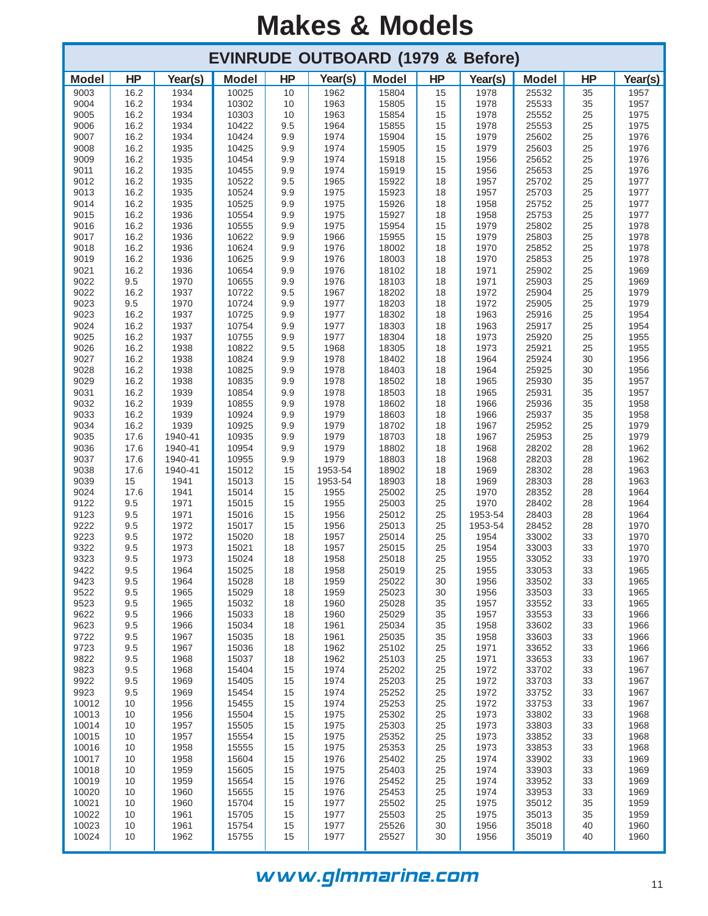# Makes & Models

## EVINRUDE OUTBOARD (1979 & Before)

| Model | HP | Year(s) | Model | HP | Year(s) | Model | HP | Year(s) | Model | HP | Year(s) |
|---|---|---|---|---|---|---|---|---|---|---|---|
| 9003 | 16.2 | 1934 | 10025 | 10 | 1962 | 15804 | 15 | 1978 | 25532 | 35 | 1957 |
| 9004 | 16.2 | 1934 | 10302 | 10 | 1963 | 15805 | 15 | 1978 | 25533 | 35 | 1957 |
| 9005 | 16.2 | 1934 | 10303 | 10 | 1963 | 15854 | 15 | 1978 | 25552 | 25 | 1975 |
| 9006 | 16.2 | 1934 | 10422 | 9.5 | 1964 | 15855 | 15 | 1978 | 25553 | 25 | 1975 |
| 9007 | 16.2 | 1934 | 10424 | 9.9 | 1974 | 15904 | 15 | 1979 | 25602 | 25 | 1976 |
| 9008 | 16.2 | 1935 | 10425 | 9.9 | 1974 | 15905 | 15 | 1979 | 25603 | 25 | 1976 |
| 9009 | 16.2 | 1935 | 10454 | 9.9 | 1974 | 15918 | 15 | 1956 | 25652 | 25 | 1976 |
| 9011 | 16.2 | 1935 | 10455 | 9.9 | 1974 | 15919 | 15 | 1956 | 25653 | 25 | 1976 |
| 9012 | 16.2 | 1935 | 10522 | 9.5 | 1965 | 15922 | 18 | 1957 | 25702 | 25 | 1977 |
| 9013 | 16.2 | 1935 | 10524 | 9.9 | 1975 | 15923 | 18 | 1957 | 25703 | 25 | 1977 |
| 9014 | 16.2 | 1935 | 10525 | 9.9 | 1975 | 15926 | 18 | 1958 | 25752 | 25 | 1977 |
| 9015 | 16.2 | 1936 | 10554 | 9.9 | 1975 | 15927 | 18 | 1958 | 25753 | 25 | 1977 |
| 9016 | 16.2 | 1936 | 10555 | 9.9 | 1975 | 15954 | 15 | 1979 | 25802 | 25 | 1978 |
| 9017 | 16.2 | 1936 | 10622 | 9.9 | 1966 | 15955 | 15 | 1979 | 25803 | 25 | 1978 |
| 9018 | 16.2 | 1936 | 10624 | 9.9 | 1976 | 18002 | 18 | 1970 | 25852 | 25 | 1978 |
| 9019 | 16.2 | 1936 | 10625 | 9.9 | 1976 | 18003 | 18 | 1970 | 25853 | 25 | 1978 |
| 9021 | 16.2 | 1936 | 10654 | 9.9 | 1976 | 18102 | 18 | 1971 | 25902 | 25 | 1969 |
| 9022 | 9.5 | 1970 | 10655 | 9.9 | 1976 | 18103 | 18 | 1971 | 25903 | 25 | 1969 |
| 9022 | 16.2 | 1937 | 10722 | 9.5 | 1967 | 18202 | 18 | 1972 | 25904 | 25 | 1979 |
| 9023 | 9.5 | 1970 | 10724 | 9.9 | 1977 | 18203 | 18 | 1972 | 25905 | 25 | 1979 |
| 9023 | 16.2 | 1937 | 10725 | 9.9 | 1977 | 18302 | 18 | 1963 | 25916 | 25 | 1954 |
| 9024 | 16.2 | 1937 | 10754 | 9.9 | 1977 | 18303 | 18 | 1963 | 25917 | 25 | 1954 |
| 9025 | 16.2 | 1937 | 10755 | 9.9 | 1977 | 18304 | 18 | 1973 | 25920 | 25 | 1955 |
| 9026 | 16.2 | 1938 | 10822 | 9.5 | 1968 | 18305 | 18 | 1973 | 25921 | 25 | 1955 |
| 9027 | 16.2 | 1938 | 10824 | 9.9 | 1978 | 18402 | 18 | 1964 | 25924 | 30 | 1956 |
| 9028 | 16.2 | 1938 | 10825 | 9.9 | 1978 | 18403 | 18 | 1964 | 25925 | 30 | 1956 |
| 9029 | 16.2 | 1938 | 10835 | 9.9 | 1978 | 18502 | 18 | 1965 | 25930 | 35 | 1957 |
| 9031 | 16.2 | 1939 | 10854 | 9.9 | 1978 | 18503 | 18 | 1965 | 25931 | 35 | 1957 |
| 9032 | 16.2 | 1939 | 10855 | 9.9 | 1978 | 18602 | 18 | 1966 | 25936 | 35 | 1958 |
| 9033 | 16.2 | 1939 | 10924 | 9.9 | 1979 | 18603 | 18 | 1966 | 25937 | 35 | 1958 |
| 9034 | 16.2 | 1939 | 10925 | 9.9 | 1979 | 18702 | 18 | 1967 | 25952 | 25 | 1979 |
| 9035 | 17.6 | 1940-41 | 10935 | 9.9 | 1979 | 18703 | 18 | 1967 | 25953 | 25 | 1979 |
| 9036 | 17.6 | 1940-41 | 10954 | 9.9 | 1979 | 18802 | 18 | 1968 | 28202 | 28 | 1962 |
| 9037 | 17.6 | 1940-41 | 10955 | 9.9 | 1979 | 18803 | 18 | 1968 | 28203 | 28 | 1962 |
| 9038 | 17.6 | 1940-41 | 15012 | 15 | 1953-54 | 18902 | 18 | 1969 | 28302 | 28 | 1963 |
| 9039 | 15 | 1941 | 15013 | 15 | 1953-54 | 18903 | 18 | 1969 | 28303 | 28 | 1963 |
| 9024 | 17.6 | 1941 | 15014 | 15 | 1955 | 25002 | 25 | 1970 | 28352 | 28 | 1964 |
| 9122 | 9.5 | 1971 | 15015 | 15 | 1955 | 25003 | 25 | 1970 | 28402 | 28 | 1964 |
| 9123 | 9.5 | 1971 | 15016 | 15 | 1956 | 25012 | 25 | 1953-54 | 28403 | 28 | 1964 |
| 9222 | 9.5 | 1972 | 15017 | 15 | 1956 | 25013 | 25 | 1953-54 | 28452 | 28 | 1970 |
| 9223 | 9.5 | 1972 | 15020 | 18 | 1957 | 25014 | 25 | 1954 | 33002 | 33 | 1970 |
| 9322 | 9.5 | 1973 | 15021 | 18 | 1957 | 25015 | 25 | 1954 | 33003 | 33 | 1970 |
| 9323 | 9.5 | 1973 | 15024 | 18 | 1958 | 25018 | 25 | 1955 | 33052 | 33 | 1970 |
| 9422 | 9.5 | 1964 | 15025 | 18 | 1958 | 25019 | 25 | 1955 | 33053 | 33 | 1965 |
| 9423 | 9.5 | 1964 | 15028 | 18 | 1959 | 25022 | 30 | 1956 | 33502 | 33 | 1965 |
| 9522 | 9.5 | 1965 | 15029 | 18 | 1959 | 25023 | 30 | 1956 | 33503 | 33 | 1965 |
| 9523 | 9.5 | 1965 | 15032 | 18 | 1960 | 25028 | 35 | 1957 | 33552 | 33 | 1965 |
| 9622 | 9.5 | 1966 | 15033 | 18 | 1960 | 25029 | 35 | 1957 | 33553 | 33 | 1966 |
| 9623 | 9.5 | 1966 | 15034 | 18 | 1961 | 25034 | 35 | 1958 | 33602 | 33 | 1966 |
| 9722 | 9.5 | 1967 | 15035 | 18 | 1961 | 25035 | 35 | 1958 | 33603 | 33 | 1966 |
| 9723 | 9.5 | 1967 | 15036 | 18 | 1962 | 25102 | 25 | 1971 | 33652 | 33 | 1966 |
| 9822 | 9.5 | 1968 | 15037 | 18 | 1962 | 25103 | 25 | 1971 | 33653 | 33 | 1967 |
| 9823 | 9.5 | 1968 | 15404 | 15 | 1974 | 25202 | 25 | 1972 | 33702 | 33 | 1967 |
| 9922 | 9.5 | 1969 | 15405 | 15 | 1974 | 25203 | 25 | 1972 | 33703 | 33 | 1967 |
| 9923 | 9.5 | 1969 | 15454 | 15 | 1974 | 25252 | 25 | 1972 | 33752 | 33 | 1967 |
| 10012 | 10 | 1956 | 15455 | 15 | 1974 | 25253 | 25 | 1972 | 33753 | 33 | 1967 |
| 10013 | 10 | 1956 | 15504 | 15 | 1975 | 25302 | 25 | 1973 | 33802 | 33 | 1968 |
| 10014 | 10 | 1957 | 15505 | 15 | 1975 | 25303 | 25 | 1973 | 33803 | 33 | 1968 |
| 10015 | 10 | 1957 | 15554 | 15 | 1975 | 25352 | 25 | 1973 | 33852 | 33 | 1968 |
| 10016 | 10 | 1958 | 15555 | 15 | 1975 | 25353 | 25 | 1973 | 33853 | 33 | 1968 |
| 10017 | 10 | 1958 | 15604 | 15 | 1976 | 25402 | 25 | 1974 | 33902 | 33 | 1969 |
| 10018 | 10 | 1959 | 15605 | 15 | 1975 | 25403 | 25 | 1974 | 33903 | 33 | 1969 |
| 10019 | 10 | 1959 | 15654 | 15 | 1976 | 25452 | 25 | 1974 | 33952 | 33 | 1969 |
| 10020 | 10 | 1960 | 15655 | 15 | 1976 | 25453 | 25 | 1974 | 33953 | 33 | 1969 |
| 10021 | 10 | 1960 | 15704 | 15 | 1977 | 25502 | 25 | 1975 | 35012 | 35 | 1959 |
| 10022 | 10 | 1961 | 15705 | 15 | 1977 | 25503 | 25 | 1975 | 35013 | 35 | 1959 |
| 10023 | 10 | 1961 | 15754 | 15 | 1977 | 25526 | 30 | 1956 | 35018 | 40 | 1960 |
| 10024 | 10 | 1962 | 15755 | 15 | 1977 | 25527 | 30 | 1956 | 35019 | 40 | 1960 |

www.glmmarine.com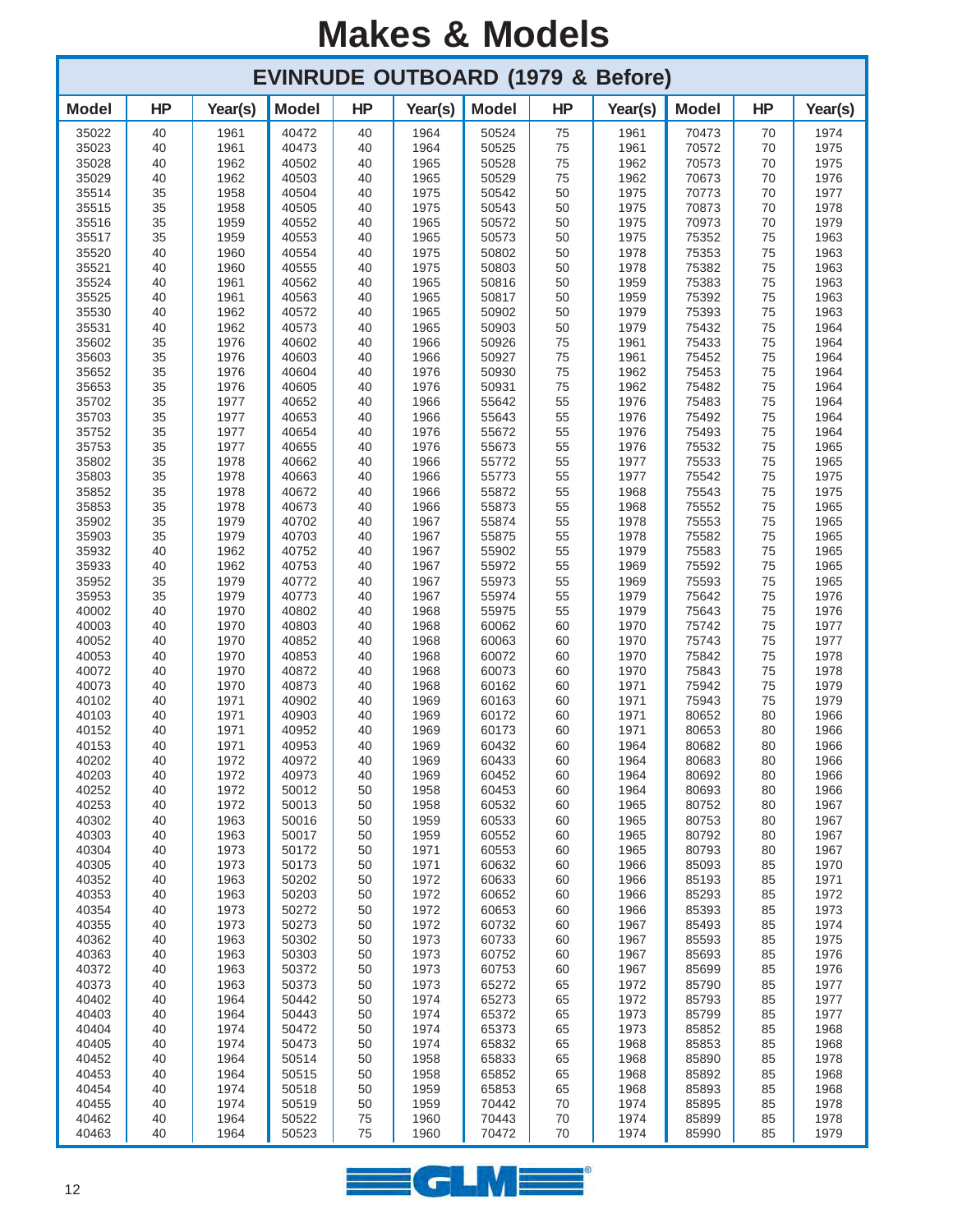# Makes & Models

## EVINRUDE OUTBOARD (1979 & Before)

| Model | HP | Year(s) | Model | HP | Year(s) | Model | HP | Year(s) | Model | HP | Year(s) |
|---|---|---|---|---|---|---|---|---|---|---|---|
| 35022 | 40 | 1961 | 40472 | 40 | 1964 | 50524 | 75 | 1961 | 70473 | 70 | 1974 |
| 35023 | 40 | 1961 | 40473 | 40 | 1964 | 50525 | 75 | 1961 | 70572 | 70 | 1975 |
| 35028 | 40 | 1962 | 40502 | 40 | 1965 | 50528 | 75 | 1962 | 70573 | 70 | 1975 |
| 35029 | 40 | 1962 | 40503 | 40 | 1965 | 50529 | 75 | 1962 | 70673 | 70 | 1976 |
| 35514 | 35 | 1958 | 40504 | 40 | 1975 | 50542 | 50 | 1975 | 70773 | 70 | 1977 |
| 35515 | 35 | 1958 | 40505 | 40 | 1975 | 50543 | 50 | 1975 | 70873 | 70 | 1978 |
| 35516 | 35 | 1959 | 40552 | 40 | 1965 | 50572 | 50 | 1975 | 70973 | 70 | 1979 |
| 35517 | 35 | 1959 | 40553 | 40 | 1965 | 50573 | 50 | 1975 | 75352 | 75 | 1963 |
| 35520 | 40 | 1960 | 40554 | 40 | 1975 | 50802 | 50 | 1978 | 75353 | 75 | 1963 |
| 35521 | 40 | 1960 | 40555 | 40 | 1975 | 50803 | 50 | 1978 | 75382 | 75 | 1963 |
| 35524 | 40 | 1961 | 40562 | 40 | 1965 | 50816 | 50 | 1959 | 75383 | 75 | 1963 |
| 35525 | 40 | 1961 | 40563 | 40 | 1965 | 50817 | 50 | 1959 | 75392 | 75 | 1963 |
| 35530 | 40 | 1962 | 40572 | 40 | 1965 | 50902 | 50 | 1979 | 75393 | 75 | 1963 |
| 35531 | 40 | 1962 | 40573 | 40 | 1965 | 50903 | 50 | 1979 | 75432 | 75 | 1964 |
| 35602 | 35 | 1976 | 40602 | 40 | 1966 | 50926 | 75 | 1961 | 75433 | 75 | 1964 |
| 35603 | 35 | 1976 | 40603 | 40 | 1966 | 50927 | 75 | 1961 | 75452 | 75 | 1964 |
| 35652 | 35 | 1976 | 40604 | 40 | 1976 | 50930 | 75 | 1962 | 75453 | 75 | 1964 |
| 35653 | 35 | 1976 | 40605 | 40 | 1976 | 50931 | 75 | 1962 | 75482 | 75 | 1964 |
| 35702 | 35 | 1977 | 40652 | 40 | 1966 | 55642 | 55 | 1976 | 75483 | 75 | 1964 |
| 35703 | 35 | 1977 | 40653 | 40 | 1966 | 55643 | 55 | 1976 | 75492 | 75 | 1964 |
| 35752 | 35 | 1977 | 40654 | 40 | 1976 | 55672 | 55 | 1976 | 75493 | 75 | 1964 |
| 35753 | 35 | 1977 | 40655 | 40 | 1976 | 55673 | 55 | 1976 | 75532 | 75 | 1965 |
| 35802 | 35 | 1978 | 40662 | 40 | 1966 | 55772 | 55 | 1977 | 75533 | 75 | 1965 |
| 35803 | 35 | 1978 | 40663 | 40 | 1966 | 55773 | 55 | 1977 | 75542 | 75 | 1975 |
| 35852 | 35 | 1978 | 40672 | 40 | 1966 | 55872 | 55 | 1968 | 75543 | 75 | 1975 |
| 35853 | 35 | 1978 | 40673 | 40 | 1966 | 55873 | 55 | 1968 | 75552 | 75 | 1965 |
| 35902 | 35 | 1979 | 40702 | 40 | 1967 | 55874 | 55 | 1978 | 75553 | 75 | 1965 |
| 35903 | 35 | 1979 | 40703 | 40 | 1967 | 55875 | 55 | 1978 | 75582 | 75 | 1965 |
| 35932 | 40 | 1962 | 40752 | 40 | 1967 | 55902 | 55 | 1979 | 75583 | 75 | 1965 |
| 35933 | 40 | 1962 | 40753 | 40 | 1967 | 55972 | 55 | 1969 | 75592 | 75 | 1965 |
| 35952 | 35 | 1979 | 40772 | 40 | 1967 | 55973 | 55 | 1969 | 75593 | 75 | 1965 |
| 35953 | 35 | 1979 | 40773 | 40 | 1967 | 55974 | 55 | 1979 | 75642 | 75 | 1976 |
| 40002 | 40 | 1970 | 40802 | 40 | 1968 | 55975 | 55 | 1979 | 75643 | 75 | 1976 |
| 40003 | 40 | 1970 | 40803 | 40 | 1968 | 60062 | 60 | 1970 | 75742 | 75 | 1977 |
| 40052 | 40 | 1970 | 40852 | 40 | 1968 | 60063 | 60 | 1970 | 75743 | 75 | 1977 |
| 40053 | 40 | 1970 | 40853 | 40 | 1968 | 60072 | 60 | 1970 | 75842 | 75 | 1978 |
| 40072 | 40 | 1970 | 40872 | 40 | 1968 | 60073 | 60 | 1970 | 75843 | 75 | 1978 |
| 40073 | 40 | 1970 | 40873 | 40 | 1968 | 60162 | 60 | 1971 | 75942 | 75 | 1979 |
| 40102 | 40 | 1971 | 40902 | 40 | 1969 | 60163 | 60 | 1971 | 75943 | 75 | 1979 |
| 40103 | 40 | 1971 | 40903 | 40 | 1969 | 60172 | 60 | 1971 | 80652 | 80 | 1966 |
| 40152 | 40 | 1971 | 40952 | 40 | 1969 | 60173 | 60 | 1971 | 80653 | 80 | 1966 |
| 40153 | 40 | 1971 | 40953 | 40 | 1969 | 60432 | 60 | 1964 | 80682 | 80 | 1966 |
| 40202 | 40 | 1972 | 40972 | 40 | 1969 | 60433 | 60 | 1964 | 80683 | 80 | 1966 |
| 40203 | 40 | 1972 | 40973 | 40 | 1969 | 60452 | 60 | 1964 | 80692 | 80 | 1966 |
| 40252 | 40 | 1972 | 50012 | 50 | 1958 | 60453 | 60 | 1964 | 80693 | 80 | 1966 |
| 40253 | 40 | 1972 | 50013 | 50 | 1958 | 60532 | 60 | 1965 | 80752 | 80 | 1967 |
| 40302 | 40 | 1963 | 50016 | 50 | 1959 | 60533 | 60 | 1965 | 80753 | 80 | 1967 |
| 40303 | 40 | 1963 | 50017 | 50 | 1959 | 60552 | 60 | 1965 | 80792 | 80 | 1967 |
| 40304 | 40 | 1973 | 50172 | 50 | 1971 | 60553 | 60 | 1965 | 80793 | 80 | 1967 |
| 40305 | 40 | 1973 | 50173 | 50 | 1971 | 60632 | 60 | 1966 | 85093 | 85 | 1970 |
| 40352 | 40 | 1963 | 50202 | 50 | 1972 | 60633 | 60 | 1966 | 85193 | 85 | 1971 |
| 40353 | 40 | 1963 | 50203 | 50 | 1972 | 60652 | 60 | 1966 | 85293 | 85 | 1972 |
| 40354 | 40 | 1973 | 50272 | 50 | 1972 | 60653 | 60 | 1966 | 85393 | 85 | 1973 |
| 40355 | 40 | 1973 | 50273 | 50 | 1972 | 60732 | 60 | 1967 | 85493 | 85 | 1974 |
| 40362 | 40 | 1963 | 50302 | 50 | 1973 | 60733 | 60 | 1967 | 85593 | 85 | 1975 |
| 40363 | 40 | 1963 | 50303 | 50 | 1973 | 60752 | 60 | 1967 | 85693 | 85 | 1976 |
| 40372 | 40 | 1963 | 50372 | 50 | 1973 | 60753 | 60 | 1967 | 85699 | 85 | 1976 |
| 40373 | 40 | 1963 | 50373 | 50 | 1973 | 65272 | 65 | 1972 | 85790 | 85 | 1977 |
| 40402 | 40 | 1964 | 50442 | 50 | 1974 | 65273 | 65 | 1972 | 85793 | 85 | 1977 |
| 40403 | 40 | 1964 | 50443 | 50 | 1974 | 65372 | 65 | 1973 | 85799 | 85 | 1977 |
| 40404 | 40 | 1974 | 50472 | 50 | 1974 | 65373 | 65 | 1973 | 85852 | 85 | 1968 |
| 40405 | 40 | 1974 | 50473 | 50 | 1974 | 65832 | 65 | 1968 | 85853 | 85 | 1968 |
| 40452 | 40 | 1964 | 50514 | 50 | 1958 | 65833 | 65 | 1968 | 85890 | 85 | 1978 |
| 40453 | 40 | 1964 | 50515 | 50 | 1958 | 65852 | 65 | 1968 | 85892 | 85 | 1968 |
| 40454 | 40 | 1974 | 50518 | 50 | 1959 | 65853 | 65 | 1968 | 85893 | 85 | 1968 |
| 40455 | 40 | 1974 | 50519 | 50 | 1959 | 70442 | 70 | 1974 | 85895 | 85 | 1978 |
| 40462 | 40 | 1964 | 50522 | 75 | 1960 | 70443 | 70 | 1974 | 85899 | 85 | 1978 |
| 40463 | 40 | 1964 | 50523 | 75 | 1960 | 70472 | 70 | 1974 | 85990 | 85 | 1979 |

GLM®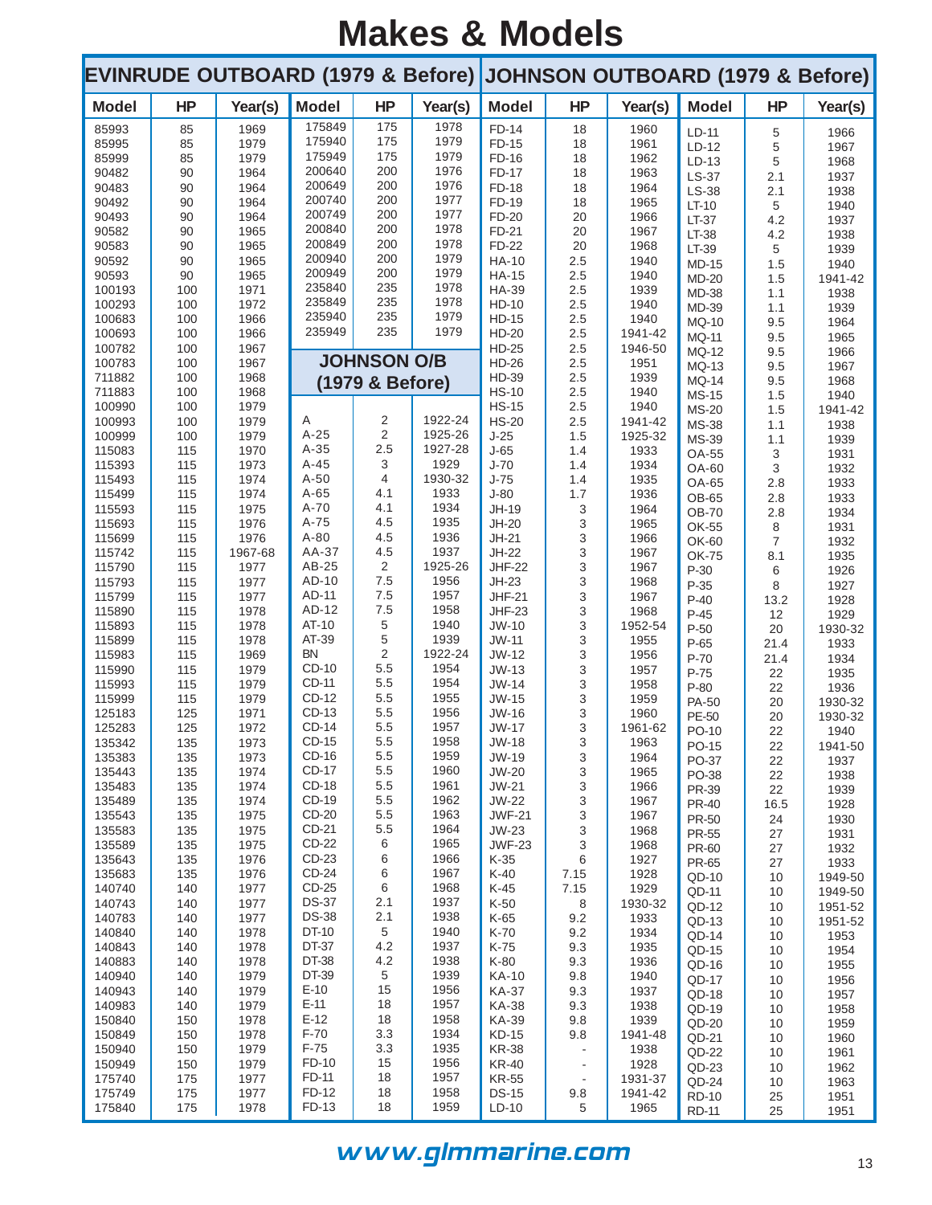# Makes & Models

## EVINRUDE OUTBOARD (1979 & Before)

| Model | HP | Year(s) |
|---|---|---|
| 85993 | 85 | 1969 |
| 85995 | 85 | 1979 |
| 85999 | 85 | 1979 |
| 90482 | 90 | 1964 |
| 90483 | 90 | 1964 |
| 90492 | 90 | 1964 |
| 90493 | 90 | 1964 |
| 90582 | 90 | 1965 |
| 90583 | 90 | 1965 |
| 90592 | 90 | 1965 |
| 90593 | 90 | 1965 |
| 100193 | 100 | 1971 |
| 100293 | 100 | 1972 |
| 100683 | 100 | 1966 |
| 100693 | 100 | 1966 |
| 100782 | 100 | 1967 |
| 100783 | 100 | 1967 |
| 711882 | 100 | 1968 |
| 711883 | 100 | 1968 |
| 100990 | 100 | 1979 |
| 100993 | 100 | 1979 |
| 100999 | 100 | 1979 |
| 115083 | 115 | 1970 |
| 115393 | 115 | 1973 |
| 115493 | 115 | 1974 |
| 115499 | 115 | 1974 |
| 115593 | 115 | 1975 |
| 115693 | 115 | 1976 |
| 115699 | 115 | 1976 |
| 115742 | 115 | 1967-68 |
| 115790 | 115 | 1977 |
| 115793 | 115 | 1977 |
| 115799 | 115 | 1977 |
| 115890 | 115 | 1978 |
| 115893 | 115 | 1978 |
| 115899 | 115 | 1978 |
| 115983 | 115 | 1969 |
| 115990 | 115 | 1979 |
| 115993 | 115 | 1979 |
| 115999 | 115 | 1979 |
| 125183 | 125 | 1971 |
| 125283 | 125 | 1972 |
| 135342 | 135 | 1973 |
| 135383 | 135 | 1973 |
| 135443 | 135 | 1974 |
| 135483 | 135 | 1974 |
| 135489 | 135 | 1974 |
| 135543 | 135 | 1975 |
| 135583 | 135 | 1975 |
| 135589 | 135 | 1975 |
| 135643 | 135 | 1976 |
| 135683 | 135 | 1976 |
| 140740 | 140 | 1977 |
| 140743 | 140 | 1977 |
| 140783 | 140 | 1977 |
| 140840 | 140 | 1978 |
| 140843 | 140 | 1978 |
| 140883 | 140 | 1978 |
| 140940 | 140 | 1979 |
| 140943 | 140 | 1979 |
| 140983 | 140 | 1979 |
| 150840 | 150 | 1978 |
| 150849 | 150 | 1978 |
| 150940 | 150 | 1979 |
| 150949 | 150 | 1979 |
| 175740 | 175 | 1977 |
| 175749 | 175 | 1977 |
| 175840 | 175 | 1978 |
| 175849 | 175 | 1978 |
| 175940 | 175 | 1979 |
| 175949 | 175 | 1979 |
| 200640 | 200 | 1976 |
| 200649 | 200 | 1976 |
| 200740 | 200 | 1977 |
| 200749 | 200 | 1977 |
| 200840 | 200 | 1978 |
| 200849 | 200 | 1978 |
| 200940 | 200 | 1979 |
| 200949 | 200 | 1979 |
| 235840 | 235 | 1978 |
| 235849 | 235 | 1978 |
| 235940 | 235 | 1979 |
| 235949 | 235 | 1979 |

## JOHNSON O/B (1979 & Before)

| Model | HP | Year(s) |
|---|---|---|
| A | 2 | 1922-24 |
| A-25 | 2 | 1925-26 |
| A-35 | 2.5 | 1927-28 |
| A-45 | 3 | 1929 |
| A-50 | 4 | 1930-32 |
| A-65 | 4.1 | 1933 |
| A-70 | 4.1 | 1934 |
| A-75 | 4.5 | 1935 |
| A-80 | 4.5 | 1936 |
| AA-37 | 4.5 | 1937 |
| AB-25 | 2 | 1925-26 |
| AD-10 | 7.5 | 1956 |
| AD-11 | 7.5 | 1957 |
| AD-12 | 7.5 | 1958 |
| AT-10 | 5 | 1940 |
| AT-39 | 5 | 1939 |
| BN | 2 | 1922-24 |
| CD-10 | 5.5 | 1954 |
| CD-11 | 5.5 | 1954 |
| CD-12 | 5.5 | 1955 |
| CD-13 | 5.5 | 1956 |
| CD-14 | 5.5 | 1957 |
| CD-15 | 5.5 | 1958 |
| CD-16 | 5.5 | 1959 |
| CD-17 | 5.5 | 1960 |
| CD-18 | 5.5 | 1961 |
| CD-19 | 5.5 | 1962 |
| CD-20 | 5.5 | 1963 |
| CD-21 | 5.5 | 1964 |
| CD-22 | 6 | 1965 |
| CD-23 | 6 | 1966 |
| CD-24 | 6 | 1967 |
| CD-25 | 6 | 1968 |
| DS-37 | 2.1 | 1937 |
| DS-38 | 2.1 | 1938 |
| DT-10 | 5 | 1940 |
| DT-37 | 4.2 | 1937 |
| DT-38 | 4.2 | 1938 |
| DT-39 | 5 | 1939 |
| E-10 | 15 | 1956 |
| E-11 | 18 | 1957 |
| E-12 | 18 | 1958 |
| F-70 | 3.3 | 1934 |
| F-75 | 3.3 | 1935 |
| FD-10 | 15 | 1956 |
| FD-11 | 18 | 1957 |
| FD-12 | 18 | 1958 |
| FD-13 | 18 | 1959 |
| FD-14 | 18 | 1960 |
| FD-15 | 18 | 1961 |
| FD-16 | 18 | 1962 |
| FD-17 | 18 | 1963 |
| FD-18 | 18 | 1964 |
| FD-19 | 18 | 1965 |
| FD-20 | 20 | 1966 |
| FD-21 | 20 | 1967 |
| FD-22 | 20 | 1968 |
| HA-10 | 2.5 | 1940 |
| HA-15 | 2.5 | 1940 |
| HA-39 | 2.5 | 1939 |
| HD-10 | 2.5 | 1940 |
| HD-15 | 2.5 | 1940 |
| HD-20 | 2.5 | 1941-42 |
| HD-25 | 2.5 | 1946-50 |
| HD-26 | 2.5 | 1951 |
| HD-39 | 2.5 | 1939 |
| HS-10 | 2.5 | 1940 |
| HS-15 | 2.5 | 1940 |
| HS-20 | 2.5 | 1941-42 |
| J-25 | 1.5 | 1925-32 |
| J-65 | 1.4 | 1933 |
| J-70 | 1.4 | 1934 |
| J-75 | 1.4 | 1935 |
| J-80 | 1.7 | 1936 |
| JH-19 | 3 | 1964 |
| JH-20 | 3 | 1965 |
| JH-21 | 3 | 1966 |
| JH-22 | 3 | 1967 |
| JHF-22 | 3 | 1967 |
| JH-23 | 3 | 1968 |
| JHF-21 | 3 | 1967 |
| JHF-23 | 3 | 1968 |
| JW-10 | 3 | 1952-54 |
| JW-11 | 3 | 1955 |
| JW-12 | 3 | 1956 |
| JW-13 | 3 | 1957 |
| JW-14 | 3 | 1958 |
| JW-15 | 3 | 1959 |
| JW-16 | 3 | 1960 |
| JW-17 | 3 | 1961-62 |
| JW-18 | 3 | 1963 |
| JW-19 | 3 | 1964 |
| JW-20 | 3 | 1965 |
| JW-21 | 3 | 1966 |
| JW-22 | 3 | 1967 |
| JWF-21 | 3 | 1967 |
| JW-23 | 3 | 1968 |
| JWF-23 | 3 | 1968 |
| K-35 | 6 | 1927 |
| K-40 | 7.15 | 1928 |
| K-45 | 7.15 | 1929 |
| K-50 | 8 | 1930-32 |
| K-65 | 9.2 | 1933 |
| K-70 | 9.2 | 1934 |
| K-75 | 9.3 | 1935 |
| K-80 | 9.3 | 1936 |
| KA-10 | 9.8 | 1940 |
| KA-37 | 9.3 | 1937 |
| KA-38 | 9.3 | 1938 |
| KA-39 | 9.8 | 1939 |
| KD-15 | 9.8 | 1941-48 |
| KR-38 | - | 1938 |
| KR-40 | - | 1928 |
| KR-55 | - | 1931-37 |
| DS-15 | 9.8 | 1941-42 |
| LD-10 | 5 | 1965 |
| LD-11 | 5 | 1966 |
| LD-12 | 5 | 1967 |
| LD-13 | 5 | 1968 |
| LS-37 | 2.1 | 1937 |
| LS-38 | 2.1 | 1938 |
| LT-10 | 5 | 1940 |
| LT-37 | 4.2 | 1937 |
| LT-38 | 4.2 | 1938 |
| LT-39 | 5 | 1939 |
| MD-15 | 1.5 | 1940 |
| MD-20 | 1.5 | 1941-42 |
| MD-38 | 1.1 | 1938 |
| MD-39 | 1.1 | 1939 |
| MQ-10 | 9.5 | 1964 |
| MQ-11 | 9.5 | 1965 |
| MQ-12 | 9.5 | 1966 |
| MQ-13 | 9.5 | 1967 |
| MQ-14 | 9.5 | 1968 |
| MS-15 | 1.5 | 1940 |
| MS-20 | 1.5 | 1941-42 |
| MS-38 | 1.1 | 1938 |
| MS-39 | 1.1 | 1939 |
| OA-55 | 3 | 1931 |
| OA-60 | 3 | 1932 |
| OA-65 | 2.8 | 1933 |
| OB-65 | 2.8 | 1933 |
| OB-70 | 2.8 | 1934 |
| OK-55 | 8 | 1931 |
| OK-60 | 7 | 1932 |
| OK-75 | 8.1 | 1935 |
| P-30 | 6 | 1926 |
| P-35 | 8 | 1927 |
| P-40 | 13.2 | 1928 |
| P-45 | 12 | 1929 |
| P-50 | 20 | 1930-32 |
| P-65 | 21.4 | 1933 |
| P-70 | 21.4 | 1934 |
| P-75 | 22 | 1935 |
| P-80 | 22 | 1936 |
| PA-50 | 20 | 1930-32 |
| PE-50 | 20 | 1930-32 |
| PO-10 | 22 | 1940 |
| PO-15 | 22 | 1941-50 |
| PO-37 | 22 | 1937 |
| PO-38 | 22 | 1938 |
| PR-39 | 22 | 1939 |
| PR-40 | 16.5 | 1928 |
| PR-50 | 24 | 1930 |
| PR-55 | 27 | 1931 |
| PR-60 | 27 | 1932 |
| PR-65 | 27 | 1933 |
| QD-10 | 10 | 1949-50 |
| QD-11 | 10 | 1949-50 |
| QD-12 | 10 | 1951-52 |
| QD-13 | 10 | 1951-52 |
| QD-14 | 10 | 1953 |
| QD-15 | 10 | 1954 |
| QD-16 | 10 | 1955 |
| QD-17 | 10 | 1956 |
| QD-18 | 10 | 1957 |
| QD-19 | 10 | 1958 |
| QD-20 | 10 | 1959 |
| QD-21 | 10 | 1960 |
| QD-22 | 10 | 1961 |
| QD-23 | 10 | 1962 |
| QD-24 | 10 | 1963 |
| RD-10 | 25 | 1951 |
| RD-11 | 25 | 1951 |

www.glmmarine.com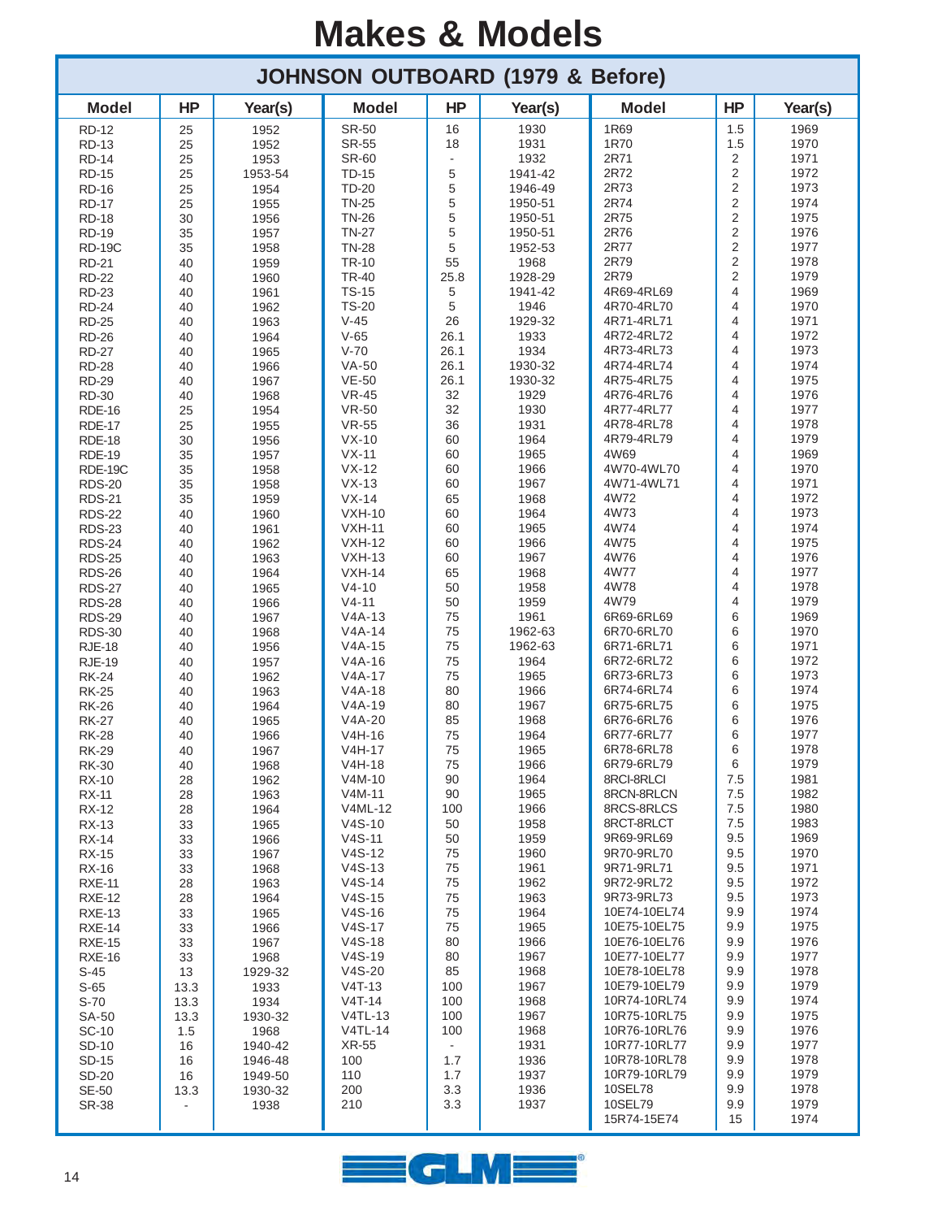# Makes & Models

## JOHNSON OUTBOARD (1979 & Before)

| Model | HP | Year(s) | Model | HP | Year(s) | Model | HP | Year(s) |
|---|---|---|---|---|---|---|---|---|
| RD-12 | 25 | 1952 | SR-50 | 16 | 1930 | 1R69 | 1.5 | 1969 |
| RD-13 | 25 | 1952 | SR-55 | 18 | 1931 | 1R70 | 1.5 | 1970 |
| RD-14 | 25 | 1953 | SR-60 | - | 1932 | 2R71 | 2 | 1971 |
| RD-15 | 25 | 1953-54 | TD-15 | 5 | 1941-42 | 2R72 | 2 | 1972 |
| RD-16 | 25 | 1954 | TD-20 | 5 | 1946-49 | 2R73 | 2 | 1973 |
| RD-17 | 25 | 1955 | TN-25 | 5 | 1950-51 | 2R74 | 2 | 1974 |
| RD-18 | 30 | 1956 | TN-26 | 5 | 1950-51 | 2R75 | 2 | 1975 |
| RD-19 | 35 | 1957 | TN-27 | 5 | 1950-51 | 2R76 | 2 | 1976 |
| RD-19C | 35 | 1958 | TN-28 | 5 | 1952-53 | 2R77 | 2 | 1977 |
| RD-21 | 40 | 1959 | TR-10 | 55 | 1968 | 2R79 | 2 | 1978 |
| RD-22 | 40 | 1960 | TR-40 | 25.8 | 1928-29 | 2R79 | 2 | 1979 |
| RD-23 | 40 | 1961 | TS-15 | 5 | 1941-42 | 4R69-4RL69 | 4 | 1969 |
| RD-24 | 40 | 1962 | TS-20 | 5 | 1946 | 4R70-4RL70 | 4 | 1970 |
| RD-25 | 40 | 1963 | V-45 | 26 | 1929-32 | 4R71-4RL71 | 4 | 1971 |
| RD-26 | 40 | 1964 | V-65 | 26.1 | 1933 | 4R72-4RL72 | 4 | 1972 |
| RD-27 | 40 | 1965 | V-70 | 26.1 | 1934 | 4R73-4RL73 | 4 | 1973 |
| RD-28 | 40 | 1966 | VA-50 | 26.1 | 1930-32 | 4R74-4RL74 | 4 | 1974 |
| RD-29 | 40 | 1967 | VE-50 | 26.1 | 1930-32 | 4R75-4RL75 | 4 | 1975 |
| RD-30 | 40 | 1968 | VR-45 | 32 | 1929 | 4R76-4RL76 | 4 | 1976 |
| RDE-16 | 25 | 1954 | VR-50 | 32 | 1930 | 4R77-4RL77 | 4 | 1977 |
| RDE-17 | 25 | 1955 | VR-55 | 36 | 1931 | 4R78-4RL78 | 4 | 1978 |
| RDE-18 | 30 | 1956 | VX-10 | 60 | 1964 | 4R79-4RL79 | 4 | 1979 |
| RDE-19 | 35 | 1957 | VX-11 | 60 | 1965 | 4W69 | 4 | 1969 |
| RDE-19C | 35 | 1958 | VX-12 | 60 | 1966 | 4W70-4WL70 | 4 | 1970 |
| RDS-20 | 35 | 1958 | VX-13 | 60 | 1967 | 4W71-4WL71 | 4 | 1971 |
| RDS-21 | 35 | 1959 | VX-14 | 65 | 1968 | 4W72 | 4 | 1972 |
| RDS-22 | 40 | 1960 | VXH-10 | 60 | 1964 | 4W73 | 4 | 1973 |
| RDS-23 | 40 | 1961 | VXH-11 | 60 | 1965 | 4W74 | 4 | 1974 |
| RDS-24 | 40 | 1962 | VXH-12 | 60 | 1966 | 4W75 | 4 | 1975 |
| RDS-25 | 40 | 1963 | VXH-13 | 60 | 1967 | 4W76 | 4 | 1976 |
| RDS-26 | 40 | 1964 | VXH-14 | 65 | 1968 | 4W77 | 4 | 1977 |
| RDS-27 | 40 | 1965 | V4-10 | 50 | 1958 | 4W78 | 4 | 1978 |
| RDS-28 | 40 | 1966 | V4-11 | 50 | 1959 | 4W79 | 4 | 1979 |
| RDS-29 | 40 | 1967 | V4A-13 | 75 | 1961 | 6R69-6RL69 | 6 | 1969 |
| RDS-30 | 40 | 1968 | V4A-14 | 75 | 1962-63 | 6R70-6RL70 | 6 | 1970 |
| RJE-18 | 40 | 1956 | V4A-15 | 75 | 1962-63 | 6R71-6RL71 | 6 | 1971 |
| RJE-19 | 40 | 1957 | V4A-16 | 75 | 1964 | 6R72-6RL72 | 6 | 1972 |
| RK-24 | 40 | 1962 | V4A-17 | 75 | 1965 | 6R73-6RL73 | 6 | 1973 |
| RK-25 | 40 | 1963 | V4A-18 | 80 | 1966 | 6R74-6RL74 | 6 | 1974 |
| RK-26 | 40 | 1964 | V4A-19 | 80 | 1967 | 6R75-6RL75 | 6 | 1975 |
| RK-27 | 40 | 1965 | V4A-20 | 85 | 1968 | 6R76-6RL76 | 6 | 1976 |
| RK-28 | 40 | 1966 | V4H-16 | 75 | 1964 | 6R77-6RL77 | 6 | 1977 |
| RK-29 | 40 | 1967 | V4H-17 | 75 | 1965 | 6R78-6RL78 | 6 | 1978 |
| RK-30 | 40 | 1968 | V4H-18 | 75 | 1966 | 6R79-6RL79 | 6 | 1979 |
| RX-10 | 28 | 1962 | V4M-10 | 90 | 1964 | 8RCI-8RLCI | 7.5 | 1981 |
| RX-11 | 28 | 1963 | V4M-11 | 90 | 1965 | 8RCN-8RLCN | 7.5 | 1982 |
| RX-12 | 28 | 1964 | V4ML-12 | 100 | 1966 | 8RCS-8RLCS | 7.5 | 1980 |
| RX-13 | 33 | 1965 | V4S-10 | 50 | 1958 | 8RCT-8RLCT | 7.5 | 1983 |
| RX-14 | 33 | 1966 | V4S-11 | 50 | 1959 | 9R69-9RL69 | 9.5 | 1969 |
| RX-15 | 33 | 1967 | V4S-12 | 75 | 1960 | 9R70-9RL70 | 9.5 | 1970 |
| RX-16 | 33 | 1968 | V4S-13 | 75 | 1961 | 9R71-9RL71 | 9.5 | 1971 |
| RXE-11 | 28 | 1963 | V4S-14 | 75 | 1962 | 9R72-9RL72 | 9.5 | 1972 |
| RXE-12 | 28 | 1964 | V4S-15 | 75 | 1963 | 9R73-9RL73 | 9.5 | 1973 |
| RXE-13 | 33 | 1965 | V4S-16 | 75 | 1964 | 10E74-10EL74 | 9.9 | 1974 |
| RXE-14 | 33 | 1966 | V4S-17 | 75 | 1965 | 10E75-10EL75 | 9.9 | 1975 |
| RXE-15 | 33 | 1967 | V4S-18 | 80 | 1966 | 10E76-10EL76 | 9.9 | 1976 |
| RXE-16 | 33 | 1968 | V4S-19 | 80 | 1967 | 10E77-10EL77 | 9.9 | 1977 |
| S-45 | 13 | 1929-32 | V4S-20 | 85 | 1968 | 10E78-10EL78 | 9.9 | 1978 |
| S-65 | 13.3 | 1933 | V4T-13 | 100 | 1967 | 10E79-10EL79 | 9.9 | 1979 |
| S-70 | 13.3 | 1934 | V4T-14 | 100 | 1968 | 10R74-10RL74 | 9.9 | 1974 |
| SA-50 | 13.3 | 1930-32 | V4TL-13 | 100 | 1967 | 10R75-10RL75 | 9.9 | 1975 |
| SC-10 | 1.5 | 1968 | V4TL-14 | 100 | 1968 | 10R76-10RL76 | 9.9 | 1976 |
| SD-10 | 16 | 1940-42 | XR-55 | - | 1931 | 10R77-10RL77 | 9.9 | 1977 |
| SD-15 | 16 | 1946-48 | 100 | 1.7 | 1936 | 10R78-10RL78 | 9.9 | 1978 |
| SD-20 | 16 | 1949-50 | 110 | 1.7 | 1937 | 10R79-10RL79 | 9.9 | 1979 |
| SE-50 | 13.3 | 1930-32 | 200 | 3.3 | 1936 | 10SEL78 | 9.9 | 1978 |
| SR-38 | - | 1938 | 210 | 3.3 | 1937 | 10SEL79 | 9.9 | 1979 |
| | | | | | | 15R74-15E74 | 15 | 1974 |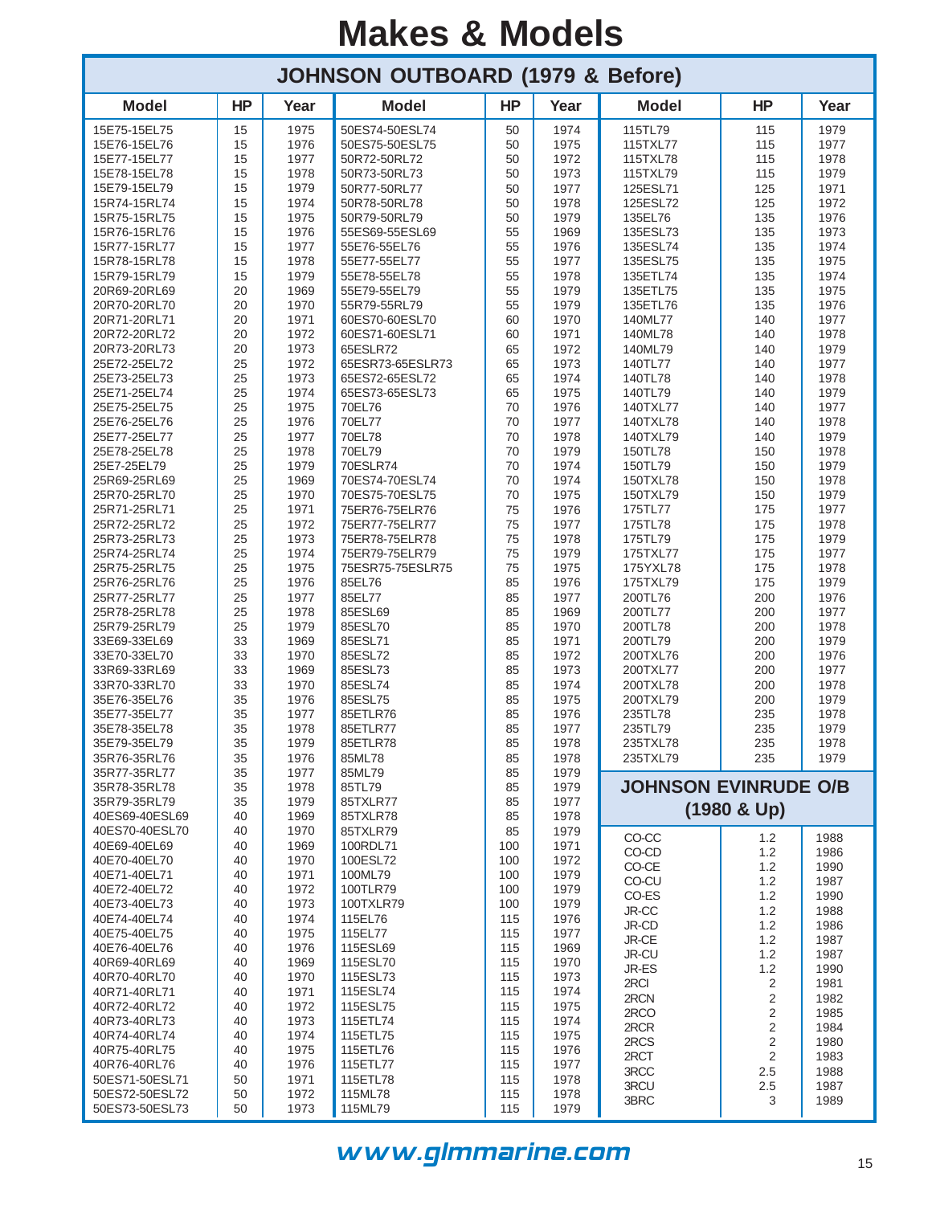# Makes & Models

## JOHNSON OUTBOARD (1979 & Before)

| Model | HP | Year | Model | HP | Year | Model | HP | Year |
|---|---|---|---|---|---|---|---|---|
| 15E75-15EL75 | 15 | 1975 | 50ES74-50ESL74 | 50 | 1974 | 115TL79 | 115 | 1979 |
| 15E76-15EL76 | 15 | 1976 | 50ES75-50ESL75 | 50 | 1975 | 115TXL77 | 115 | 1977 |
| 15E77-15EL77 | 15 | 1977 | 50R72-50RL72 | 50 | 1972 | 115TXL78 | 115 | 1978 |
| 15E78-15EL78 | 15 | 1978 | 50R73-50RL73 | 50 | 1973 | 115TXL79 | 115 | 1979 |
| 15E79-15EL79 | 15 | 1979 | 50R77-50RL77 | 50 | 1977 | 125ESL71 | 125 | 1971 |
| 15R74-15RL74 | 15 | 1974 | 50R78-50RL78 | 50 | 1978 | 125ESL72 | 125 | 1972 |
| 15R75-15RL75 | 15 | 1975 | 50R79-50RL79 | 50 | 1979 | 135EL76 | 135 | 1976 |
| 15R76-15RL76 | 15 | 1976 | 55ES69-55ESL69 | 55 | 1969 | 135ESL73 | 135 | 1973 |
| 15R77-15RL77 | 15 | 1977 | 55E76-55EL76 | 55 | 1976 | 135ESL74 | 135 | 1974 |
| 15R78-15RL78 | 15 | 1978 | 55E77-55EL77 | 55 | 1977 | 135ESL75 | 135 | 1975 |
| 15R79-15RL79 | 15 | 1979 | 55E78-55EL78 | 55 | 1978 | 135ETL74 | 135 | 1974 |
| 20R69-20RL69 | 20 | 1969 | 55E79-55EL79 | 55 | 1979 | 135ETL75 | 135 | 1975 |
| 20R70-20RL70 | 20 | 1970 | 55R79-55RL79 | 55 | 1979 | 135ETL76 | 135 | 1976 |
| 20R71-20RL71 | 20 | 1971 | 60ES70-60ESL70 | 60 | 1970 | 140ML77 | 140 | 1977 |
| 20R72-20RL72 | 20 | 1972 | 60ES71-60ESL71 | 60 | 1971 | 140ML78 | 140 | 1978 |
| 20R73-20RL73 | 20 | 1973 | 65ESLR72 | 65 | 1972 | 140ML79 | 140 | 1979 |
| 25E72-25EL72 | 25 | 1972 | 65ESR73-65ESLR73 | 65 | 1973 | 140TL77 | 140 | 1977 |
| 25E73-25EL73 | 25 | 1973 | 65ES72-65ESL72 | 65 | 1974 | 140TL78 | 140 | 1978 |
| 25E71-25EL74 | 25 | 1974 | 65ES73-65ESL73 | 65 | 1975 | 140TL79 | 140 | 1979 |
| 25E75-25EL75 | 25 | 1975 | 70EL76 | 70 | 1976 | 140TXL77 | 140 | 1977 |
| 25E76-25EL76 | 25 | 1976 | 70EL77 | 70 | 1977 | 140TXL78 | 140 | 1978 |
| 25E77-25EL77 | 25 | 1977 | 70EL78 | 70 | 1978 | 140TXL79 | 140 | 1979 |
| 25E78-25EL78 | 25 | 1978 | 70EL79 | 70 | 1979 | 150TL78 | 150 | 1978 |
| 25E7-25EL79 | 25 | 1979 | 70ESLR74 | 70 | 1974 | 150TL79 | 150 | 1979 |
| 25R69-25RL69 | 25 | 1969 | 70ES74-70ESL74 | 70 | 1974 | 150TXL78 | 150 | 1978 |
| 25R70-25RL70 | 25 | 1970 | 70ES75-70ESL75 | 70 | 1975 | 150TXL79 | 150 | 1979 |
| 25R71-25RL71 | 25 | 1971 | 75ER76-75ELR76 | 75 | 1976 | 175TL77 | 175 | 1977 |
| 25R72-25RL72 | 25 | 1972 | 75ER77-75ELR77 | 75 | 1977 | 175TL78 | 175 | 1978 |
| 25R73-25RL73 | 25 | 1973 | 75ER78-75ELR78 | 75 | 1978 | 175TL79 | 175 | 1979 |
| 25R74-25RL74 | 25 | 1974 | 75ER79-75ELR79 | 75 | 1979 | 175TXL77 | 175 | 1977 |
| 25R75-25RL75 | 25 | 1975 | 75ESR75-75ESLR75 | 75 | 1975 | 175YXL78 | 175 | 1978 |
| 25R76-25RL76 | 25 | 1976 | 85EL76 | 85 | 1976 | 175TXL79 | 175 | 1979 |
| 25R77-25RL77 | 25 | 1977 | 85EL77 | 85 | 1977 | 200TL76 | 200 | 1976 |
| 25R78-25RL78 | 25 | 1978 | 85ESL69 | 85 | 1969 | 200TL77 | 200 | 1977 |
| 25R79-25RL79 | 25 | 1979 | 85ESL70 | 85 | 1970 | 200TL78 | 200 | 1978 |
| 33E69-33EL69 | 33 | 1969 | 85ESL71 | 85 | 1971 | 200TL79 | 200 | 1979 |
| 33E70-33EL70 | 33 | 1970 | 85ESL72 | 85 | 1972 | 200TXL76 | 200 | 1976 |
| 33R69-33RL69 | 33 | 1969 | 85ESL73 | 85 | 1973 | 200TXL77 | 200 | 1977 |
| 33R70-33RL70 | 33 | 1970 | 85ESL74 | 85 | 1974 | 200TXL78 | 200 | 1978 |
| 35E76-35EL76 | 35 | 1976 | 85ESL75 | 85 | 1975 | 200TXL79 | 200 | 1979 |
| 35E77-35EL77 | 35 | 1977 | 85ETLR76 | 85 | 1976 | 235TL78 | 235 | 1978 |
| 35E78-35EL78 | 35 | 1978 | 85ETLR77 | 85 | 1977 | 235TL79 | 235 | 1979 |
| 35E79-35EL79 | 35 | 1979 | 85ETLR78 | 85 | 1978 | 235TXL78 | 235 | 1978 |
| 35R76-35RL76 | 35 | 1976 | 85ML78 | 85 | 1978 | 235TXL79 | 235 | 1979 |
| 35R77-35RL77 | 35 | 1977 | 85ML79 | 85 | 1979 | | | |
| 35R78-35RL78 | 35 | 1978 | 85TL79 | 85 | 1979 | | | |
| 35R79-35RL79 | 35 | 1979 | 85TXLR77 | 85 | 1977 | | | |
| 40ES69-40ESL69 | 40 | 1969 | 85TXLR78 | 85 | 1978 | | | |
| 40ES70-40ESL70 | 40 | 1970 | 85TXLR79 | 85 | 1979 | | | |
| 40E69-40EL69 | 40 | 1969 | 100RDL71 | 100 | 1971 | | | |
| 40E70-40EL70 | 40 | 1970 | 100ESL72 | 100 | 1972 | | | |
| 40E71-40EL71 | 40 | 1971 | 100ML79 | 100 | 1979 | | | |
| 40E72-40EL72 | 40 | 1972 | 100TLR79 | 100 | 1979 | | | |
| 40E73-40EL73 | 40 | 1973 | 100TXLR79 | 100 | 1979 | | | |
| 40E74-40EL74 | 40 | 1974 | 115EL76 | 115 | 1976 | | | |
| 40E75-40EL75 | 40 | 1975 | 115EL77 | 115 | 1977 | | | |
| 40E76-40EL76 | 40 | 1976 | 115ESL69 | 115 | 1969 | | | |
| 40R69-40RL69 | 40 | 1969 | 115ESL70 | 115 | 1970 | | | |
| 40R70-40RL70 | 40 | 1970 | 115ESL73 | 115 | 1973 | | | |
| 40R71-40RL71 | 40 | 1971 | 115ESL74 | 115 | 1974 | | | |
| 40R72-40RL72 | 40 | 1972 | 115ESL75 | 115 | 1975 | | | |
| 40R73-40RL73 | 40 | 1973 | 115ETL74 | 115 | 1974 | | | |
| 40R74-40RL74 | 40 | 1974 | 115ETL75 | 115 | 1975 | | | |
| 40R75-40RL75 | 40 | 1975 | 115ETL76 | 115 | 1976 | | | |
| 40R76-40RL76 | 40 | 1976 | 115ETL77 | 115 | 1977 | | | |
| 50ES71-50ESL71 | 50 | 1971 | 115ETL78 | 115 | 1978 | | | |
| 50ES72-50ESL72 | 50 | 1972 | 115ML78 | 115 | 1978 | | | |
| 50ES73-50ESL73 | 50 | 1973 | 115ML79 | 115 | 1979 | | | |

## JOHNSON EVINRUDE O/B (1980 & Up)

| Model | HP | Year |
|---|---|---|
| CO-CC | 1.2 | 1988 |
| CO-CD | 1.2 | 1986 |
| CO-CE | 1.2 | 1990 |
| CO-CU | 1.2 | 1987 |
| CO-ES | 1.2 | 1990 |
| JR-CC | 1.2 | 1988 |
| JR-CD | 1.2 | 1986 |
| JR-CE | 1.2 | 1987 |
| JR-CU | 1.2 | 1987 |
| JR-ES | 1.2 | 1990 |
| 2RCI | 2 | 1981 |
| 2RCN | 2 | 1982 |
| 2RCO | 2 | 1985 |
| 2RCR | 2 | 1984 |
| 2RCS | 2 | 1980 |
| 2RCT | 2 | 1983 |
| 3RCC | 2.5 | 1988 |
| 3RCU | 2.5 | 1987 |
| 3BRC | 3 | 1989 |

www.glmmarine.com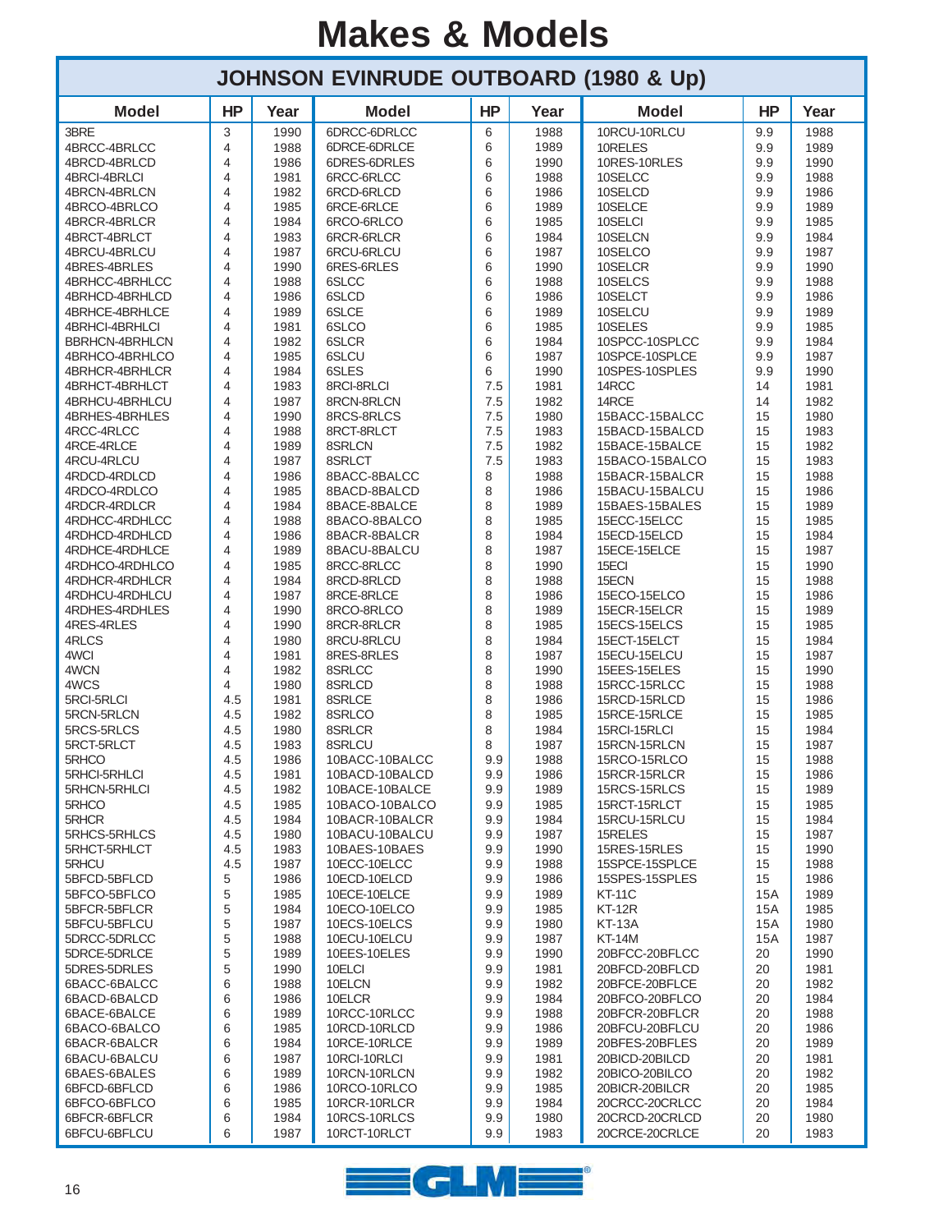# Makes & Models

## JOHNSON EVINRUDE OUTBOARD (1980 & Up)

| Model | HP | Year | Model | HP | Year | Model | HP | Year |
|---|---|---|---|---|---|---|---|---|
| 3BRE | 3 | 1990 | 6DRCC-6DRLCC | 6 | 1988 | 10RCU-10RLCU | 9.9 | 1988 |
| 4BRCC-4BRLCC | 4 | 1988 | 6DRCE-6DRLCE | 6 | 1989 | 10RELES | 9.9 | 1989 |
| 4BRCD-4BRLCD | 4 | 1986 | 6DRES-6DRLES | 6 | 1990 | 10RES-10RLES | 9.9 | 1990 |
| 4BRCI-4BRLCI | 4 | 1981 | 6RCC-6RLCC | 6 | 1988 | 10SELCC | 9.9 | 1988 |
| 4BRCN-4BRLCN | 4 | 1982 | 6RCD-6RLCD | 6 | 1986 | 10SELCD | 9.9 | 1986 |
| 4BRCO-4BRLCO | 4 | 1985 | 6RCE-6RLCE | 6 | 1989 | 10SELCE | 9.9 | 1989 |
| 4BRCR-4BRLCR | 4 | 1984 | 6RCO-6RLCO | 6 | 1985 | 10SELCI | 9.9 | 1985 |
| 4BRCT-4BRLCT | 4 | 1983 | 6RCR-6RLCR | 6 | 1984 | 10SELCN | 9.9 | 1984 |
| 4BRCU-4BRLCU | 4 | 1987 | 6RCU-6RLCU | 6 | 1987 | 10SELCO | 9.9 | 1987 |
| 4BRES-4BRLES | 4 | 1990 | 6RES-6RLES | 6 | 1990 | 10SELCR | 9.9 | 1990 |
| 4BRHCC-4BRHLCC | 4 | 1988 | 6SLCC | 6 | 1988 | 10SELCS | 9.9 | 1988 |
| 4BRHCD-4BRHLCD | 4 | 1986 | 6SLCD | 6 | 1986 | 10SELCT | 9.9 | 1986 |
| 4BRHCE-4BRHLCE | 4 | 1989 | 6SLCE | 6 | 1989 | 10SELCU | 9.9 | 1989 |
| 4BRHCI-4BRHLCI | 4 | 1981 | 6SLCO | 6 | 1985 | 10SELES | 9.9 | 1985 |
| BBRHCN-4BRHLCN | 4 | 1982 | 6SLCR | 6 | 1984 | 10SPCC-10SPLCC | 9.9 | 1984 |
| 4BRHCO-4BRHLCO | 4 | 1985 | 6SLCU | 6 | 1987 | 10SPCE-10SPLCE | 9.9 | 1987 |
| 4BRHCR-4BRHLCR | 4 | 1984 | 6SLES | 6 | 1990 | 10SPES-10SPLES | 9.9 | 1990 |
| 4BRHCT-4BRHLCT | 4 | 1983 | 8RCI-8RLCI | 7.5 | 1981 | 14RCC | 14 | 1981 |
| 4BRHCU-4BRHLCU | 4 | 1987 | 8RCN-8RLCN | 7.5 | 1982 | 14RCE | 14 | 1982 |
| 4BRHES-4BRHLES | 4 | 1990 | 8RCS-8RLCS | 7.5 | 1980 | 15BACC-15BALCC | 15 | 1980 |
| 4RCC-4RLCC | 4 | 1988 | 8RCT-8RLCT | 7.5 | 1983 | 15BACD-15BALCD | 15 | 1983 |
| 4RCE-4RLCE | 4 | 1989 | 8SRLCN | 7.5 | 1982 | 15BACE-15BALCE | 15 | 1982 |
| 4RCU-4RLCU | 4 | 1987 | 8SRLCT | 7.5 | 1983 | 15BACO-15BALCO | 15 | 1983 |
| 4RDCD-4RDLCD | 4 | 1986 | 8BACC-8BALCC | 8 | 1988 | 15BACR-15BALCR | 15 | 1988 |
| 4RDCO-4RDLCO | 4 | 1985 | 8BACD-8BALCD | 8 | 1986 | 15BACU-15BALCU | 15 | 1986 |
| 4RDCR-4RDLCR | 4 | 1984 | 8BACE-8BALCE | 8 | 1989 | 15BAES-15BALES | 15 | 1989 |
| 4RDHCC-4RDHLCC | 4 | 1988 | 8BACO-8BALCO | 8 | 1985 | 15ECC-15ELCC | 15 | 1985 |
| 4RDHCD-4RDHLCD | 4 | 1986 | 8BACR-8BALCR | 8 | 1984 | 15ECD-15ELCD | 15 | 1984 |
| 4RDHCE-4RDHLCE | 4 | 1989 | 8BACU-8BALCU | 8 | 1987 | 15ECE-15ELCE | 15 | 1987 |
| 4RDHCO-4RDHLCO | 4 | 1985 | 8RCC-8RLCC | 8 | 1990 | 15ECI | 15 | 1990 |
| 4RDHCR-4RDHLCR | 4 | 1984 | 8RCD-8RLCD | 8 | 1988 | 15ECN | 15 | 1988 |
| 4RDHCU-4RDHLCU | 4 | 1987 | 8RCE-8RLCE | 8 | 1986 | 15ECO-15ELCO | 15 | 1986 |
| 4RDHES-4RDHLES | 4 | 1990 | 8RCO-8RLCO | 8 | 1989 | 15ECR-15ELCR | 15 | 1989 |
| 4RES-4RLES | 4 | 1990 | 8RCR-8RLCR | 8 | 1985 | 15ECS-15ELCS | 15 | 1985 |
| 4RLCS | 4 | 1980 | 8RCU-8RLCU | 8 | 1984 | 15ECT-15ELCT | 15 | 1984 |
| 4WCI | 4 | 1981 | 8RES-8RLES | 8 | 1987 | 15ECU-15ELCU | 15 | 1987 |
| 4WCN | 4 | 1982 | 8SRLCC | 8 | 1990 | 15EES-15ELES | 15 | 1990 |
| 4WCS | 4 | 1980 | 8SRLCD | 8 | 1988 | 15RCC-15RLCC | 15 | 1988 |
| 5RCI-5RLCI | 4.5 | 1981 | 8SRLCE | 8 | 1986 | 15RCD-15RLCD | 15 | 1986 |
| 5RCN-5RLCN | 4.5 | 1982 | 8SRLCO | 8 | 1985 | 15RCE-15RLCE | 15 | 1985 |
| 5RCS-5RLCS | 4.5 | 1980 | 8SRLCR | 8 | 1984 | 15RCI-15RLCI | 15 | 1984 |
| 5RCT-5RLCT | 4.5 | 1983 | 8SRLCU | 8 | 1987 | 15RCN-15RLCN | 15 | 1987 |
| 5RHCO | 4.5 | 1986 | 10BACC-10BALCC | 9.9 | 1988 | 15RCO-15RLCO | 15 | 1988 |
| 5RHCI-5RHLCI | 4.5 | 1981 | 10BACD-10BALCD | 9.9 | 1986 | 15RCR-15RLCR | 15 | 1986 |
| 5RHCN-5RHLCI | 4.5 | 1982 | 10BACE-10BALCE | 9.9 | 1989 | 15RCS-15RLCS | 15 | 1989 |
| 5RHCO | 4.5 | 1985 | 10BACO-10BALCO | 9.9 | 1985 | 15RCT-15RLCT | 15 | 1985 |
| 5RHCR | 4.5 | 1984 | 10BACR-10BALCR | 9.9 | 1984 | 15RCU-15RLCU | 15 | 1984 |
| 5RHCS-5RHLCS | 4.5 | 1980 | 10BACU-10BALCU | 9.9 | 1987 | 15RELES | 15 | 1987 |
| 5RHCT-5RHLCT | 4.5 | 1983 | 10BAES-10BAES | 9.9 | 1990 | 15RES-15RLES | 15 | 1990 |
| 5RHCU | 4.5 | 1987 | 10ECC-10ELCC | 9.9 | 1988 | 15SPCE-15SPLCE | 15 | 1988 |
| 5BFCD-5BFLCD | 5 | 1986 | 10ECD-10ELCD | 9.9 | 1986 | 15SPES-15SPLES | 15 | 1986 |
| 5BFCO-5BFLCO | 5 | 1985 | 10ECE-10ELCE | 9.9 | 1989 | KT-11C | 15A | 1989 |
| 5BFCR-5BFLCR | 5 | 1984 | 10ECO-10ELCO | 9.9 | 1985 | KT-12R | 15A | 1985 |
| 5BFCU-5BFLCU | 5 | 1987 | 10ECS-10ELCS | 9.9 | 1980 | KT-13A | 15A | 1980 |
| 5DRCC-5DRLCC | 5 | 1988 | 10ECU-10ELCU | 9.9 | 1987 | KT-14M | 15A | 1987 |
| 5DRCE-5DRLCE | 5 | 1989 | 10EES-10ELES | 9.9 | 1990 | 20BFCC-20BFLCC | 20 | 1990 |
| 5DRES-5DRLES | 5 | 1990 | 10ELCI | 9.9 | 1981 | 20BFCD-20BFLCD | 20 | 1981 |
| 6BACC-6BALCC | 6 | 1988 | 10ELCN | 9.9 | 1982 | 20BFCE-20BFLCE | 20 | 1982 |
| 6BACD-6BALCD | 6 | 1986 | 10ELCR | 9.9 | 1984 | 20BFCO-20BFLCO | 20 | 1984 |
| 6BACE-6BALCE | 6 | 1989 | 10RCC-10RLCC | 9.9 | 1988 | 20BFCR-20BFLCR | 20 | 1988 |
| 6BACO-6BALCO | 6 | 1985 | 10RCD-10RLCD | 9.9 | 1986 | 20BFCU-20BFLCU | 20 | 1986 |
| 6BACR-6BALCR | 6 | 1984 | 10RCE-10RLCE | 9.9 | 1989 | 20BFES-20BFLES | 20 | 1989 |
| 6BACU-6BALCU | 6 | 1987 | 10RCI-10RLCI | 9.9 | 1981 | 20BICD-20BILCD | 20 | 1981 |
| 6BAES-6BALES | 6 | 1989 | 10RCN-10RLCN | 9.9 | 1982 | 20BICO-20BILCO | 20 | 1982 |
| 6BFCD-6BFLCD | 6 | 1986 | 10RCO-10RLCO | 9.9 | 1985 | 20BICR-20BILCR | 20 | 1985 |
| 6BFCO-6BFLCO | 6 | 1985 | 10RCR-10RLCR | 9.9 | 1984 | 20CRCC-20CRLCC | 20 | 1984 |
| 6BFCR-6BFLCR | 6 | 1984 | 10RCS-10RLCS | 9.9 | 1980 | 20CRCD-20CRLCD | 20 | 1980 |
| 6BFCU-6BFLCU | 6 | 1987 | 10RCT-10RLCT | 9.9 | 1983 | 20CRCE-20CRLCE | 20 | 1983 |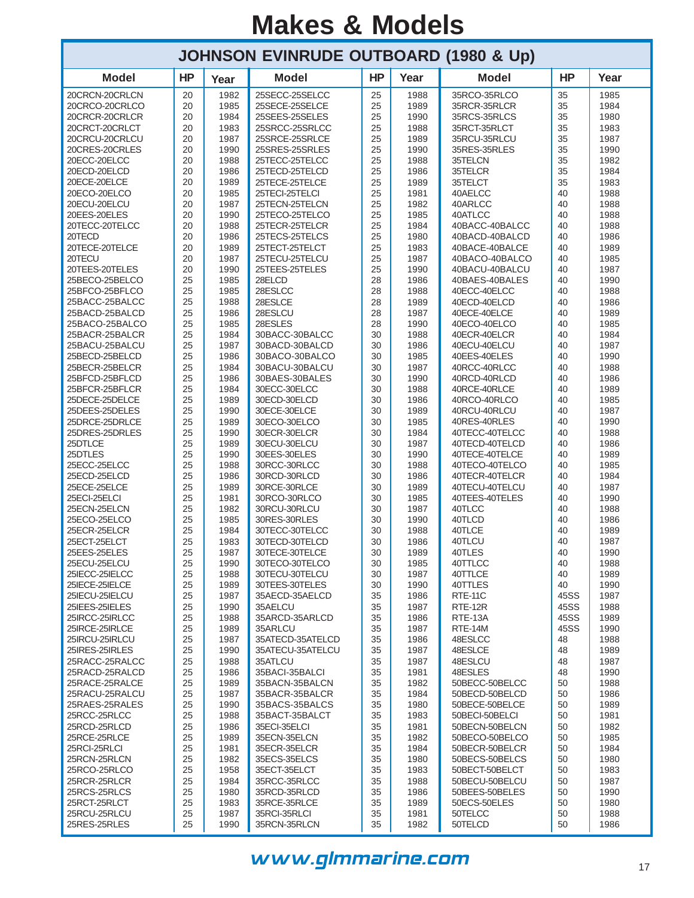# Makes & Models

## JOHNSON EVINRUDE OUTBOARD (1980 & Up)

| Model | HP | Year | Model | HP | Year | Model | HP | Year |
|---|---|---|---|---|---|---|---|---|
| 20CRCN-20CRLCN | 20 | 1982 | 25SECC-25SELCC | 25 | 1988 | 35RCO-35RLCO | 35 | 1985 |
| 20CRCO-20CRLCO | 20 | 1985 | 25SECE-25SELCE | 25 | 1989 | 35RCR-35RLCR | 35 | 1984 |
| 20CRCR-20CRLCR | 20 | 1984 | 25SEES-25SELES | 25 | 1990 | 35RCS-35RLCS | 35 | 1980 |
| 20CRCT-20CRLCT | 20 | 1983 | 25SRCC-25SRLCC | 25 | 1988 | 35RCT-35RLCT | 35 | 1983 |
| 20CRCU-20CRLCU | 20 | 1987 | 25SRCE-25SRLCE | 25 | 1989 | 35RCU-35RLCU | 35 | 1987 |
| 20CRES-20CRLES | 20 | 1990 | 25SRES-25SRLES | 25 | 1990 | 35RES-35RLES | 35 | 1990 |
| 20ECC-20ELCC | 20 | 1988 | 25TECC-25TELCC | 25 | 1988 | 35TELCN | 35 | 1982 |
| 20ECD-20ELCD | 20 | 1986 | 25TECD-25TELCD | 25 | 1986 | 35TELCR | 35 | 1984 |
| 20ECE-20ELCE | 20 | 1989 | 25TECE-25TELCE | 25 | 1989 | 35TELCT | 35 | 1983 |
| 20ECO-20ELCO | 20 | 1985 | 25TECI-25TELCI | 25 | 1981 | 40AELCC | 40 | 1988 |
| 20ECU-20ELCU | 20 | 1987 | 25TECN-25TELCN | 25 | 1982 | 40ARLCC | 40 | 1988 |
| 20EES-20ELES | 20 | 1990 | 25TECO-25TELCO | 25 | 1985 | 40ATLCC | 40 | 1988 |
| 20TECC-20TELCC | 20 | 1988 | 25TECR-25TELCR | 25 | 1984 | 40BACC-40BALCC | 40 | 1988 |
| 20TECD | 20 | 1986 | 25TECS-25TELCS | 25 | 1980 | 40BACD-40BALCD | 40 | 1986 |
| 20TECE-20TELCE | 20 | 1989 | 25TECT-25TELCT | 25 | 1983 | 40BACE-40BALCE | 40 | 1989 |
| 20TECU | 20 | 1987 | 25TECU-25TELCU | 25 | 1987 | 40BACO-40BALCO | 40 | 1985 |
| 20TEES-20TELES | 20 | 1990 | 25TEES-25TELES | 25 | 1990 | 40BACU-40BALCU | 40 | 1987 |
| 25BECO-25BELCO | 25 | 1985 | 28ELCD | 28 | 1986 | 40BAES-40BALES | 40 | 1990 |
| 25BFCO-25BFLCO | 25 | 1985 | 28ESLCC | 28 | 1988 | 40ECC-40ELCC | 40 | 1988 |
| 25BACC-25BALCC | 25 | 1988 | 28ESLCE | 28 | 1989 | 40ECD-40ELCD | 40 | 1986 |
| 25BACD-25BALCD | 25 | 1986 | 28ESLCU | 28 | 1987 | 40ECE-40ELCE | 40 | 1989 |
| 25BACO-25BALCO | 25 | 1985 | 28ESLES | 28 | 1990 | 40ECO-40ELCO | 40 | 1985 |
| 25BACR-25BALCR | 25 | 1984 | 30BACC-30BALCC | 30 | 1988 | 40ECR-40ELCR | 40 | 1984 |
| 25BACU-25BALCU | 25 | 1987 | 30BACD-30BALCD | 30 | 1986 | 40ECU-40ELCU | 40 | 1987 |
| 25BECD-25BELCD | 25 | 1986 | 30BACO-30BALCO | 30 | 1985 | 40EES-40ELES | 40 | 1990 |
| 25BECR-25BELCR | 25 | 1984 | 30BACU-30BALCU | 30 | 1987 | 40RCC-40RLCC | 40 | 1988 |
| 25BFCD-25BFLCD | 25 | 1986 | 30BAES-30BALES | 30 | 1990 | 40RCD-40RLCD | 40 | 1986 |
| 25BFCR-25BFLCR | 25 | 1984 | 30ECC-30ELCC | 30 | 1988 | 40RCE-40RLCE | 40 | 1989 |
| 25DECE-25DELCE | 25 | 1989 | 30ECD-30ELCD | 30 | 1986 | 40RCO-40RLCO | 40 | 1985 |
| 25DEES-25DELES | 25 | 1990 | 30ECE-30ELCE | 30 | 1989 | 40RCU-40RLCU | 40 | 1987 |
| 25DRCE-25DRLCE | 25 | 1989 | 30ECO-30ELCO | 30 | 1985 | 40RES-40RLES | 40 | 1990 |
| 25DRES-25DRLES | 25 | 1990 | 30ECR-30ELCR | 30 | 1984 | 40TECC-40TELCC | 40 | 1988 |
| 25DTLCE | 25 | 1989 | 30ECU-30ELCU | 30 | 1987 | 40TECD-40TELCD | 40 | 1986 |
| 25DTLES | 25 | 1990 | 30EES-30ELES | 30 | 1990 | 40TECE-40TELCE | 40 | 1989 |
| 25ECC-25ELCC | 25 | 1988 | 30RCC-30RLCC | 30 | 1988 | 40TECO-40TELCO | 40 | 1985 |
| 25ECD-25ELCD | 25 | 1986 | 30RCD-30RLCD | 30 | 1986 | 40TECR-40TELCR | 40 | 1984 |
| 25ECE-25ELCE | 25 | 1989 | 30RCE-30RLCE | 30 | 1989 | 40TECU-40TELCU | 40 | 1987 |
| 25ECI-25ELCI | 25 | 1981 | 30RCO-30RLCO | 30 | 1985 | 40TEES-40TELES | 40 | 1990 |
| 25ECN-25ELCN | 25 | 1982 | 30RCU-30RLCU | 30 | 1987 | 40TLCC | 40 | 1988 |
| 25ECO-25ELCO | 25 | 1985 | 30RES-30RLES | 30 | 1990 | 40TLCD | 40 | 1986 |
| 25ECR-25ELCR | 25 | 1984 | 30TECC-30TELCC | 30 | 1988 | 40TLCE | 40 | 1989 |
| 25ECT-25ELCT | 25 | 1983 | 30TECD-30TELCD | 30 | 1986 | 40TLCU | 40 | 1987 |
| 25EES-25ELES | 25 | 1987 | 30TECE-30TELCE | 30 | 1989 | 40TLES | 40 | 1990 |
| 25ECU-25ELCU | 25 | 1990 | 30TECO-30TELCO | 30 | 1985 | 40TTLCC | 40 | 1988 |
| 25IECC-25IELCC | 25 | 1988 | 30TECU-30TELCU | 30 | 1987 | 40TTLCE | 40 | 1989 |
| 25IECE-25IELCE | 25 | 1989 | 30TEES-30TELES | 30 | 1990 | 40TTLES | 40 | 1990 |
| 25IECU-25IELCU | 25 | 1987 | 35AECD-35AELCD | 35 | 1986 | RTE-11C | 45SS | 1987 |
| 25IEES-25IELES | 25 | 1990 | 35AELCU | 35 | 1987 | RTE-12R | 45SS | 1988 |
| 25IRCC-25IRLCC | 25 | 1988 | 35ARCD-35ARLCD | 35 | 1986 | RTE-13A | 45SS | 1989 |
| 25IRCE-25IRLCE | 25 | 1989 | 35ARLCU | 35 | 1987 | RTE-14M | 45SS | 1990 |
| 25IRCU-25IRLCU | 25 | 1987 | 35ATECD-35ATELCD | 35 | 1986 | 48ESLCC | 48 | 1988 |
| 25IRES-25IRLES | 25 | 1990 | 35ATECU-35ATELCU | 35 | 1987 | 48ESLCE | 48 | 1989 |
| 25RACC-25RALCC | 25 | 1988 | 35ATLCU | 35 | 1987 | 48ESLCU | 48 | 1987 |
| 25RACD-25RALCD | 25 | 1986 | 35BACI-35BALCI | 35 | 1981 | 48ESLES | 48 | 1990 |
| 25RACE-25RALCE | 25 | 1989 | 35BACN-35BALCN | 35 | 1982 | 50BECC-50BELCC | 50 | 1988 |
| 25RACU-25RALCU | 25 | 1987 | 35BACR-35BALCR | 35 | 1984 | 50BECD-50BELCD | 50 | 1986 |
| 25RAES-25RALES | 25 | 1990 | 35BACS-35BALCS | 35 | 1980 | 50BECE-50BELCE | 50 | 1989 |
| 25RCC-25RLCC | 25 | 1988 | 35BACT-35BALCT | 35 | 1983 | 50BECI-50BELCI | 50 | 1981 |
| 25RCD-25RLCD | 25 | 1986 | 35ECI-35ELCI | 35 | 1981 | 50BECN-50BELCN | 50 | 1982 |
| 25RCE-25RLCE | 25 | 1989 | 35ECN-35ELCN | 35 | 1982 | 50BECO-50BELCO | 50 | 1985 |
| 25RCI-25RLCI | 25 | 1981 | 35ECR-35ELCR | 35 | 1984 | 50BECR-50BELCR | 50 | 1984 |
| 25RCN-25RLCN | 25 | 1982 | 35ECS-35ELCS | 35 | 1980 | 50BECS-50BELCS | 50 | 1980 |
| 25RCO-25RLCO | 25 | 1958 | 35ECT-35ELCT | 35 | 1983 | 50BECT-50BELCT | 50 | 1983 |
| 25RCR-25RLCR | 25 | 1984 | 35RCC-35RLCC | 35 | 1988 | 50BECU-50BELCU | 50 | 1987 |
| 25RCS-25RLCS | 25 | 1980 | 35RCD-35RLCD | 35 | 1986 | 50BEES-50BELES | 50 | 1990 |
| 25RCT-25RLCT | 25 | 1983 | 35RCE-35RLCE | 35 | 1989 | 50ECS-50ELES | 50 | 1980 |
| 25RCU-25RLCU | 25 | 1987 | 35RCI-35RLCI | 35 | 1981 | 50TELCC | 50 | 1988 |
| 25RES-25RLES | 25 | 1990 | 35RCN-35RLCN | 35 | 1982 | 50TELCD | 50 | 1986 |

www.glmmarine.com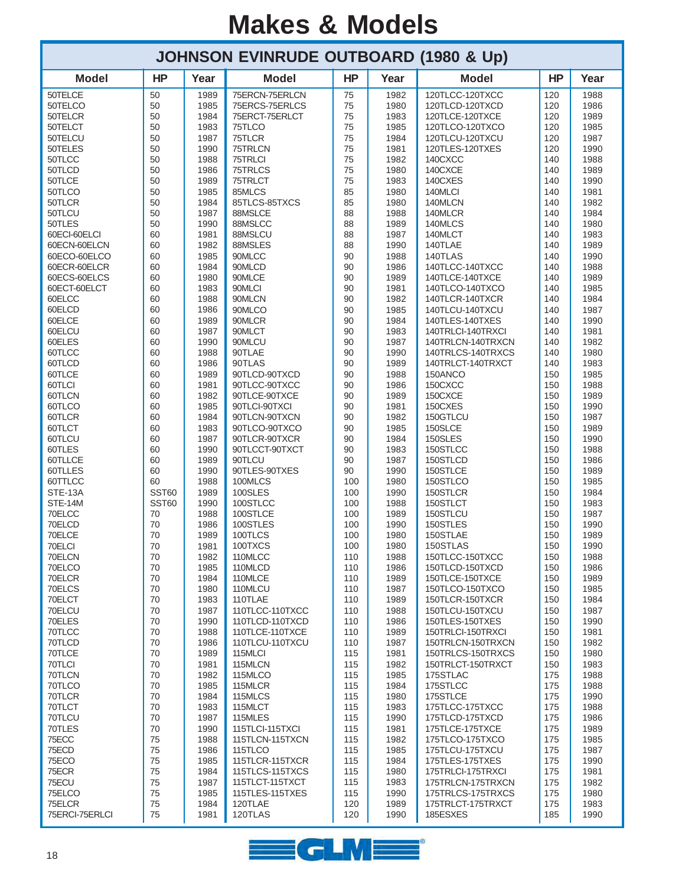# Makes & Models

## JOHNSON EVINRUDE OUTBOARD (1980 & Up)

| Model | HP | Year | Model | HP | Year | Model | HP | Year |
|---|---|---|---|---|---|---|---|---|
| 50TELCE | 50 | 1989 | 75ERCN-75ERLCN | 75 | 1982 | 120TLCC-120TXCC | 120 | 1988 |
| 50TELCO | 50 | 1985 | 75ERCS-75ERLCS | 75 | 1980 | 120TLCD-120TXCD | 120 | 1986 |
| 50TELCR | 50 | 1984 | 75ERCT-75ERLCT | 75 | 1983 | 120TLCE-120TXCE | 120 | 1989 |
| 50TELCT | 50 | 1983 | 75TLCO | 75 | 1985 | 120TLCO-120TXCO | 120 | 1985 |
| 50TELCU | 50 | 1987 | 75TLCR | 75 | 1984 | 120TLCU-120TXCU | 120 | 1987 |
| 50TELES | 50 | 1990 | 75TRLCN | 75 | 1981 | 120TLES-120TXES | 120 | 1990 |
| 50TLCC | 50 | 1988 | 75TRLCI | 75 | 1982 | 140CXCC | 140 | 1988 |
| 50TLCD | 50 | 1986 | 75TRLCS | 75 | 1980 | 140CXCE | 140 | 1989 |
| 50TLCE | 50 | 1989 | 75TRLCT | 75 | 1983 | 140CXES | 140 | 1990 |
| 50TLCO | 50 | 1985 | 85MLCS | 85 | 1980 | 140MLCI | 140 | 1981 |
| 50TLCR | 50 | 1984 | 85TLCS-85TXCS | 85 | 1980 | 140MLCN | 140 | 1982 |
| 50TLCU | 50 | 1987 | 88MSLCE | 88 | 1988 | 140MLCR | 140 | 1984 |
| 50TLES | 50 | 1990 | 88MSLCC | 88 | 1989 | 140MLCS | 140 | 1980 |
| 60ECI-60ELCI | 60 | 1981 | 88MSLCU | 88 | 1987 | 140MLCT | 140 | 1983 |
| 60ECN-60ELCN | 60 | 1982 | 88MSLES | 88 | 1990 | 140TLAE | 140 | 1989 |
| 60ECO-60ELCO | 60 | 1985 | 90MLCC | 90 | 1988 | 140TLAS | 140 | 1990 |
| 60ECR-60ELCR | 60 | 1984 | 90MLCD | 90 | 1986 | 140TLCC-140TXCC | 140 | 1988 |
| 60ECS-60ELCS | 60 | 1980 | 90MLCE | 90 | 1989 | 140TLCE-140TXCE | 140 | 1989 |
| 60ECT-60ELCT | 60 | 1983 | 90MLCI | 90 | 1981 | 140TLCO-140TXCO | 140 | 1985 |
| 60ELCC | 60 | 1988 | 90MLCN | 90 | 1982 | 140TLCR-140TXCR | 140 | 1984 |
| 60ELCD | 60 | 1986 | 90MLCO | 90 | 1985 | 140TLCU-140TXCU | 140 | 1987 |
| 60ELCE | 60 | 1989 | 90MLCR | 90 | 1984 | 140TLES-140TXES | 140 | 1990 |
| 60ELCU | 60 | 1987 | 90MLCT | 90 | 1983 | 140TRLCI-140TRXCI | 140 | 1981 |
| 60ELES | 60 | 1990 | 90MLCU | 90 | 1987 | 140TRLCN-140TRXCN | 140 | 1982 |
| 60TLCC | 60 | 1988 | 90TLAE | 90 | 1990 | 140TRLCS-140TRXCS | 140 | 1980 |
| 60TLCD | 60 | 1986 | 90TLAS | 90 | 1989 | 140TRLCT-140TRXCT | 140 | 1983 |
| 60TLCE | 60 | 1989 | 90TLCD-90TXCD | 90 | 1988 | 150ANCO | 150 | 1985 |
| 60TLCI | 60 | 1981 | 90TLCC-90TXCC | 90 | 1986 | 150CXCC | 150 | 1988 |
| 60TLCN | 60 | 1982 | 90TLCE-90TXCE | 90 | 1989 | 150CXCE | 150 | 1989 |
| 60TLCO | 60 | 1985 | 90TLCI-90TXCI | 90 | 1981 | 150CXES | 150 | 1990 |
| 60TLCR | 60 | 1984 | 90TLCN-90TXCN | 90 | 1982 | 150GTLCU | 150 | 1987 |
| 60TLCT | 60 | 1983 | 90TLCO-90TXCO | 90 | 1985 | 150SLCE | 150 | 1989 |
| 60TLCU | 60 | 1987 | 90TLCR-90TXCR | 90 | 1984 | 150SLES | 150 | 1990 |
| 60TLES | 60 | 1990 | 90TLCCT-90TXCT | 90 | 1983 | 150STLCC | 150 | 1988 |
| 60TLLCE | 60 | 1989 | 90TLCU | 90 | 1987 | 150STLCD | 150 | 1986 |
| 60TLLES | 60 | 1990 | 90TLES-90TXES | 90 | 1990 | 150STLCE | 150 | 1989 |
| 60TTLCC | 60 | 1988 | 100MLCS | 100 | 1980 | 150STLCO | 150 | 1985 |
| STE-13A | SST60 | 1989 | 100SLES | 100 | 1990 | 150STLCR | 150 | 1984 |
| STE-14M | SST60 | 1990 | 100STLCC | 100 | 1988 | 150STLCT | 150 | 1983 |
| 70ELCC | 70 | 1988 | 100STLCE | 100 | 1989 | 150STLCU | 150 | 1987 |
| 70ELCD | 70 | 1986 | 100STLES | 100 | 1990 | 150STLES | 150 | 1990 |
| 70ELCE | 70 | 1989 | 100TLCS | 100 | 1980 | 150STLAE | 150 | 1989 |
| 70ELCI | 70 | 1981 | 100TXCS | 100 | 1980 | 150STLAS | 150 | 1990 |
| 70ELCN | 70 | 1982 | 110MLCC | 110 | 1988 | 150TLCC-150TXCC | 150 | 1988 |
| 70ELCO | 70 | 1985 | 110MLCD | 110 | 1986 | 150TLCD-150TXCD | 150 | 1986 |
| 70ELCR | 70 | 1984 | 110MLCE | 110 | 1989 | 150TLCE-150TXCE | 150 | 1989 |
| 70ELCS | 70 | 1980 | 110MLCU | 110 | 1987 | 150TLCO-150TXCO | 150 | 1985 |
| 70ELCT | 70 | 1983 | 110TLAE | 110 | 1989 | 150TLCR-150TXCR | 150 | 1984 |
| 70ELCU | 70 | 1987 | 110TLCC-110TXCC | 110 | 1988 | 150TLCU-150TXCU | 150 | 1987 |
| 70ELES | 70 | 1990 | 110TLCD-110TXCD | 110 | 1986 | 150TLES-150TXES | 150 | 1990 |
| 70TLCC | 70 | 1988 | 110TLCE-110TXCE | 110 | 1989 | 150TRLCI-150TRXCI | 150 | 1981 |
| 70TLCD | 70 | 1986 | 110TLCU-110TXCU | 110 | 1987 | 150TRLCN-150TRXCN | 150 | 1982 |
| 70TLCE | 70 | 1989 | 115MLCI | 115 | 1981 | 150TRLCS-150TRXCS | 150 | 1980 |
| 70TLCI | 70 | 1981 | 115MLCN | 115 | 1982 | 150TRLCT-150TRXCT | 150 | 1983 |
| 70TLCN | 70 | 1982 | 115MLCO | 115 | 1985 | 175STLAC | 175 | 1988 |
| 70TLCO | 70 | 1985 | 115MLCR | 115 | 1984 | 175STLCC | 175 | 1988 |
| 70TLCR | 70 | 1984 | 115MLCS | 115 | 1980 | 175STLCE | 175 | 1990 |
| 70TLCT | 70 | 1983 | 115MLCT | 115 | 1983 | 175TLCC-175TXCC | 175 | 1988 |
| 70TLCU | 70 | 1987 | 115MLES | 115 | 1990 | 175TLCD-175TXCD | 175 | 1986 |
| 70TLES | 70 | 1990 | 115TLCI-115TXCI | 115 | 1981 | 175TLCE-175TXCE | 175 | 1989 |
| 75ECC | 75 | 1988 | 115TLCN-115TXCN | 115 | 1982 | 175TLCO-175TXCO | 175 | 1985 |
| 75ECD | 75 | 1986 | 115TLCO | 115 | 1985 | 175TLCU-175TXCU | 175 | 1987 |
| 75ECO | 75 | 1985 | 115TLCR-115TXCR | 115 | 1984 | 175TLES-175TXES | 175 | 1990 |
| 75ECR | 75 | 1984 | 115TLCS-115TXCS | 115 | 1980 | 175TRLCI-175TRXCI | 175 | 1981 |
| 75ECU | 75 | 1987 | 115TLCT-115TXCT | 115 | 1983 | 175TRLCN-175TRXCN | 175 | 1982 |
| 75ELCO | 75 | 1985 | 115TLES-115TXES | 115 | 1990 | 175TRLCS-175TRXCS | 175 | 1980 |
| 75ELCR | 75 | 1984 | 120TLAE | 120 | 1989 | 175TRLCT-175TRXCT | 175 | 1983 |
| 75ERCI-75ERLCI | 75 | 1981 | 120TLAS | 120 | 1990 | 185ESXES | 185 | 1990 |

GLM®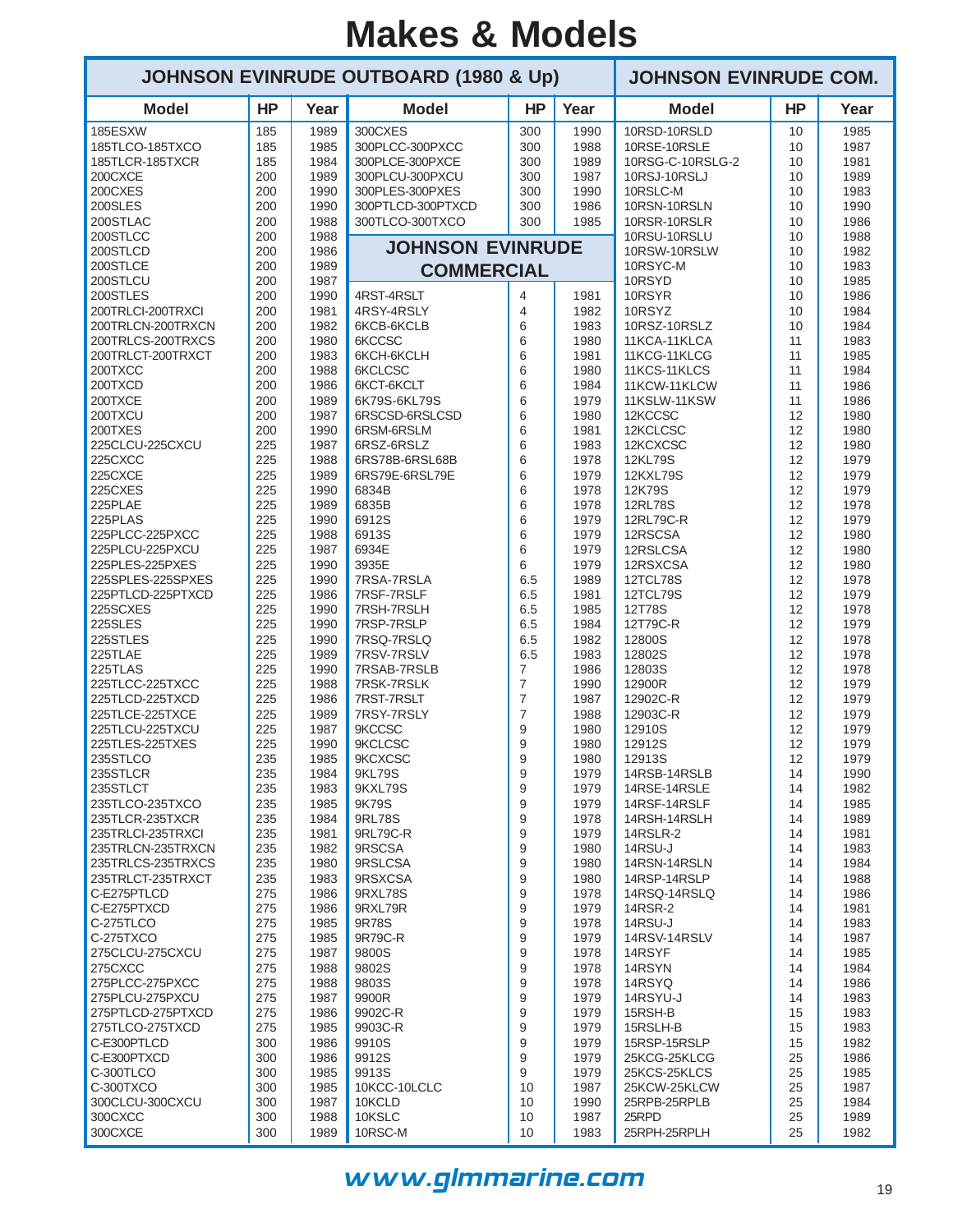# Makes & Models

## JOHNSON EVINRUDE OUTBOARD (1980 & Up)

| Model | HP | Year |
|---|---|---|
| 185ESXW | 185 | 1989 |
| 185TLCO-185TXCO | 185 | 1985 |
| 185TLCR-185TXCR | 185 | 1984 |
| 200CXCE | 200 | 1989 |
| 200CXES | 200 | 1990 |
| 200SLES | 200 | 1990 |
| 200STLAC | 200 | 1988 |
| 200STLCC | 200 | 1988 |
| 200STLCD | 200 | 1986 |
| 200STLCE | 200 | 1989 |
| 200STLCU | 200 | 1987 |
| 200STLES | 200 | 1990 |
| 200TRLCI-200TRXCI | 200 | 1981 |
| 200TRLCN-200TRXCN | 200 | 1982 |
| 200TRLCS-200TRXCS | 200 | 1980 |
| 200TRLCT-200TRXCT | 200 | 1983 |
| 200TXCC | 200 | 1988 |
| 200TXCD | 200 | 1986 |
| 200TXCE | 200 | 1989 |
| 200TXCU | 200 | 1987 |
| 200TXES | 200 | 1990 |
| 225CLCU-225CXCU | 225 | 1987 |
| 225CXCC | 225 | 1988 |
| 225CXCE | 225 | 1989 |
| 225CXES | 225 | 1990 |
| 225PLAE | 225 | 1989 |
| 225PLAS | 225 | 1990 |
| 225PLCC-225PXCC | 225 | 1988 |
| 225PLCU-225PXCU | 225 | 1987 |
| 225PLES-225PXES | 225 | 1990 |
| 225SPLES-225SPXES | 225 | 1990 |
| 225PTLCD-225PTXCD | 225 | 1986 |
| 225SCXES | 225 | 1990 |
| 225SLES | 225 | 1990 |
| 225STLES | 225 | 1990 |
| 225TLAE | 225 | 1989 |
| 225TLAS | 225 | 1990 |
| 225TLCC-225TXCC | 225 | 1988 |
| 225TLCD-225TXCD | 225 | 1986 |
| 225TLCE-225TXCE | 225 | 1989 |
| 225TLCU-225TXCU | 225 | 1987 |
| 225TLES-225TXES | 225 | 1990 |
| 235STLCO | 235 | 1985 |
| 235STLCR | 235 | 1984 |
| 235STLCT | 235 | 1983 |
| 235TLCO-235TXCO | 235 | 1985 |
| 235TLCR-235TXCR | 235 | 1984 |
| 235TRLCI-235TRXCI | 235 | 1981 |
| 235TRLCN-235TRXCN | 235 | 1982 |
| 235TRLCS-235TRXCS | 235 | 1980 |
| 235TRLCT-235TRXCT | 235 | 1983 |
| C-E275PTLCD | 275 | 1986 |
| C-E275PTXCD | 275 | 1986 |
| C-275TLCO | 275 | 1985 |
| C-275TXCO | 275 | 1985 |
| 275CLCU-275CXCU | 275 | 1987 |
| 275CXCC | 275 | 1988 |
| 275PLCC-275PXCC | 275 | 1988 |
| 275PLCU-275PXCU | 275 | 1987 |
| 275PTLCD-275PTXCD | 275 | 1986 |
| 275TLCO-275TXCD | 275 | 1985 |
| C-E300PTLCD | 300 | 1986 |
| C-E300PTXCD | 300 | 1986 |
| C-300TLCO | 300 | 1985 |
| C-300TXCO | 300 | 1985 |
| 300CLCU-300CXCU | 300 | 1987 |
| 300CXCC | 300 | 1988 |
| 300CXCE | 300 | 1989 |
| 300CXES | 300 | 1990 |
| 300PLCC-300PXCC | 300 | 1988 |
| 300PLCE-300PXCE | 300 | 1989 |
| 300PLCU-300PXCU | 300 | 1987 |
| 300PLES-300PXES | 300 | 1990 |
| 300PTLCD-300PTXCD | 300 | 1986 |
| 300TLCO-300TXCO | 300 | 1985 |

## JOHNSON EVINRUDE COMMERCIAL

| Model | HP | Year |
|---|---|---|
| 4RST-4RSLT | 4 | 1981 |
| 4RSY-4RSLY | 4 | 1982 |
| 6KCB-6KCLB | 6 | 1983 |
| 6KCCSC | 6 | 1980 |
| 6KCH-6KCLH | 6 | 1981 |
| 6KCLCSC | 6 | 1980 |
| 6KCT-6KCLT | 6 | 1984 |
| 6K79S-6KL79S | 6 | 1979 |
| 6RSCSD-6RSLCSD | 6 | 1980 |
| 6RSM-6RSLM | 6 | 1981 |
| 6RSZ-6RSLZ | 6 | 1983 |
| 6RS78B-6RSL68B | 6 | 1978 |
| 6RS79E-6RSL79E | 6 | 1979 |
| 6834B | 6 | 1978 |
| 6835B | 6 | 1978 |
| 6912S | 6 | 1979 |
| 6913S | 6 | 1979 |
| 6934E | 6 | 1979 |
| 3935E | 6 | 1979 |
| 7RSA-7RSLA | 6.5 | 1989 |
| 7RSF-7RSLF | 6.5 | 1981 |
| 7RSH-7RSLH | 6.5 | 1985 |
| 7RSP-7RSLP | 6.5 | 1984 |
| 7RSQ-7RSLQ | 6.5 | 1982 |
| 7RSV-7RSLV | 6.5 | 1983 |
| 7RSAB-7RSLB | 7 | 1986 |
| 7RSK-7RSLK | 7 | 1990 |
| 7RST-7RSLT | 7 | 1987 |
| 7RSY-7RSLY | 7 | 1988 |
| 9KCCSC | 9 | 1980 |
| 9KCLCSC | 9 | 1980 |
| 9KCXCSC | 9 | 1980 |
| 9KL79S | 9 | 1979 |
| 9KXL79S | 9 | 1979 |
| 9K79S | 9 | 1979 |
| 9RL78S | 9 | 1978 |
| 9RL79C-R | 9 | 1979 |
| 9RSCSA | 9 | 1980 |
| 9RSLCSA | 9 | 1980 |
| 9RSXCSA | 9 | 1980 |
| 9RXL78S | 9 | 1978 |
| 9RXL79R | 9 | 1979 |
| 9R78S | 9 | 1978 |
| 9R79C-R | 9 | 1979 |
| 9800S | 9 | 1978 |
| 9802S | 9 | 1978 |
| 9803S | 9 | 1978 |
| 9900R | 9 | 1979 |
| 9902C-R | 9 | 1979 |
| 9903C-R | 9 | 1979 |
| 9910S | 9 | 1979 |
| 9912S | 9 | 1979 |
| 9913S | 9 | 1979 |
| 10KCC-10LCLC | 10 | 1987 |
| 10KCLD | 10 | 1990 |
| 10KSLC | 10 | 1987 |
| 10RSC-M | 10 | 1983 |

## JOHNSON EVINRUDE COM.

| Model | HP | Year |
|---|---|---|
| 10RSD-10RSLD | 10 | 1985 |
| 10RSE-10RSLE | 10 | 1987 |
| 10RSG-C-10RSLG-2 | 10 | 1981 |
| 10RSJ-10RSLJ | 10 | 1989 |
| 10RSLC-M | 10 | 1983 |
| 10RSN-10RSLN | 10 | 1990 |
| 10RSR-10RSLR | 10 | 1986 |
| 10RSU-10RSLU | 10 | 1988 |
| 10RSW-10RSLW | 10 | 1982 |
| 10RSYC-M | 10 | 1983 |
| 10RSYD | 10 | 1985 |
| 10RSYR | 10 | 1986 |
| 10RSYZ | 10 | 1984 |
| 10RSZ-10RSLZ | 10 | 1984 |
| 11KCA-11KLCA | 11 | 1983 |
| 11KCG-11KLCG | 11 | 1985 |
| 11KCS-11KLCS | 11 | 1984 |
| 11KCW-11KLCW | 11 | 1986 |
| 11KSLW-11KSW | 11 | 1986 |
| 12KCCSC | 12 | 1980 |
| 12KCLCSC | 12 | 1980 |
| 12KCXCSC | 12 | 1980 |
| 12KL79S | 12 | 1979 |
| 12KXL79S | 12 | 1979 |
| 12K79S | 12 | 1979 |
| 12RL78S | 12 | 1978 |
| 12RL79C-R | 12 | 1979 |
| 12RSCSA | 12 | 1980 |
| 12RSLCSA | 12 | 1980 |
| 12RSXCSA | 12 | 1980 |
| 12TCL78S | 12 | 1978 |
| 12TCL79S | 12 | 1979 |
| 12T78S | 12 | 1978 |
| 12T79C-R | 12 | 1979 |
| 12800S | 12 | 1978 |
| 12802S | 12 | 1978 |
| 12803S | 12 | 1978 |
| 12900R | 12 | 1979 |
| 12902C-R | 12 | 1979 |
| 12903C-R | 12 | 1979 |
| 12910S | 12 | 1979 |
| 12912S | 12 | 1979 |
| 12913S | 12 | 1979 |
| 14RSB-14RSLB | 14 | 1990 |
| 14RSE-14RSLE | 14 | 1982 |
| 14RSF-14RSLF | 14 | 1985 |
| 14RSH-14RSLH | 14 | 1989 |
| 14RSLR-2 | 14 | 1981 |
| 14RSU-J | 14 | 1983 |
| 14RSN-14RSLN | 14 | 1984 |
| 14RSP-14RSLP | 14 | 1988 |
| 14RSQ-14RSLQ | 14 | 1986 |
| 14RSR-2 | 14 | 1981 |
| 14RSU-J | 14 | 1983 |
| 14RSV-14RSLV | 14 | 1987 |
| 14RSYF | 14 | 1985 |
| 14RSYN | 14 | 1984 |
| 14RSYQ | 14 | 1986 |
| 14RSYU-J | 14 | 1983 |
| 15RSH-B | 15 | 1983 |
| 15RSLH-B | 15 | 1983 |
| 15RSP-15RSLP | 15 | 1982 |
| 25KCG-25KLCG | 25 | 1986 |
| 25KCS-25KLCS | 25 | 1985 |
| 25KCW-25KLCW | 25 | 1987 |
| 25RPB-25RPLB | 25 | 1984 |
| 25RPD | 25 | 1989 |
| 25RPH-25RPLH | 25 | 1982 |

www.glmmarine.com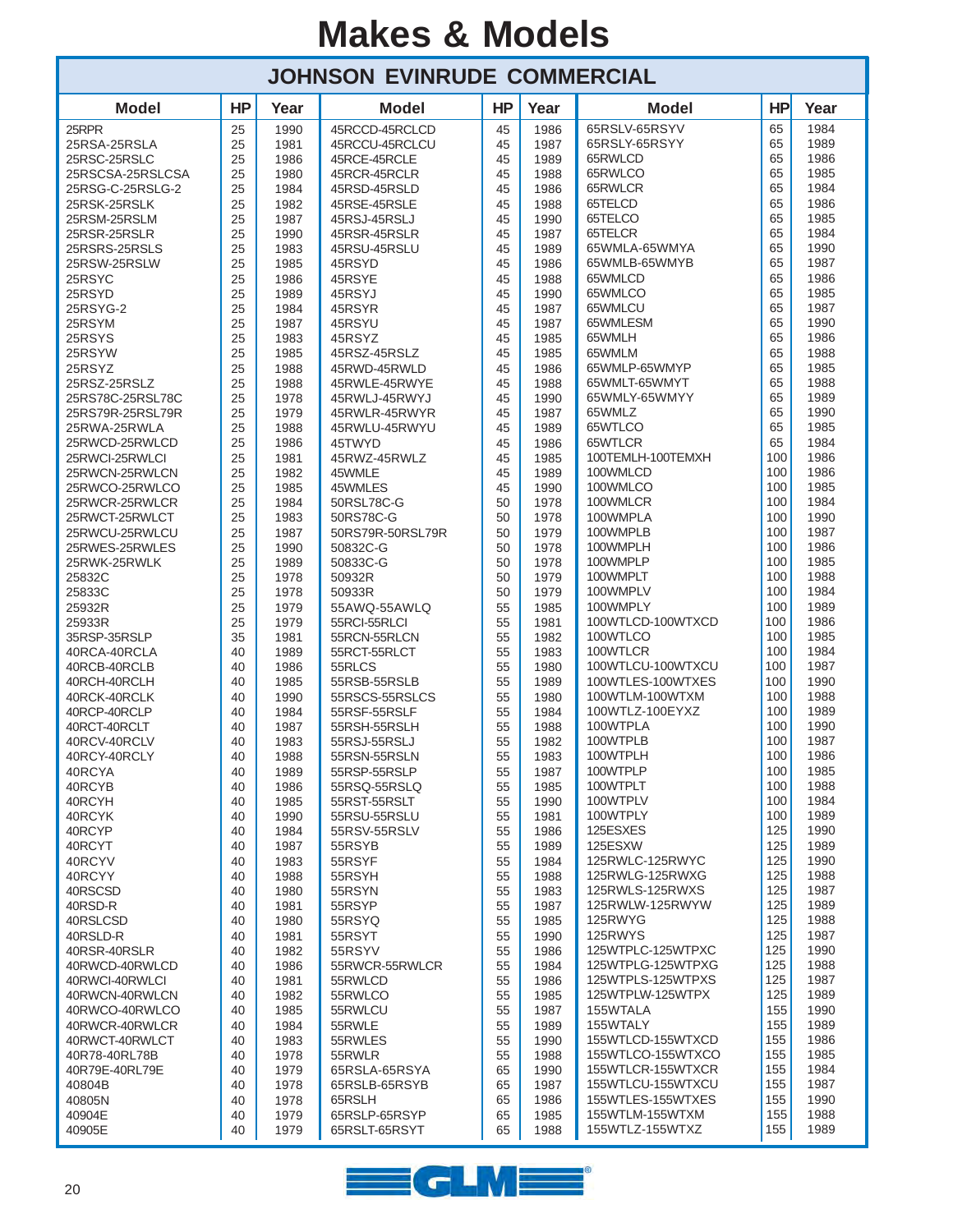# Makes & Models

## JOHNSON EVINRUDE COMMERCIAL

| Model | HP | Year | Model | HP | Year | Model | HP | Year |
|---|---|---|---|---|---|---|---|---|
| 25RPR | 25 | 1990 | 45RCCD-45RCLCD | 45 | 1986 | 65RSLV-65RSYV | 65 | 1984 |
| 25RSA-25RSLA | 25 | 1981 | 45RCCU-45RCLCU | 45 | 1987 | 65RSLY-65RSYY | 65 | 1989 |
| 25RSC-25RSLC | 25 | 1986 | 45RCE-45RCLE | 45 | 1989 | 65RWLCD | 65 | 1986 |
| 25RSCSA-25RSLCSA | 25 | 1980 | 45RCR-45RCLR | 45 | 1988 | 65RWLCO | 65 | 1985 |
| 25RSG-C-25RSLG-2 | 25 | 1984 | 45RSD-45RSLD | 45 | 1986 | 65RWLCR | 65 | 1984 |
| 25RSK-25RSLK | 25 | 1982 | 45RSE-45RSLE | 45 | 1988 | 65TELCD | 65 | 1986 |
| 25RSM-25RSLM | 25 | 1987 | 45RSJ-45RSLJ | 45 | 1990 | 65TELCO | 65 | 1985 |
| 25RSR-25RSLR | 25 | 1990 | 45RSR-45RSLR | 45 | 1987 | 65TELCR | 65 | 1984 |
| 25RSRS-25RSLS | 25 | 1983 | 45RSU-45RSLU | 45 | 1989 | 65WMLA-65WMYA | 65 | 1990 |
| 25RSW-25RSLW | 25 | 1985 | 45RSYD | 45 | 1986 | 65WMLB-65WMYB | 65 | 1987 |
| 25RSYC | 25 | 1986 | 45RSYE | 45 | 1988 | 65WMLCD | 65 | 1986 |
| 25RSYD | 25 | 1989 | 45RSYJ | 45 | 1990 | 65WMLCO | 65 | 1985 |
| 25RSYG-2 | 25 | 1984 | 45RSYR | 45 | 1987 | 65WMLCU | 65 | 1987 |
| 25RSYM | 25 | 1987 | 45RSYU | 45 | 1987 | 65WMLESM | 65 | 1990 |
| 25RSYS | 25 | 1983 | 45RSYZ | 45 | 1985 | 65WMLH | 65 | 1986 |
| 25RSYW | 25 | 1985 | 45RSZ-45RSLZ | 45 | 1985 | 65WMLM | 65 | 1988 |
| 25RSYZ | 25 | 1988 | 45RWD-45RWLD | 45 | 1986 | 65WMLP-65WMYP | 65 | 1985 |
| 25RSZ-25RSLZ | 25 | 1988 | 45RWLE-45RWYE | 45 | 1988 | 65WMLT-65WMYT | 65 | 1988 |
| 25RS78C-25RSL78C | 25 | 1978 | 45RWLJ-45RWYJ | 45 | 1990 | 65WMLY-65WMYY | 65 | 1989 |
| 25RS79R-25RSL79R | 25 | 1979 | 45RWLR-45RWYR | 45 | 1987 | 65WMLZ | 65 | 1990 |
| 25RWA-25RWLA | 25 | 1988 | 45RWLU-45RWYU | 45 | 1989 | 65WTLCO | 65 | 1985 |
| 25RWCD-25RWLCD | 25 | 1986 | 45TWYD | 45 | 1986 | 65WTLCR | 65 | 1984 |
| 25RWCI-25RWLCI | 25 | 1981 | 45RWZ-45RWLZ | 45 | 1985 | 100TEMLH-100TEMXH | 100 | 1986 |
| 25RWCN-25RWLCN | 25 | 1982 | 45WMLE | 45 | 1989 | 100WMLCD | 100 | 1986 |
| 25RWCO-25RWLCO | 25 | 1985 | 45WMLES | 45 | 1990 | 100WMLCO | 100 | 1985 |
| 25RWCR-25RWLCR | 25 | 1984 | 50RSL78C-G | 50 | 1978 | 100WMLCR | 100 | 1984 |
| 25RWCT-25RWLCT | 25 | 1983 | 50RS78C-G | 50 | 1978 | 100WMPLA | 100 | 1990 |
| 25RWCU-25RWLCU | 25 | 1987 | 50RS79R-50RSL79R | 50 | 1979 | 100WMPLB | 100 | 1987 |
| 25RWES-25RWLES | 25 | 1990 | 50832C-G | 50 | 1978 | 100WMPLH | 100 | 1986 |
| 25RWK-25RWLK | 25 | 1989 | 50833C-G | 50 | 1978 | 100WMPLP | 100 | 1985 |
| 25832C | 25 | 1978 | 50932R | 50 | 1979 | 100WMPLT | 100 | 1988 |
| 25833C | 25 | 1978 | 50933R | 50 | 1979 | 100WMPLV | 100 | 1984 |
| 25932R | 25 | 1979 | 55AWQ-55AWLQ | 55 | 1985 | 100WMPLY | 100 | 1989 |
| 25933R | 25 | 1979 | 55RCI-55RLCI | 55 | 1981 | 100WTLCD-100WTXCD | 100 | 1986 |
| 35RSP-35RSLP | 35 | 1981 | 55RCN-55RLCN | 55 | 1982 | 100WTLCO | 100 | 1985 |
| 40RCA-40RCLA | 40 | 1989 | 55RCT-55RLCT | 55 | 1983 | 100WTLCR | 100 | 1984 |
| 40RCB-40RCLB | 40 | 1986 | 55RLCS | 55 | 1980 | 100WTLCU-100WTXCU | 100 | 1987 |
| 40RCH-40RCLH | 40 | 1985 | 55RSB-55RSLB | 55 | 1989 | 100WTLES-100WTXES | 100 | 1990 |
| 40RCK-40RCLK | 40 | 1990 | 55RSCS-55RSLCS | 55 | 1980 | 100WTLM-100WTXM | 100 | 1988 |
| 40RCP-40RCLP | 40 | 1984 | 55RSF-55RSLF | 55 | 1984 | 100WTLZ-100EYXZ | 100 | 1989 |
| 40RCT-40RCLT | 40 | 1987 | 55RSH-55RSLH | 55 | 1988 | 100WTPLA | 100 | 1990 |
| 40RCV-40RCLV | 40 | 1983 | 55RSJ-55RSLJ | 55 | 1982 | 100WTPLB | 100 | 1987 |
| 40RCY-40RCLY | 40 | 1988 | 55RSN-55RSLN | 55 | 1983 | 100WTPLH | 100 | 1986 |
| 40RCYA | 40 | 1989 | 55RSP-55RSLP | 55 | 1987 | 100WTPLP | 100 | 1985 |
| 40RCYB | 40 | 1986 | 55RSQ-55RSLQ | 55 | 1985 | 100WTPLT | 100 | 1988 |
| 40RCYH | 40 | 1985 | 55RST-55RSLT | 55 | 1990 | 100WTPLV | 100 | 1984 |
| 40RCYK | 40 | 1990 | 55RSU-55RSLU | 55 | 1981 | 100WTPLY | 100 | 1989 |
| 40RCYP | 40 | 1984 | 55RSV-55RSLV | 55 | 1986 | 125ESXES | 125 | 1990 |
| 40RCYT | 40 | 1987 | 55RSYB | 55 | 1989 | 125ESXW | 125 | 1989 |
| 40RCYV | 40 | 1983 | 55RSYF | 55 | 1984 | 125RWLC-125RWYC | 125 | 1990 |
| 40RCYY | 40 | 1988 | 55RSYH | 55 | 1988 | 125RWLG-125RWXG | 125 | 1988 |
| 40RSCSD | 40 | 1980 | 55RSYN | 55 | 1983 | 125RWLS-125RWXS | 125 | 1987 |
| 40RSD-R | 40 | 1981 | 55RSYP | 55 | 1987 | 125RWLW-125RWYW | 125 | 1989 |
| 40RSLCSD | 40 | 1980 | 55RSYQ | 55 | 1985 | 125RWYG | 125 | 1988 |
| 40RSLD-R | 40 | 1981 | 55RSYT | 55 | 1990 | 125RWYS | 125 | 1987 |
| 40RSR-40RSLR | 40 | 1982 | 55RSYV | 55 | 1986 | 125WTPLC-125WTPXC | 125 | 1990 |
| 40RWCD-40RWLCD | 40 | 1986 | 55RWCR-55RWLCR | 55 | 1984 | 125WTPLG-125WTPXG | 125 | 1988 |
| 40RWCI-40RWLCI | 40 | 1981 | 55RWLCD | 55 | 1986 | 125WTPLS-125WTPXS | 125 | 1987 |
| 40RWCN-40RWLCN | 40 | 1982 | 55RWLCO | 55 | 1985 | 125WTPLW-125WTPX | 125 | 1989 |
| 40RWCO-40RWLCO | 40 | 1985 | 55RWLCU | 55 | 1987 | 155WTALA | 155 | 1990 |
| 40RWCR-40RWLCR | 40 | 1984 | 55RWLE | 55 | 1989 | 155WTALY | 155 | 1989 |
| 40RWCT-40RWLCT | 40 | 1983 | 55RWLES | 55 | 1990 | 155WTLCD-155WTXCD | 155 | 1986 |
| 40R78-40RL78B | 40 | 1978 | 55RWLR | 55 | 1988 | 155WTLCO-155WTXCO | 155 | 1985 |
| 40R79E-40RL79E | 40 | 1979 | 65RSLA-65RSYA | 65 | 1990 | 155WTLCR-155WTXCR | 155 | 1984 |
| 40804B | 40 | 1978 | 65RSLB-65RSYB | 65 | 1987 | 155WTLCU-155WTXCU | 155 | 1987 |
| 40805N | 40 | 1978 | 65RSLH | 65 | 1986 | 155WTLES-155WTXES | 155 | 1990 |
| 40904E | 40 | 1979 | 65RSLP-65RSYP | 65 | 1985 | 155WTLM-155WTXM | 155 | 1988 |
| 40905E | 40 | 1979 | 65RSLT-65RSYT | 65 | 1988 | 155WTLZ-155WTXZ | 155 | 1989 |

GLM®